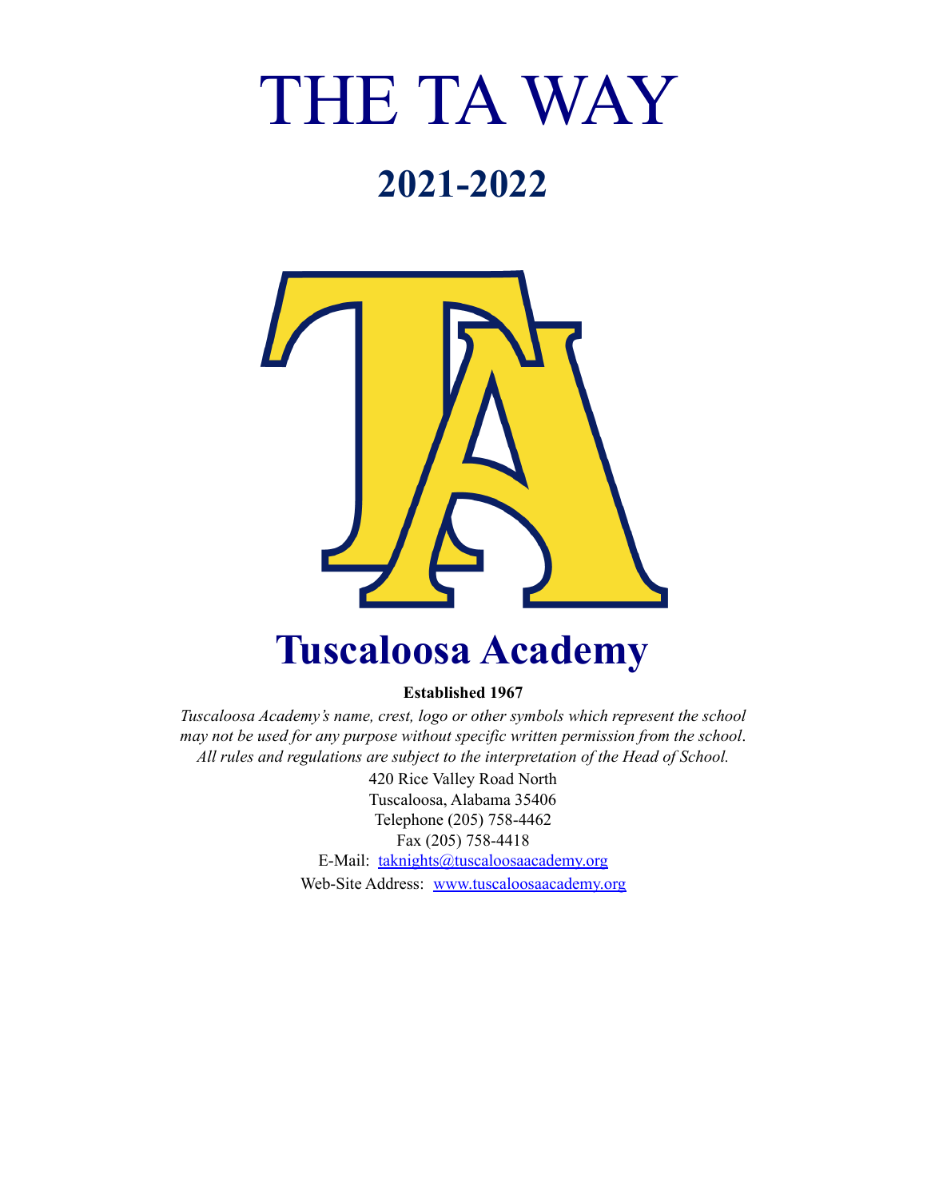# THE TA WAY

## 2021-2022

# Tuscaloosa Academy

**Established 1967**

*Tuscaloosa Academy's name, crest, logo or other symbols which represent the school may not be used for any purpose without specific written permission from the school. All rules and regulations are subject to the interpretation of the Head of School.*

420 Rice Valley Road North
Tuscaloosa, Alabama 35406
Telephone (205) 758-4462
Fax (205) 758-4418
E-Mail: taknights@tuscaloosaacademy.org
Web-Site Address: www.tuscaloosaacademy.org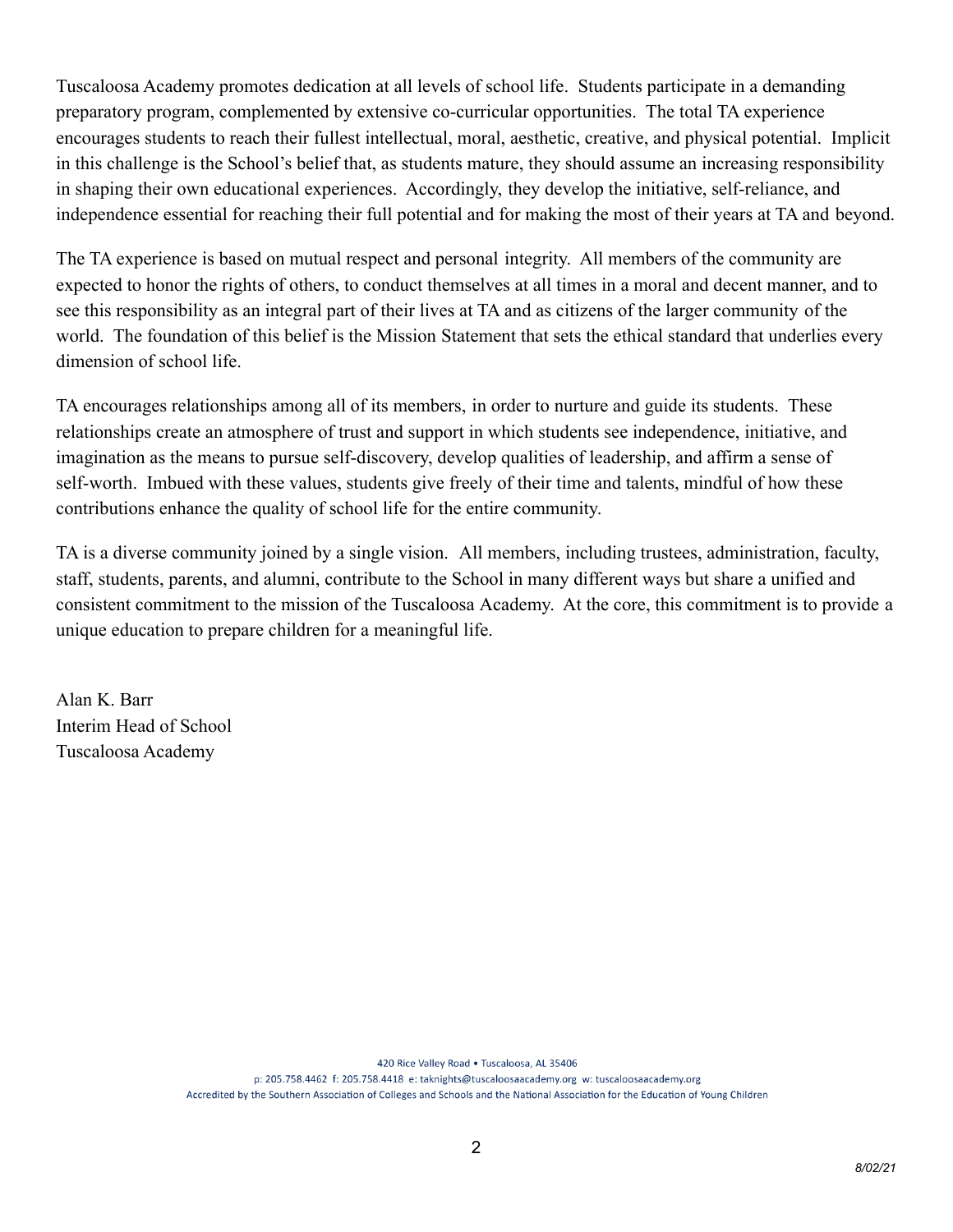Tuscaloosa Academy promotes dedication at all levels of school life. Students participate in a demanding preparatory program, complemented by extensive co-curricular opportunities. The total TA experience encourages students to reach their fullest intellectual, moral, aesthetic, creative, and physical potential. Implicit in this challenge is the School's belief that, as students mature, they should assume an increasing responsibility in shaping their own educational experiences. Accordingly, they develop the initiative, self-reliance, and independence essential for reaching their full potential and for making the most of their years at TA and beyond.

The TA experience is based on mutual respect and personal integrity. All members of the community are expected to honor the rights of others, to conduct themselves at all times in a moral and decent manner, and to see this responsibility as an integral part of their lives at TA and as citizens of the larger community of the world. The foundation of this belief is the Mission Statement that sets the ethical standard that underlies every dimension of school life.

TA encourages relationships among all of its members, in order to nurture and guide its students. These relationships create an atmosphere of trust and support in which students see independence, initiative, and imagination as the means to pursue self-discovery, develop qualities of leadership, and affirm a sense of self-worth. Imbued with these values, students give freely of their time and talents, mindful of how these contributions enhance the quality of school life for the entire community.

TA is a diverse community joined by a single vision. All members, including trustees, administration, faculty, staff, students, parents, and alumni, contribute to the School in many different ways but share a unified and consistent commitment to the mission of the Tuscaloosa Academy. At the core, this commitment is to provide a unique education to prepare children for a meaningful life.

Alan K. Barr
Interim Head of School
Tuscaloosa Academy

420 Rice Valley Road • Tuscaloosa, AL 35406
p: 205.758.4462 f: 205.758.4418 e: taknights@tuscaloosaacademy.org w: tuscaloosaacademy.org
Accredited by the Southern Association of Colleges and Schools and the National Association for the Education of Young Children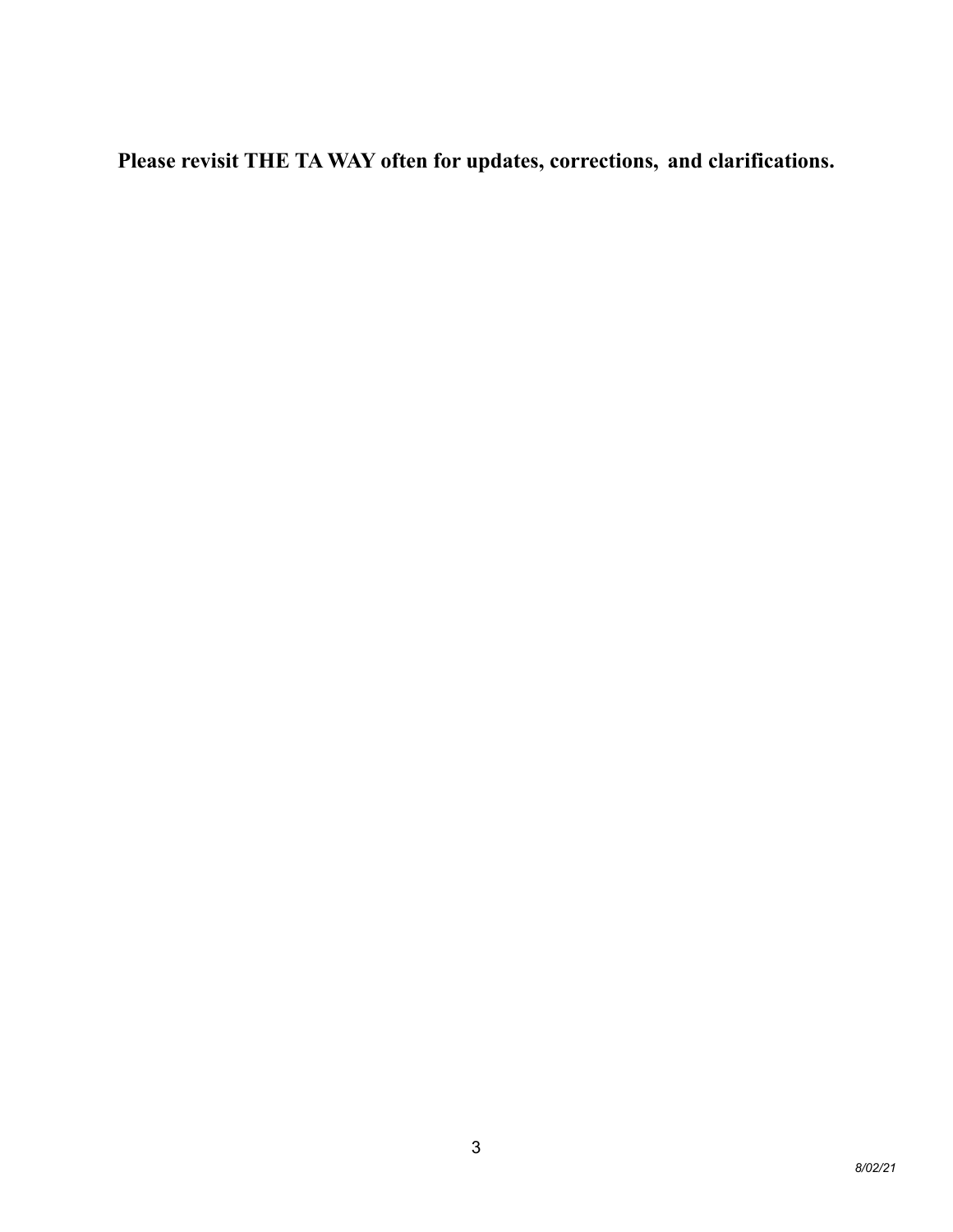**Please revisit THE TA WAY often for updates, corrections, and clarifications.**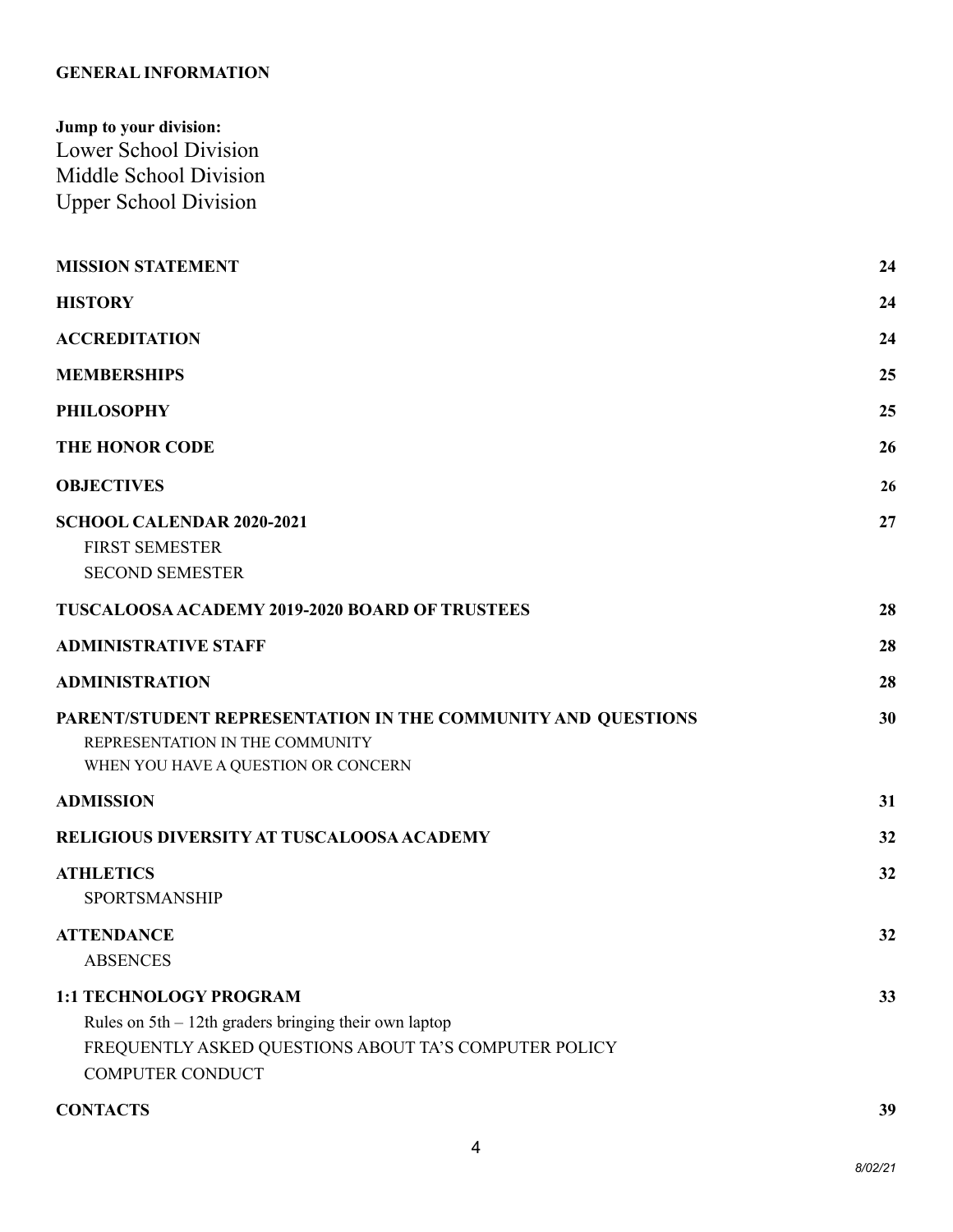**GENERAL INFORMATION**

**Jump to your division:**

Lower School Division

Middle School Division

Upper School Division

| | |
|---|---|
| **MISSION STATEMENT** | **24** |
| **HISTORY** | **24** |
| **ACCREDITATION** | **24** |
| **MEMBERSHIPS** | **25** |
| **PHILOSOPHY** | **25** |
| **THE HONOR CODE** | **26** |
| **OBJECTIVES** | **26** |
| **SCHOOL CALENDAR 2020-2021** | **27** |
| FIRST SEMESTER | |
| SECOND SEMESTER | |
| **TUSCALOOSA ACADEMY 2019-2020 BOARD OF TRUSTEES** | **28** |
| **ADMINISTRATIVE STAFF** | **28** |
| **ADMINISTRATION** | **28** |
| **PARENT/STUDENT REPRESENTATION IN THE COMMUNITY AND QUESTIONS** | **30** |
| REPRESENTATION IN THE COMMUNITY | |
| WHEN YOU HAVE A QUESTION OR CONCERN | |
| **ADMISSION** | **31** |
| **RELIGIOUS DIVERSITY AT TUSCALOOSA ACADEMY** | **32** |
| **ATHLETICS** | **32** |
| SPORTSMANSHIP | |
| **ATTENDANCE** | **32** |
| ABSENCES | |
| **1:1 TECHNOLOGY PROGRAM** | **33** |
| Rules on 5th – 12th graders bringing their own laptop | |
| FREQUENTLY ASKED QUESTIONS ABOUT TA'S COMPUTER POLICY | |
| COMPUTER CONDUCT | |
| **CONTACTS** | **39** |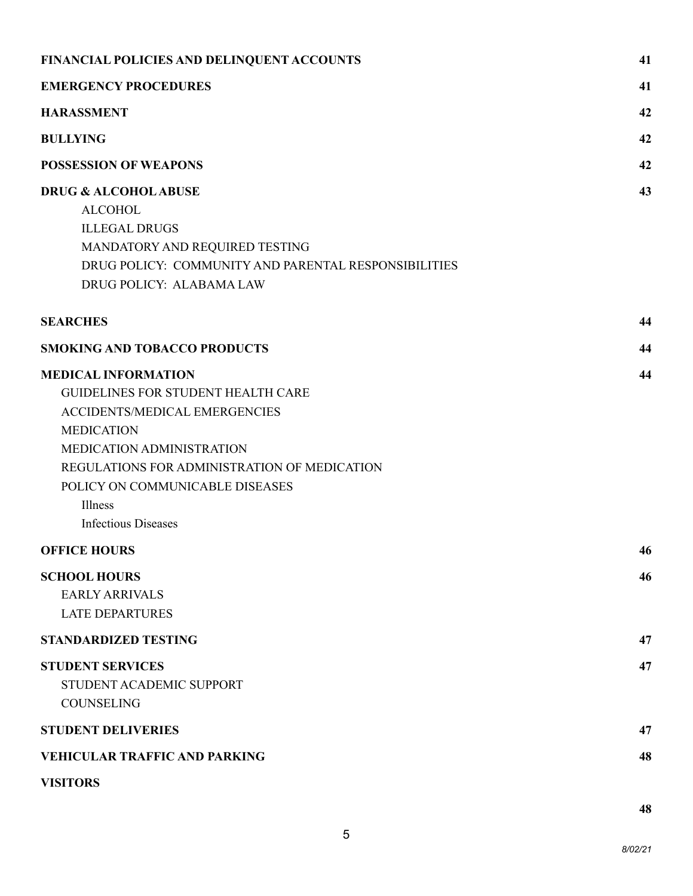**FINANCIAL POLICIES AND DELINQUENT ACCOUNTS** 41

**EMERGENCY PROCEDURES** 41

**HARASSMENT** 42

**BULLYING** 42

**POSSESSION OF WEAPONS** 42

**DRUG & ALCOHOL ABUSE** 43

- ALCOHOL
- ILLEGAL DRUGS
- MANDATORY AND REQUIRED TESTING
- DRUG POLICY: COMMUNITY AND PARENTAL RESPONSIBILITIES
- DRUG POLICY: ALABAMA LAW

**SEARCHES** 44

**SMOKING AND TOBACCO PRODUCTS** 44

**MEDICAL INFORMATION** 44

- GUIDELINES FOR STUDENT HEALTH CARE
- ACCIDENTS/MEDICAL EMERGENCIES
- MEDICATION
- MEDICATION ADMINISTRATION
- REGULATIONS FOR ADMINISTRATION OF MEDICATION
- POLICY ON COMMUNICABLE DISEASES
  - Illness
  - Infectious Diseases

**OFFICE HOURS** 46

**SCHOOL HOURS** 46

- EARLY ARRIVALS
- LATE DEPARTURES

**STANDARDIZED TESTING** 47

**STUDENT SERVICES** 47

- STUDENT ACADEMIC SUPPORT
- COUNSELING

**STUDENT DELIVERIES** 47

**VEHICULAR TRAFFIC AND PARKING** 48

**VISITORS** 48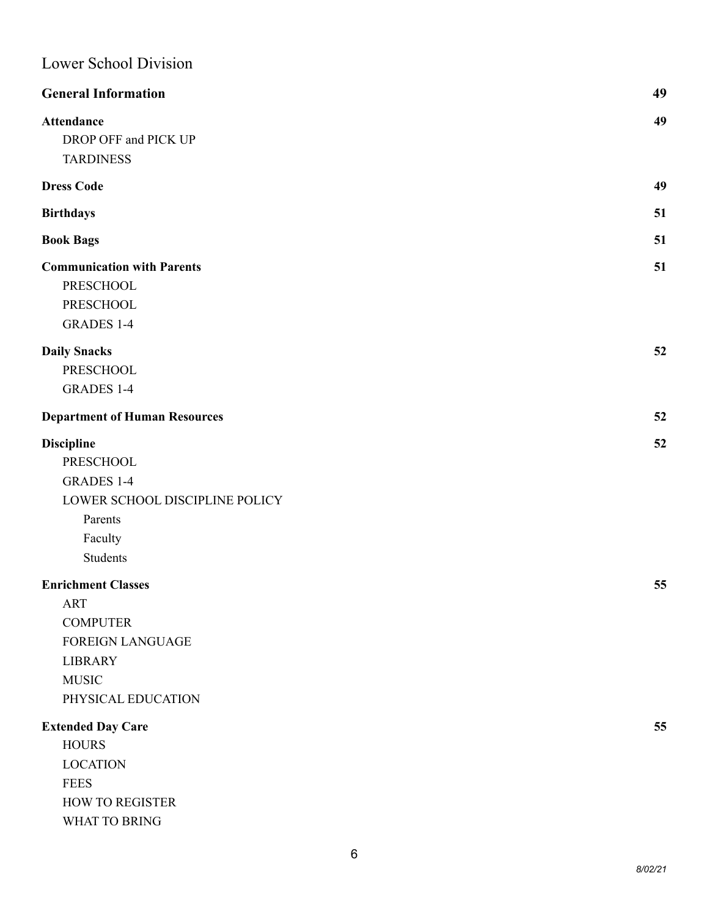## Lower School Division

**General Information** 49

**Attendance** 49

- DROP OFF and PICK UP
- TARDINESS

**Dress Code** 49

**Birthdays** 51

**Book Bags** 51

**Communication with Parents** 51

- PRESCHOOL
- PRESCHOOL
- GRADES 1-4

**Daily Snacks** 52

- PRESCHOOL
- GRADES 1-4

**Department of Human Resources** 52

**Discipline** 52

- PRESCHOOL
- GRADES 1-4
- LOWER SCHOOL DISCIPLINE POLICY
  - Parents
  - Faculty
  - Students

**Enrichment Classes** 55

- ART
- COMPUTER
- FOREIGN LANGUAGE
- LIBRARY
- MUSIC
- PHYSICAL EDUCATION

**Extended Day Care** 55

- HOURS
- LOCATION
- FEES
- HOW TO REGISTER
- WHAT TO BRING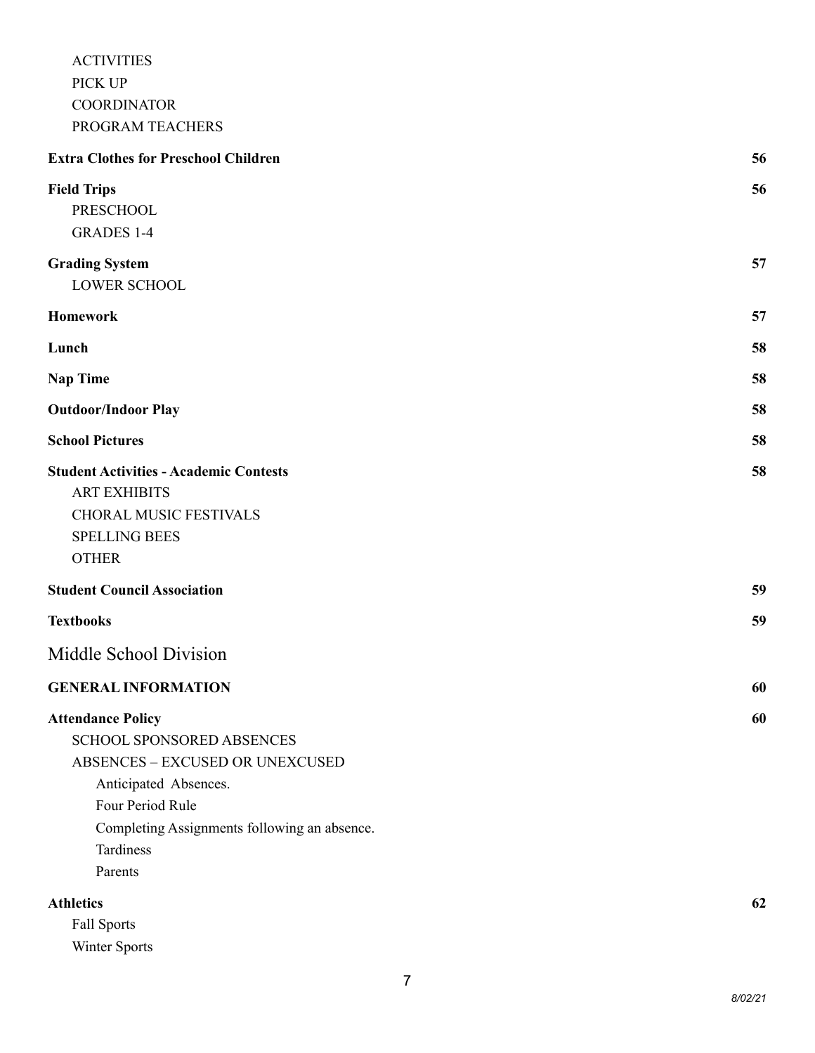ACTIVITIES
PICK UP
COORDINATOR
PROGRAM TEACHERS

**Extra Clothes for Preschool Children** 56

**Field Trips** 56
PRESCHOOL
GRADES 1-4

**Grading System** 57
LOWER SCHOOL

**Homework** 57

**Lunch** 58

**Nap Time** 58

**Outdoor/Indoor Play** 58

**School Pictures** 58

**Student Activities - Academic Contests** 58
ART EXHIBITS
CHORAL MUSIC FESTIVALS
SPELLING BEES
OTHER

**Student Council Association** 59

**Textbooks** 59

Middle School Division

**GENERAL INFORMATION** 60

**Attendance Policy** 60
SCHOOL SPONSORED ABSENCES
ABSENCES – EXCUSED OR UNEXCUSED
Anticipated Absences.
Four Period Rule
Completing Assignments following an absence.
Tardiness
Parents

**Athletics** 62
Fall Sports
Winter Sports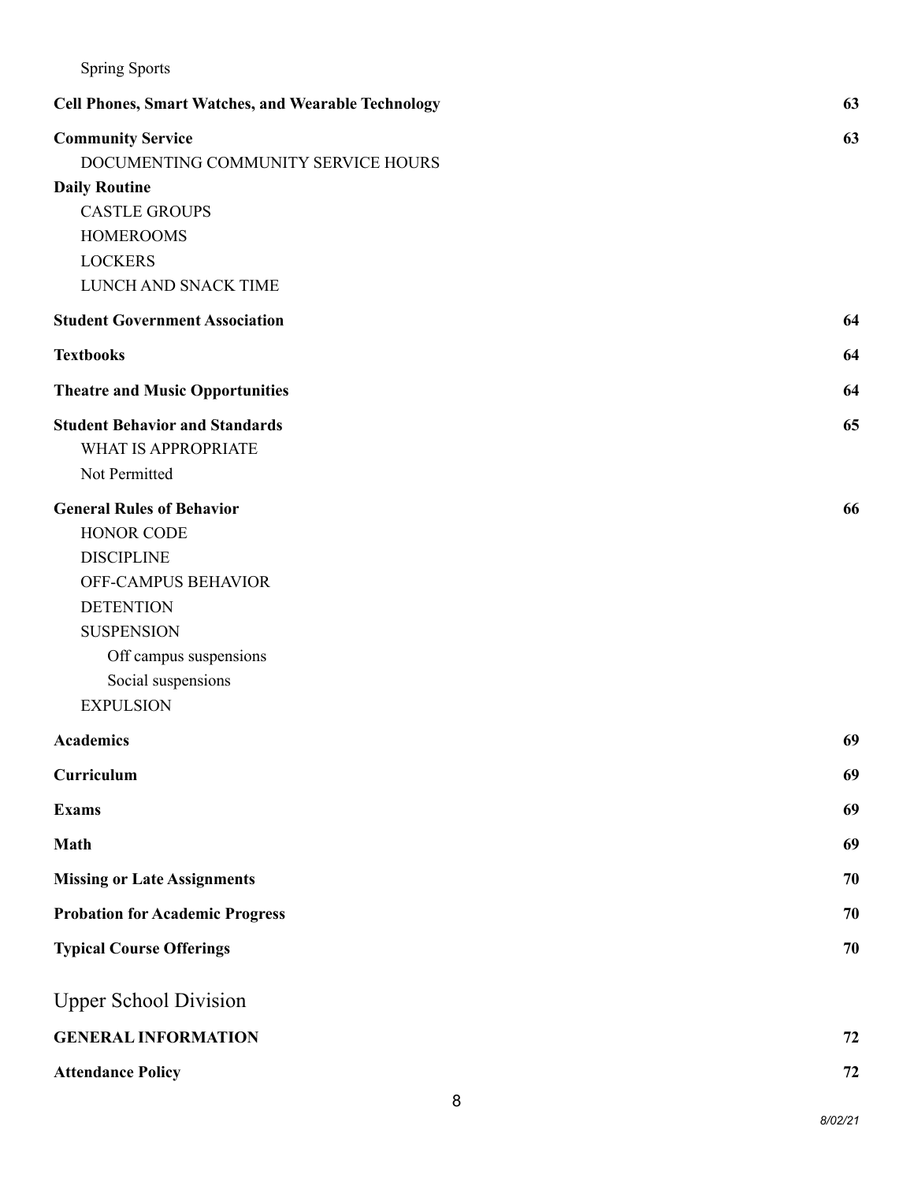Spring Sports

**Cell Phones, Smart Watches, and Wearable Technology** 63

**Community Service** 63

- DOCUMENTING COMMUNITY SERVICE HOURS

**Daily Routine**

- CASTLE GROUPS
- HOMEROOMS
- LOCKERS
- LUNCH AND SNACK TIME

**Student Government Association** 64

**Textbooks** 64

**Theatre and Music Opportunities** 64

**Student Behavior and Standards** 65

- WHAT IS APPROPRIATE
- Not Permitted

**General Rules of Behavior** 66

- HONOR CODE
- DISCIPLINE
- OFF-CAMPUS BEHAVIOR
- DETENTION
- SUSPENSION
  - Off campus suspensions
  - Social suspensions
- EXPULSION

**Academics** 69

**Curriculum** 69

**Exams** 69

**Math** 69

**Missing or Late Assignments** 70

**Probation for Academic Progress** 70

**Typical Course Offerings** 70

## Upper School Division

**GENERAL INFORMATION** 72

**Attendance Policy** 72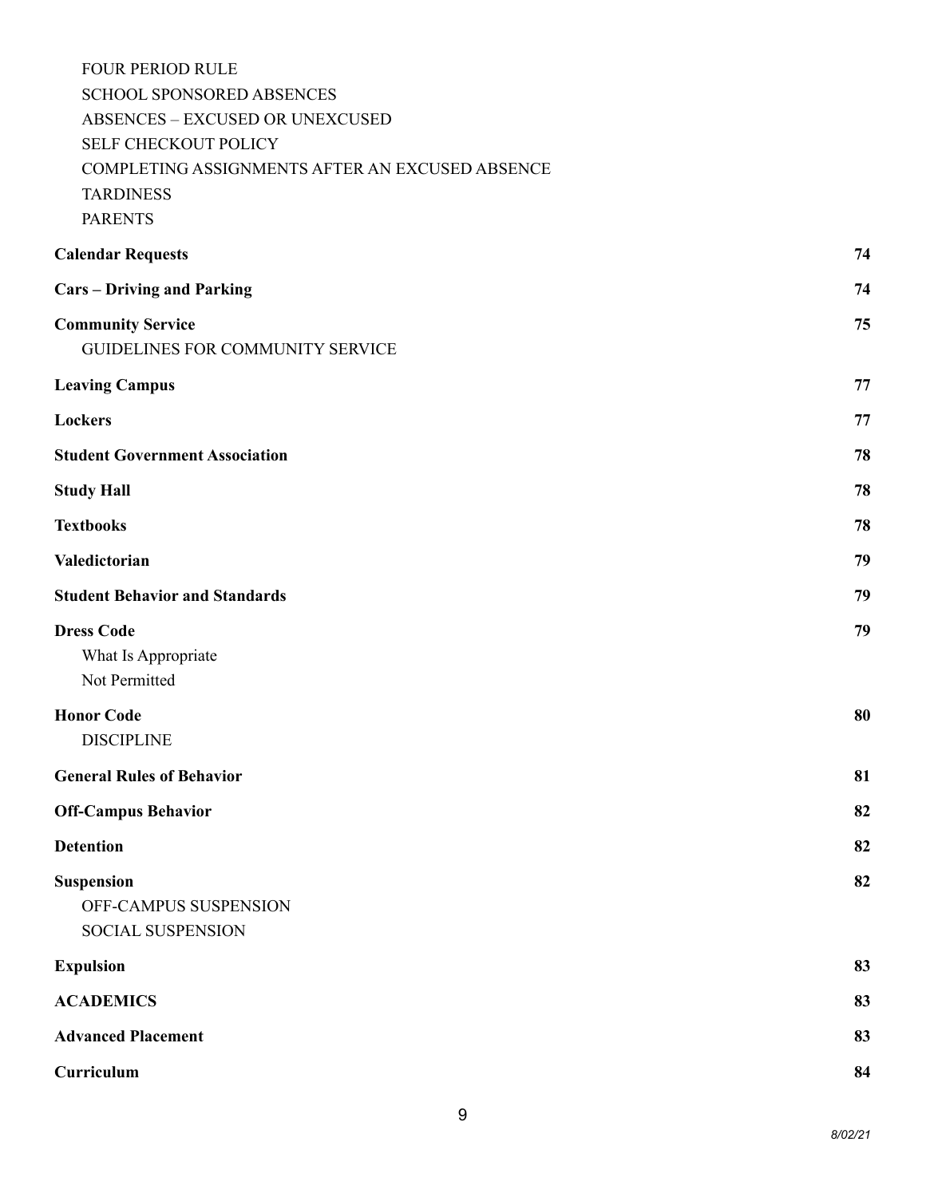FOUR PERIOD RULE
SCHOOL SPONSORED ABSENCES
ABSENCES – EXCUSED OR UNEXCUSED
SELF CHECKOUT POLICY
COMPLETING ASSIGNMENTS AFTER AN EXCUSED ABSENCE
TARDINESS
PARENTS

**Calendar Requests** 74

**Cars – Driving and Parking** 74

**Community Service** 75
GUIDELINES FOR COMMUNITY SERVICE

**Leaving Campus** 77

**Lockers** 77

**Student Government Association** 78

**Study Hall** 78

**Textbooks** 78

**Valedictorian** 79

**Student Behavior and Standards** 79

**Dress Code** 79
What Is Appropriate
Not Permitted

**Honor Code** 80
DISCIPLINE

**General Rules of Behavior** 81

**Off-Campus Behavior** 82

**Detention** 82

**Suspension** 82
OFF-CAMPUS SUSPENSION
SOCIAL SUSPENSION

**Expulsion** 83

**ACADEMICS** 83

**Advanced Placement** 83

**Curriculum** 84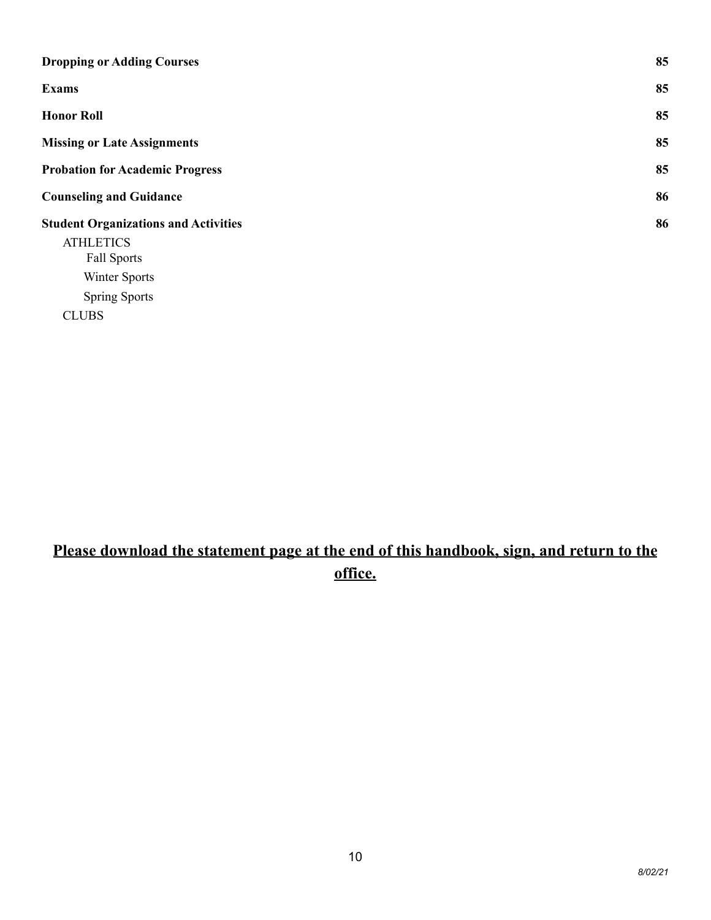**Dropping or Adding Courses** 85

**Exams** 85

**Honor Roll** 85

**Missing or Late Assignments** 85

**Probation for Academic Progress** 85

**Counseling and Guidance** 86

**Student Organizations and Activities** 86

- ATHLETICS
  - Fall Sports
  - Winter Sports
  - Spring Sports
- CLUBS

**Please download the statement page at the end of this handbook, sign, and return to the office.**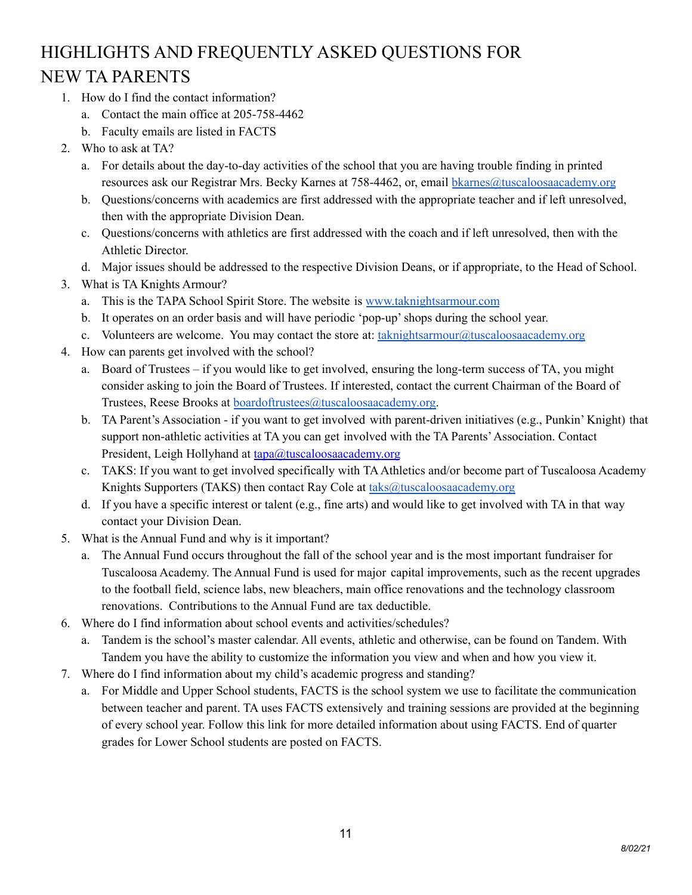# HIGHLIGHTS AND FREQUENTLY ASKED QUESTIONS FOR NEW TA PARENTS

1. How do I find the contact information?
   a. Contact the main office at 205-758-4462
   b. Faculty emails are listed in FACTS
2. Who to ask at TA?
   a. For details about the day-to-day activities of the school that you are having trouble finding in printed resources ask our Registrar Mrs. Becky Karnes at 758-4462, or, email bkarnes@tuscaloosaacademy.org
   b. Questions/concerns with academics are first addressed with the appropriate teacher and if left unresolved, then with the appropriate Division Dean.
   c. Questions/concerns with athletics are first addressed with the coach and if left unresolved, then with the Athletic Director.
   d. Major issues should be addressed to the respective Division Deans, or if appropriate, to the Head of School.
3. What is TA Knights Armour?
   a. This is the TAPA School Spirit Store. The website is www.taknightsarmour.com
   b. It operates on an order basis and will have periodic 'pop-up' shops during the school year.
   c. Volunteers are welcome. You may contact the store at: taknightsarmour@tuscaloosaacademy.org
4. How can parents get involved with the school?
   a. Board of Trustees – if you would like to get involved, ensuring the long-term success of TA, you might consider asking to join the Board of Trustees. If interested, contact the current Chairman of the Board of Trustees, Reese Brooks at boardoftrustees@tuscaloosaacademy.org.
   b. TA Parent's Association - if you want to get involved with parent-driven initiatives (e.g., Punkin' Knight) that support non-athletic activities at TA you can get involved with the TA Parents' Association. Contact President, Leigh Hollyhand at tapa@tuscaloosaacademy.org
   c. TAKS: If you want to get involved specifically with TA Athletics and/or become part of Tuscaloosa Academy Knights Supporters (TAKS) then contact Ray Cole at taks@tuscaloosaacademy.org
   d. If you have a specific interest or talent (e.g., fine arts) and would like to get involved with TA in that way contact your Division Dean.
5. What is the Annual Fund and why is it important?
   a. The Annual Fund occurs throughout the fall of the school year and is the most important fundraiser for Tuscaloosa Academy. The Annual Fund is used for major capital improvements, such as the recent upgrades to the football field, science labs, new bleachers, main office renovations and the technology classroom renovations. Contributions to the Annual Fund are tax deductible.
6. Where do I find information about school events and activities/schedules?
   a. Tandem is the school's master calendar. All events, athletic and otherwise, can be found on Tandem. With Tandem you have the ability to customize the information you view and when and how you view it.
7. Where do I find information about my child's academic progress and standing?
   a. For Middle and Upper School students, FACTS is the school system we use to facilitate the communication between teacher and parent. TA uses FACTS extensively and training sessions are provided at the beginning of every school year. Follow this link for more detailed information about using FACTS. End of quarter grades for Lower School students are posted on FACTS.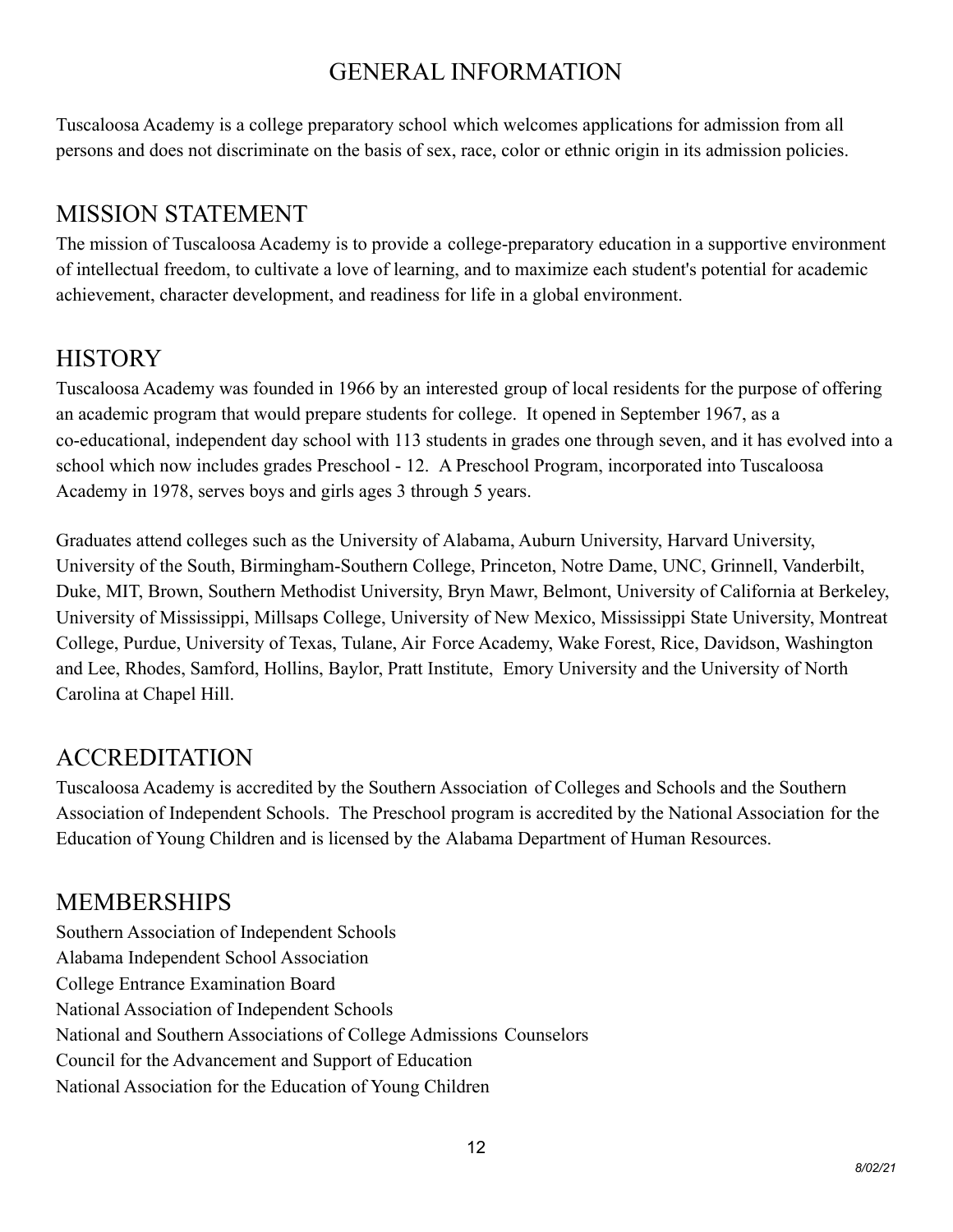# GENERAL INFORMATION

Tuscaloosa Academy is a college preparatory school which welcomes applications for admission from all persons and does not discriminate on the basis of sex, race, color or ethnic origin in its admission policies.

## MISSION STATEMENT

The mission of Tuscaloosa Academy is to provide a college-preparatory education in a supportive environment of intellectual freedom, to cultivate a love of learning, and to maximize each student's potential for academic achievement, character development, and readiness for life in a global environment.

## HISTORY

Tuscaloosa Academy was founded in 1966 by an interested group of local residents for the purpose of offering an academic program that would prepare students for college. It opened in September 1967, as a co-educational, independent day school with 113 students in grades one through seven, and it has evolved into a school which now includes grades Preschool - 12. A Preschool Program, incorporated into Tuscaloosa Academy in 1978, serves boys and girls ages 3 through 5 years.

Graduates attend colleges such as the University of Alabama, Auburn University, Harvard University, University of the South, Birmingham-Southern College, Princeton, Notre Dame, UNC, Grinnell, Vanderbilt, Duke, MIT, Brown, Southern Methodist University, Bryn Mawr, Belmont, University of California at Berkeley, University of Mississippi, Millsaps College, University of New Mexico, Mississippi State University, Montreat College, Purdue, University of Texas, Tulane, Air Force Academy, Wake Forest, Rice, Davidson, Washington and Lee, Rhodes, Samford, Hollins, Baylor, Pratt Institute, Emory University and the University of North Carolina at Chapel Hill.

## ACCREDITATION

Tuscaloosa Academy is accredited by the Southern Association of Colleges and Schools and the Southern Association of Independent Schools. The Preschool program is accredited by the National Association for the Education of Young Children and is licensed by the Alabama Department of Human Resources.

## MEMBERSHIPS

Southern Association of Independent Schools
Alabama Independent School Association
College Entrance Examination Board
National Association of Independent Schools
National and Southern Associations of College Admissions Counselors
Council for the Advancement and Support of Education
National Association for the Education of Young Children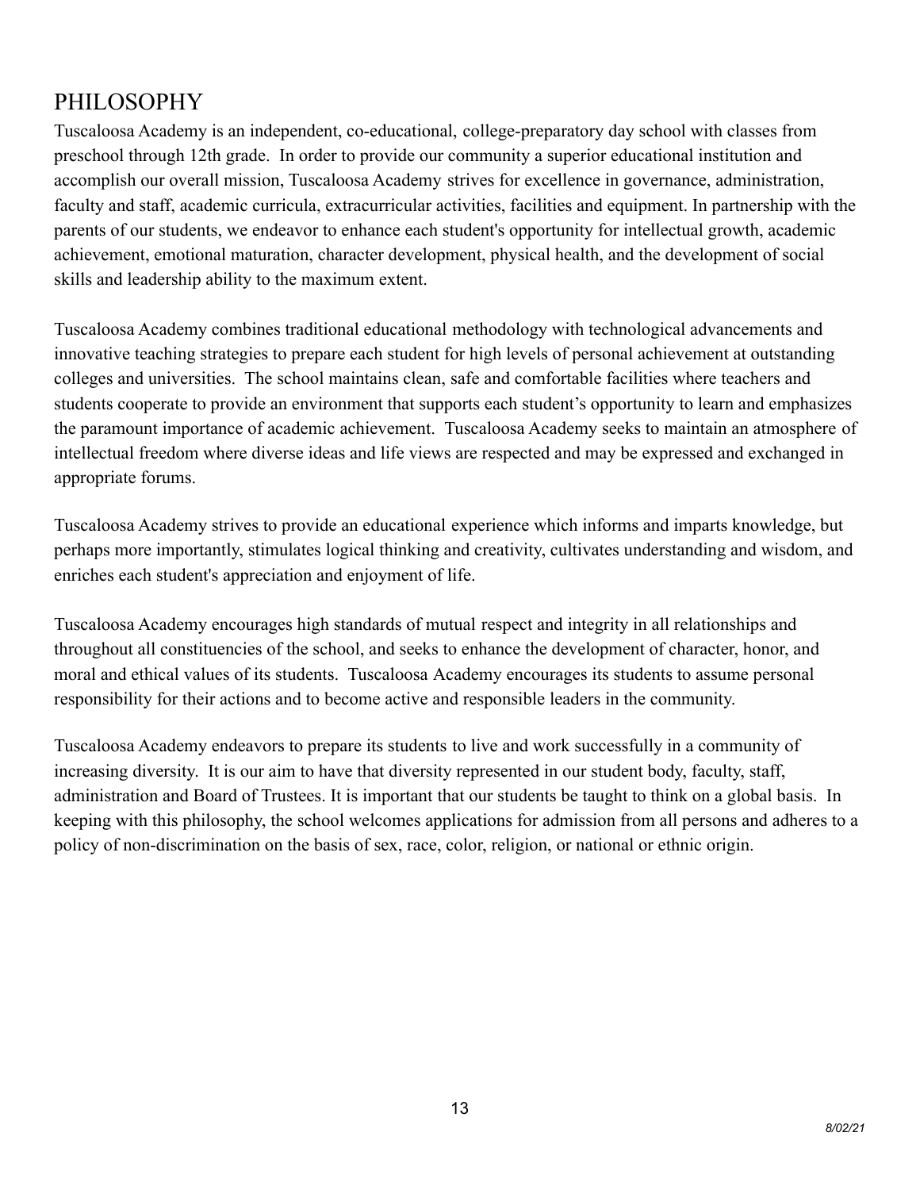# PHILOSOPHY

Tuscaloosa Academy is an independent, co-educational, college-preparatory day school with classes from preschool through 12th grade. In order to provide our community a superior educational institution and accomplish our overall mission, Tuscaloosa Academy strives for excellence in governance, administration, faculty and staff, academic curricula, extracurricular activities, facilities and equipment. In partnership with the parents of our students, we endeavor to enhance each student's opportunity for intellectual growth, academic achievement, emotional maturation, character development, physical health, and the development of social skills and leadership ability to the maximum extent.

Tuscaloosa Academy combines traditional educational methodology with technological advancements and innovative teaching strategies to prepare each student for high levels of personal achievement at outstanding colleges and universities. The school maintains clean, safe and comfortable facilities where teachers and students cooperate to provide an environment that supports each student's opportunity to learn and emphasizes the paramount importance of academic achievement. Tuscaloosa Academy seeks to maintain an atmosphere of intellectual freedom where diverse ideas and life views are respected and may be expressed and exchanged in appropriate forums.

Tuscaloosa Academy strives to provide an educational experience which informs and imparts knowledge, but perhaps more importantly, stimulates logical thinking and creativity, cultivates understanding and wisdom, and enriches each student's appreciation and enjoyment of life.

Tuscaloosa Academy encourages high standards of mutual respect and integrity in all relationships and throughout all constituencies of the school, and seeks to enhance the development of character, honor, and moral and ethical values of its students. Tuscaloosa Academy encourages its students to assume personal responsibility for their actions and to become active and responsible leaders in the community.

Tuscaloosa Academy endeavors to prepare its students to live and work successfully in a community of increasing diversity. It is our aim to have that diversity represented in our student body, faculty, staff, administration and Board of Trustees. It is important that our students be taught to think on a global basis. In keeping with this philosophy, the school welcomes applications for admission from all persons and adheres to a policy of non-discrimination on the basis of sex, race, color, religion, or national or ethnic origin.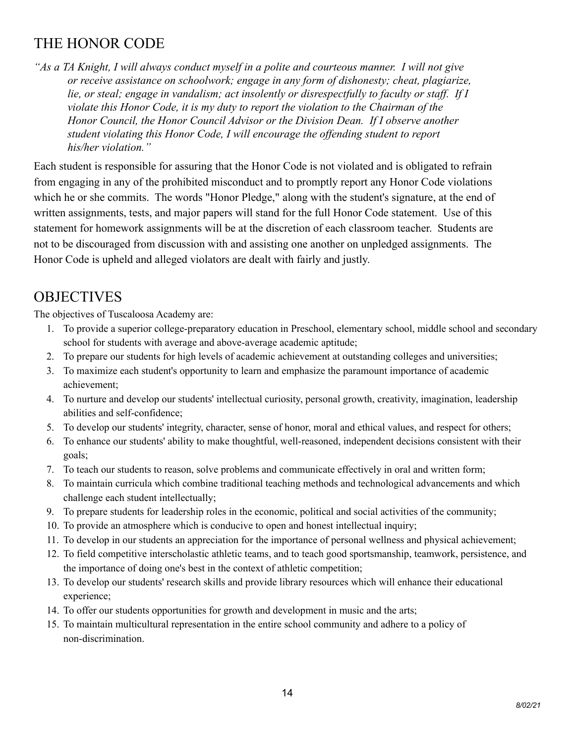## THE HONOR CODE

*"As a TA Knight, I will always conduct myself in a polite and courteous manner. I will not give or receive assistance on schoolwork; engage in any form of dishonesty; cheat, plagiarize, lie, or steal; engage in vandalism; act insolently or disrespectfully to faculty or staff. If I violate this Honor Code, it is my duty to report the violation to the Chairman of the Honor Council, the Honor Council Advisor or the Division Dean. If I observe another student violating this Honor Code, I will encourage the offending student to report his/her violation."*

Each student is responsible for assuring that the Honor Code is not violated and is obligated to refrain from engaging in any of the prohibited misconduct and to promptly report any Honor Code violations which he or she commits. The words "Honor Pledge," along with the student's signature, at the end of written assignments, tests, and major papers will stand for the full Honor Code statement. Use of this statement for homework assignments will be at the discretion of each classroom teacher. Students are not to be discouraged from discussion with and assisting one another on unpledged assignments. The Honor Code is upheld and alleged violators are dealt with fairly and justly.

## OBJECTIVES

The objectives of Tuscaloosa Academy are:

1. To provide a superior college-preparatory education in Preschool, elementary school, middle school and secondary school for students with average and above-average academic aptitude;
2. To prepare our students for high levels of academic achievement at outstanding colleges and universities;
3. To maximize each student's opportunity to learn and emphasize the paramount importance of academic achievement;
4. To nurture and develop our students' intellectual curiosity, personal growth, creativity, imagination, leadership abilities and self-confidence;
5. To develop our students' integrity, character, sense of honor, moral and ethical values, and respect for others;
6. To enhance our students' ability to make thoughtful, well-reasoned, independent decisions consistent with their goals;
7. To teach our students to reason, solve problems and communicate effectively in oral and written form;
8. To maintain curricula which combine traditional teaching methods and technological advancements and which challenge each student intellectually;
9. To prepare students for leadership roles in the economic, political and social activities of the community;
10. To provide an atmosphere which is conducive to open and honest intellectual inquiry;
11. To develop in our students an appreciation for the importance of personal wellness and physical achievement;
12. To field competitive interscholastic athletic teams, and to teach good sportsmanship, teamwork, persistence, and the importance of doing one's best in the context of athletic competition;
13. To develop our students' research skills and provide library resources which will enhance their educational experience;
14. To offer our students opportunities for growth and development in music and the arts;
15. To maintain multicultural representation in the entire school community and adhere to a policy of non-discrimination.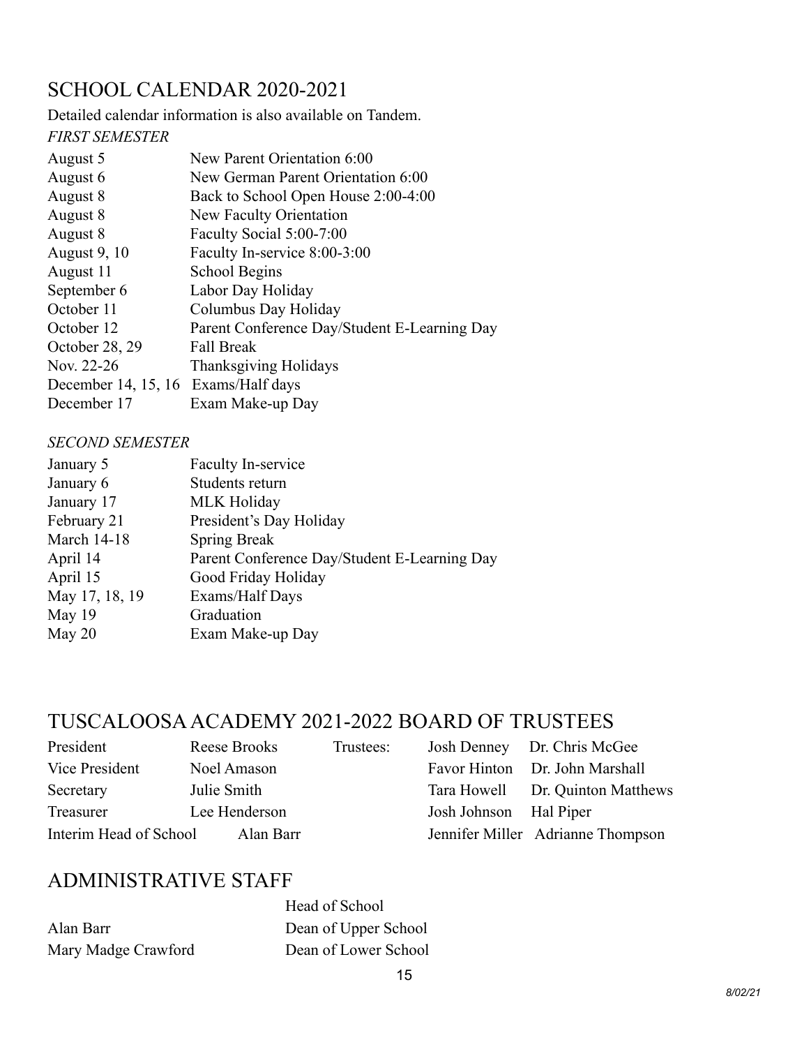## SCHOOL CALENDAR 2020-2021

Detailed calendar information is also available on Tandem.

*FIRST SEMESTER*

| | |
|---|---|
| August 5 | New Parent Orientation 6:00 |
| August 6 | New German Parent Orientation 6:00 |
| August 8 | Back to School Open House 2:00-4:00 |
| August 8 | New Faculty Orientation |
| August 8 | Faculty Social 5:00-7:00 |
| August 9, 10 | Faculty In-service 8:00-3:00 |
| August 11 | School Begins |
| September 6 | Labor Day Holiday |
| October 11 | Columbus Day Holiday |
| October 12 | Parent Conference Day/Student E-Learning Day |
| October 28, 29 | Fall Break |
| Nov. 22-26 | Thanksgiving Holidays |
| December 14, 15, 16 | Exams/Half days |
| December 17 | Exam Make-up Day |

*SECOND SEMESTER*

| | |
|---|---|
| January 5 | Faculty In-service |
| January 6 | Students return |
| January 17 | MLK Holiday |
| February 21 | President's Day Holiday |
| March 14-18 | Spring Break |
| April 14 | Parent Conference Day/Student E-Learning Day |
| April 15 | Good Friday Holiday |
| May 17, 18, 19 | Exams/Half Days |
| May 19 | Graduation |
| May 20 | Exam Make-up Day |

## TUSCALOOSA ACADEMY 2021-2022 BOARD OF TRUSTEES

| | | | | |
|---|---|---|---|---|
| President | Reese Brooks | Trustees: | Josh Denney | Dr. Chris McGee |
| Vice President | Noel Amason | | Favor Hinton | Dr. John Marshall |
| Secretary | Julie Smith | | Tara Howell | Dr. Quinton Matthews |
| Treasurer | Lee Henderson | | Josh Johnson | Hal Piper |
| Interim Head of School | Alan Barr | | Jennifer Miller | Adrianne Thompson |

## ADMINISTRATIVE STAFF

| | |
|---|---|
| | Head of School |
| Alan Barr | Dean of Upper School |
| Mary Madge Crawford | Dean of Lower School |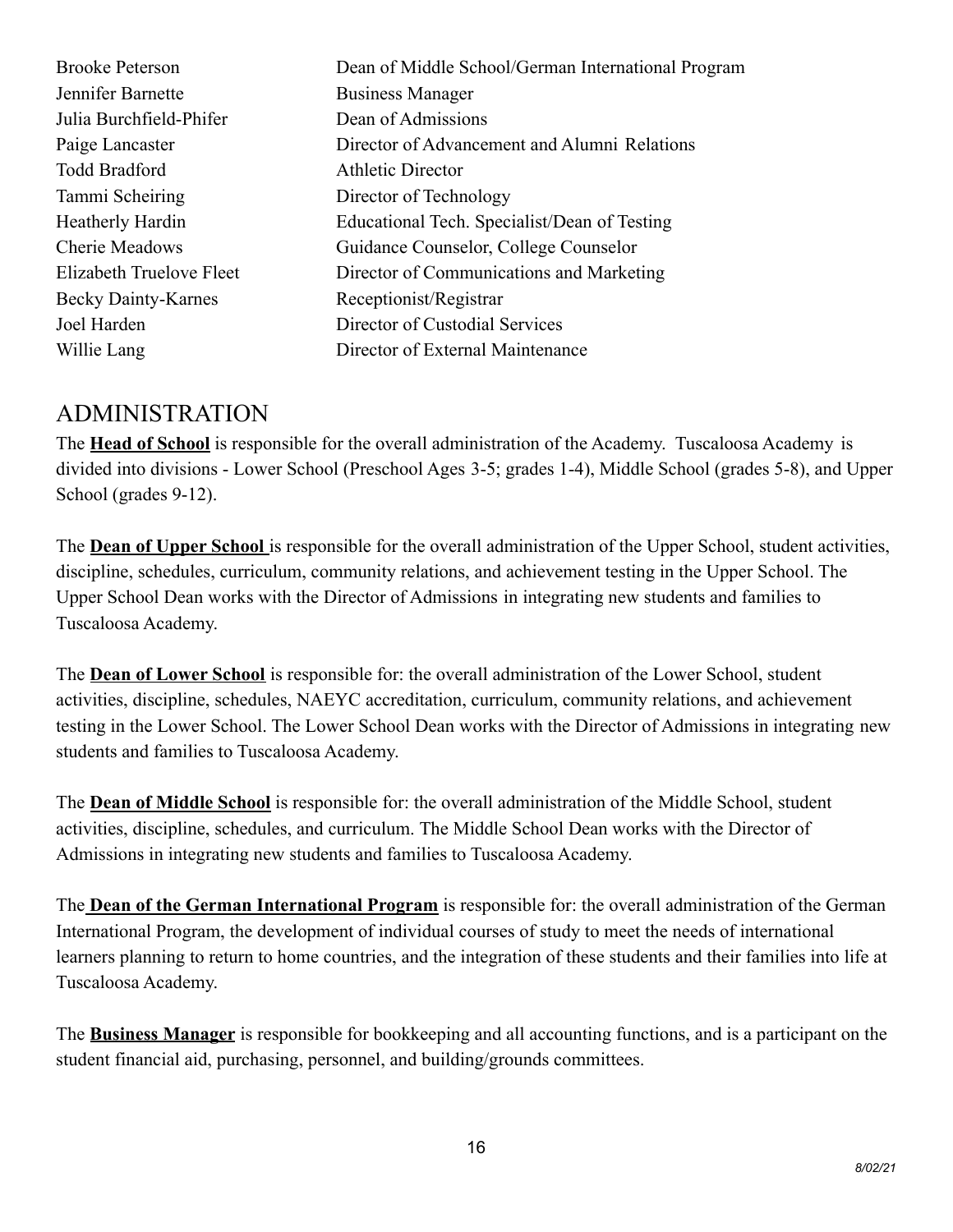| | |
|---|---|
| Brooke Peterson | Dean of Middle School/German International Program |
| Jennifer Barnette | Business Manager |
| Julia Burchfield-Phifer | Dean of Admissions |
| Paige Lancaster | Director of Advancement and Alumni Relations |
| Todd Bradford | Athletic Director |
| Tammi Scheiring | Director of Technology |
| Heatherly Hardin | Educational Tech. Specialist/Dean of Testing |
| Cherie Meadows | Guidance Counselor, College Counselor |
| Elizabeth Truelove Fleet | Director of Communications and Marketing |
| Becky Dainty-Karnes | Receptionist/Registrar |
| Joel Harden | Director of Custodial Services |
| Willie Lang | Director of External Maintenance |

## ADMINISTRATION

The **Head of School** is responsible for the overall administration of the Academy. Tuscaloosa Academy is divided into divisions - Lower School (Preschool Ages 3-5; grades 1-4), Middle School (grades 5-8), and Upper School (grades 9-12).

The **Dean of Upper School** is responsible for the overall administration of the Upper School, student activities, discipline, schedules, curriculum, community relations, and achievement testing in the Upper School. The Upper School Dean works with the Director of Admissions in integrating new students and families to Tuscaloosa Academy.

The **Dean of Lower School** is responsible for: the overall administration of the Lower School, student activities, discipline, schedules, NAEYC accreditation, curriculum, community relations, and achievement testing in the Lower School. The Lower School Dean works with the Director of Admissions in integrating new students and families to Tuscaloosa Academy.

The **Dean of Middle School** is responsible for: the overall administration of the Middle School, student activities, discipline, schedules, and curriculum. The Middle School Dean works with the Director of Admissions in integrating new students and families to Tuscaloosa Academy.

The **Dean of the German International Program** is responsible for: the overall administration of the German International Program, the development of individual courses of study to meet the needs of international learners planning to return to home countries, and the integration of these students and their families into life at Tuscaloosa Academy.

The **Business Manager** is responsible for bookkeeping and all accounting functions, and is a participant on the student financial aid, purchasing, personnel, and building/grounds committees.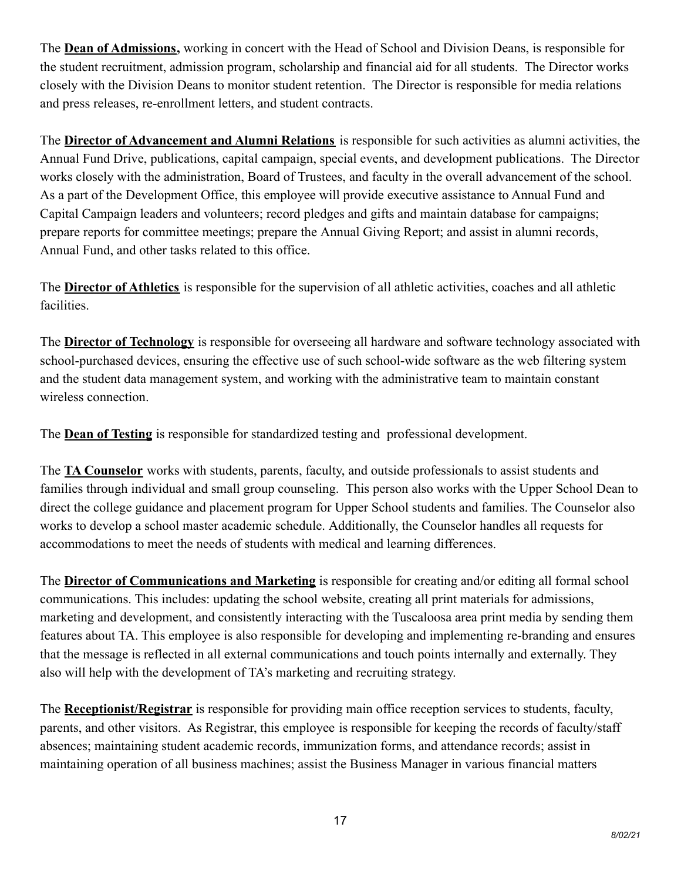The **Dean of Admissions,** working in concert with the Head of School and Division Deans, is responsible for the student recruitment, admission program, scholarship and financial aid for all students. The Director works closely with the Division Deans to monitor student retention. The Director is responsible for media relations and press releases, re-enrollment letters, and student contracts.

The **Director of Advancement and Alumni Relations** is responsible for such activities as alumni activities, the Annual Fund Drive, publications, capital campaign, special events, and development publications. The Director works closely with the administration, Board of Trustees, and faculty in the overall advancement of the school. As a part of the Development Office, this employee will provide executive assistance to Annual Fund and Capital Campaign leaders and volunteers; record pledges and gifts and maintain database for campaigns; prepare reports for committee meetings; prepare the Annual Giving Report; and assist in alumni records, Annual Fund, and other tasks related to this office.

The **Director of Athletics** is responsible for the supervision of all athletic activities, coaches and all athletic facilities.

The **Director of Technology** is responsible for overseeing all hardware and software technology associated with school-purchased devices, ensuring the effective use of such school-wide software as the web filtering system and the student data management system, and working with the administrative team to maintain constant wireless connection.

The **Dean of Testing** is responsible for standardized testing and professional development.

The **TA Counselor** works with students, parents, faculty, and outside professionals to assist students and families through individual and small group counseling. This person also works with the Upper School Dean to direct the college guidance and placement program for Upper School students and families. The Counselor also works to develop a school master academic schedule. Additionally, the Counselor handles all requests for accommodations to meet the needs of students with medical and learning differences.

The **Director of Communications and Marketing** is responsible for creating and/or editing all formal school communications. This includes: updating the school website, creating all print materials for admissions, marketing and development, and consistently interacting with the Tuscaloosa area print media by sending them features about TA. This employee is also responsible for developing and implementing re-branding and ensures that the message is reflected in all external communications and touch points internally and externally. They also will help with the development of TA's marketing and recruiting strategy.

The **Receptionist/Registrar** is responsible for providing main office reception services to students, faculty, parents, and other visitors. As Registrar, this employee is responsible for keeping the records of faculty/staff absences; maintaining student academic records, immunization forms, and attendance records; assist in maintaining operation of all business machines; assist the Business Manager in various financial matters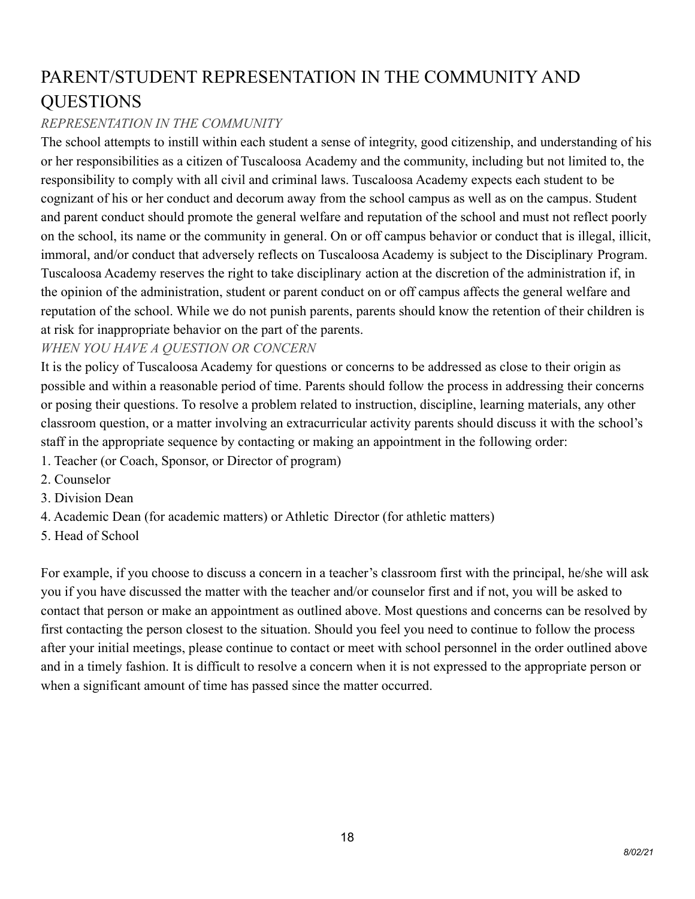# PARENT/STUDENT REPRESENTATION IN THE COMMUNITY AND QUESTIONS

*REPRESENTATION IN THE COMMUNITY*

The school attempts to instill within each student a sense of integrity, good citizenship, and understanding of his or her responsibilities as a citizen of Tuscaloosa Academy and the community, including but not limited to, the responsibility to comply with all civil and criminal laws. Tuscaloosa Academy expects each student to be cognizant of his or her conduct and decorum away from the school campus as well as on the campus. Student and parent conduct should promote the general welfare and reputation of the school and must not reflect poorly on the school, its name or the community in general. On or off campus behavior or conduct that is illegal, illicit, immoral, and/or conduct that adversely reflects on Tuscaloosa Academy is subject to the Disciplinary Program. Tuscaloosa Academy reserves the right to take disciplinary action at the discretion of the administration if, in the opinion of the administration, student or parent conduct on or off campus affects the general welfare and reputation of the school. While we do not punish parents, parents should know the retention of their children is at risk for inappropriate behavior on the part of the parents.

*WHEN YOU HAVE A QUESTION OR CONCERN*

It is the policy of Tuscaloosa Academy for questions or concerns to be addressed as close to their origin as possible and within a reasonable period of time. Parents should follow the process in addressing their concerns or posing their questions. To resolve a problem related to instruction, discipline, learning materials, any other classroom question, or a matter involving an extracurricular activity parents should discuss it with the school's staff in the appropriate sequence by contacting or making an appointment in the following order:

1. Teacher (or Coach, Sponsor, or Director of program)
2. Counselor
3. Division Dean
4. Academic Dean (for academic matters) or Athletic Director (for athletic matters)
5. Head of School

For example, if you choose to discuss a concern in a teacher's classroom first with the principal, he/she will ask you if you have discussed the matter with the teacher and/or counselor first and if not, you will be asked to contact that person or make an appointment as outlined above. Most questions and concerns can be resolved by first contacting the person closest to the situation. Should you feel you need to continue to follow the process after your initial meetings, please continue to contact or meet with school personnel in the order outlined above and in a timely fashion. It is difficult to resolve a concern when it is not expressed to the appropriate person or when a significant amount of time has passed since the matter occurred.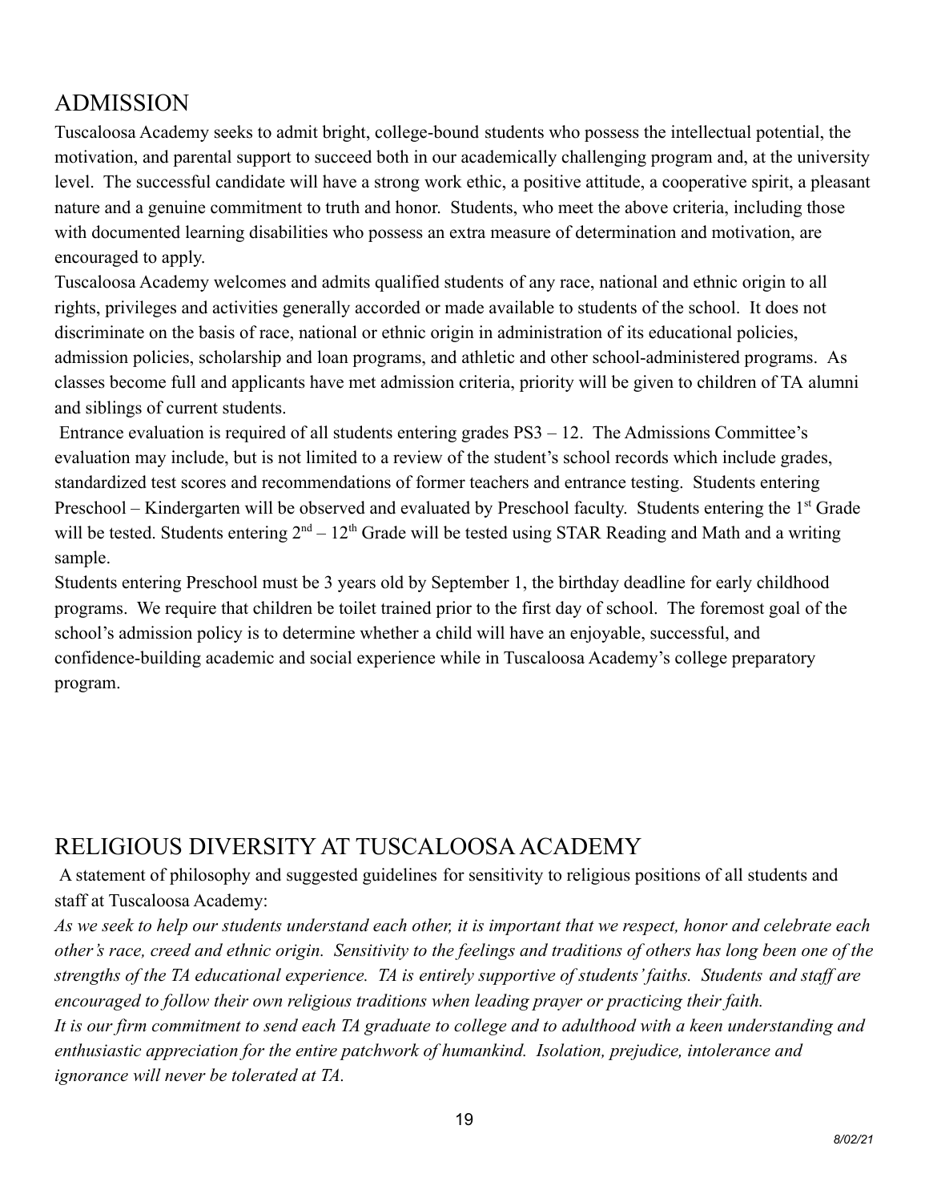## ADMISSION

Tuscaloosa Academy seeks to admit bright, college-bound students who possess the intellectual potential, the motivation, and parental support to succeed both in our academically challenging program and, at the university level. The successful candidate will have a strong work ethic, a positive attitude, a cooperative spirit, a pleasant nature and a genuine commitment to truth and honor. Students, who meet the above criteria, including those with documented learning disabilities who possess an extra measure of determination and motivation, are encouraged to apply.

Tuscaloosa Academy welcomes and admits qualified students of any race, national and ethnic origin to all rights, privileges and activities generally accorded or made available to students of the school. It does not discriminate on the basis of race, national or ethnic origin in administration of its educational policies, admission policies, scholarship and loan programs, and athletic and other school-administered programs. As classes become full and applicants have met admission criteria, priority will be given to children of TA alumni and siblings of current students.

Entrance evaluation is required of all students entering grades PS3 – 12. The Admissions Committee's evaluation may include, but is not limited to a review of the student's school records which include grades, standardized test scores and recommendations of former teachers and entrance testing. Students entering Preschool – Kindergarten will be observed and evaluated by Preschool faculty. Students entering the 1st Grade will be tested. Students entering 2nd – 12th Grade will be tested using STAR Reading and Math and a writing sample.

Students entering Preschool must be 3 years old by September 1, the birthday deadline for early childhood programs. We require that children be toilet trained prior to the first day of school. The foremost goal of the school's admission policy is to determine whether a child will have an enjoyable, successful, and confidence-building academic and social experience while in Tuscaloosa Academy's college preparatory program.

## RELIGIOUS DIVERSITY AT TUSCALOOSA ACADEMY

A statement of philosophy and suggested guidelines for sensitivity to religious positions of all students and staff at Tuscaloosa Academy:

*As we seek to help our students understand each other, it is important that we respect, honor and celebrate each other's race, creed and ethnic origin. Sensitivity to the feelings and traditions of others has long been one of the strengths of the TA educational experience. TA is entirely supportive of students' faiths. Students and staff are encouraged to follow their own religious traditions when leading prayer or practicing their faith.*

*It is our firm commitment to send each TA graduate to college and to adulthood with a keen understanding and enthusiastic appreciation for the entire patchwork of humankind. Isolation, prejudice, intolerance and ignorance will never be tolerated at TA.*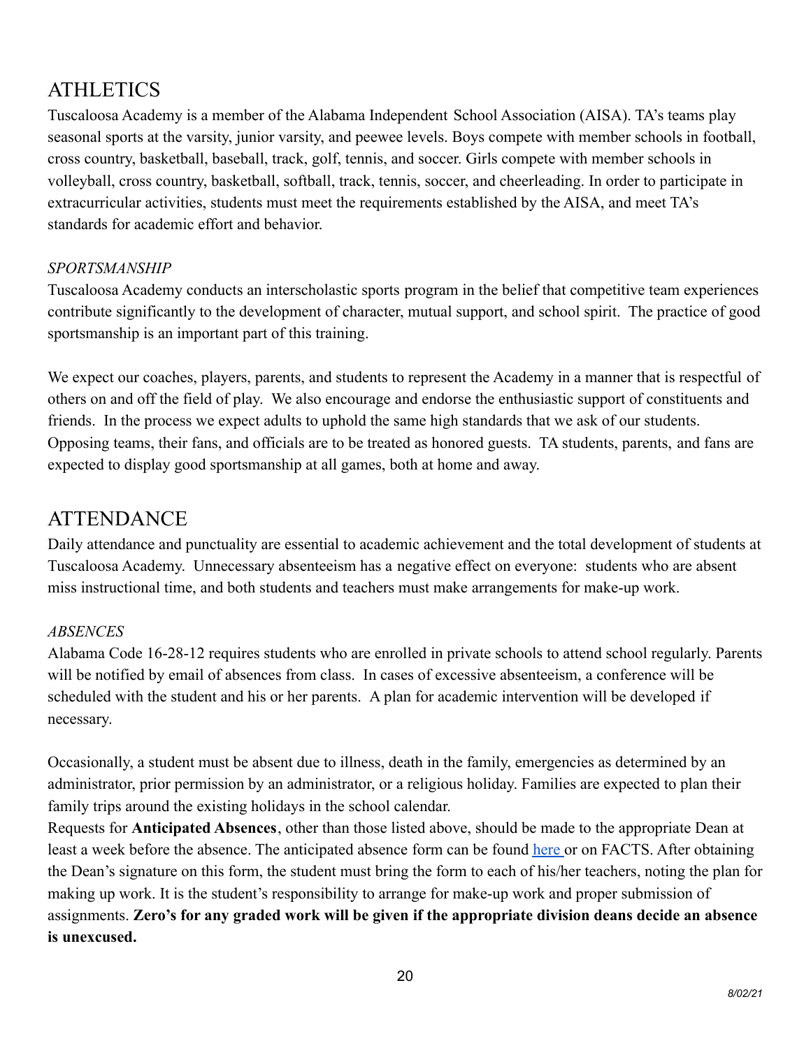# ATHLETICS

Tuscaloosa Academy is a member of the Alabama Independent School Association (AISA). TA's teams play seasonal sports at the varsity, junior varsity, and peewee levels. Boys compete with member schools in football, cross country, basketball, baseball, track, golf, tennis, and soccer. Girls compete with member schools in volleyball, cross country, basketball, softball, track, tennis, soccer, and cheerleading. In order to participate in extracurricular activities, students must meet the requirements established by the AISA, and meet TA's standards for academic effort and behavior.

### *SPORTSMANSHIP*

Tuscaloosa Academy conducts an interscholastic sports program in the belief that competitive team experiences contribute significantly to the development of character, mutual support, and school spirit. The practice of good sportsmanship is an important part of this training.

We expect our coaches, players, parents, and students to represent the Academy in a manner that is respectful of others on and off the field of play. We also encourage and endorse the enthusiastic support of constituents and friends. In the process we expect adults to uphold the same high standards that we ask of our students. Opposing teams, their fans, and officials are to be treated as honored guests. TA students, parents, and fans are expected to display good sportsmanship at all games, both at home and away.

# ATTENDANCE

Daily attendance and punctuality are essential to academic achievement and the total development of students at Tuscaloosa Academy. Unnecessary absenteeism has a negative effect on everyone: students who are absent miss instructional time, and both students and teachers must make arrangements for make-up work.

### *ABSENCES*

Alabama Code 16-28-12 requires students who are enrolled in private schools to attend school regularly. Parents will be notified by email of absences from class. In cases of excessive absenteeism, a conference will be scheduled with the student and his or her parents. A plan for academic intervention will be developed if necessary.

Occasionally, a student must be absent due to illness, death in the family, emergencies as determined by an administrator, prior permission by an administrator, or a religious holiday. Families are expected to plan their family trips around the existing holidays in the school calendar.

Requests for **Anticipated Absences**, other than those listed above, should be made to the appropriate Dean at least a week before the absence. The anticipated absence form can be found here or on FACTS. After obtaining the Dean's signature on this form, the student must bring the form to each of his/her teachers, noting the plan for making up work. It is the student's responsibility to arrange for make-up work and proper submission of assignments. **Zero's for any graded work will be given if the appropriate division deans decide an absence is unexcused.**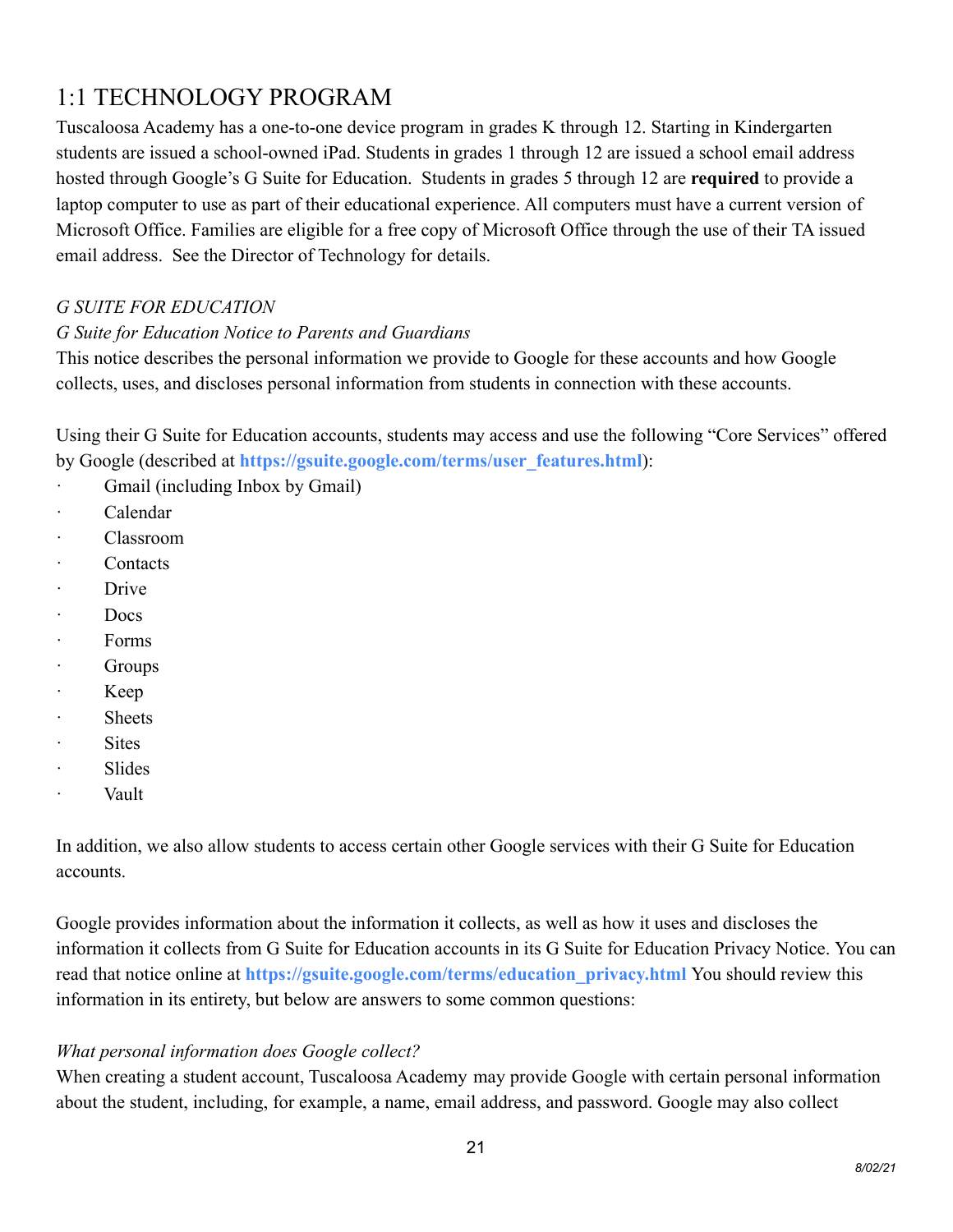# 1:1 TECHNOLOGY PROGRAM

Tuscaloosa Academy has a one-to-one device program in grades K through 12. Starting in Kindergarten students are issued a school-owned iPad. Students in grades 1 through 12 are issued a school email address hosted through Google's G Suite for Education. Students in grades 5 through 12 are **required** to provide a laptop computer to use as part of their educational experience. All computers must have a current version of Microsoft Office. Families are eligible for a free copy of Microsoft Office through the use of their TA issued email address. See the Director of Technology for details.

*G SUITE FOR EDUCATION*

*G Suite for Education Notice to Parents and Guardians*

This notice describes the personal information we provide to Google for these accounts and how Google collects, uses, and discloses personal information from students in connection with these accounts.

Using their G Suite for Education accounts, students may access and use the following "Core Services" offered by Google (described at **https://gsuite.google.com/terms/user_features.html**):

- Gmail (including Inbox by Gmail)
- Calendar
- Classroom
- Contacts
- Drive
- Docs
- Forms
- Groups
- Keep
- Sheets
- Sites
- Slides
- Vault

In addition, we also allow students to access certain other Google services with their G Suite for Education accounts.

Google provides information about the information it collects, as well as how it uses and discloses the information it collects from G Suite for Education accounts in its G Suite for Education Privacy Notice. You can read that notice online at **https://gsuite.google.com/terms/education_privacy.html** You should review this information in its entirety, but below are answers to some common questions:

*What personal information does Google collect?*

When creating a student account, Tuscaloosa Academy may provide Google with certain personal information about the student, including, for example, a name, email address, and password. Google may also collect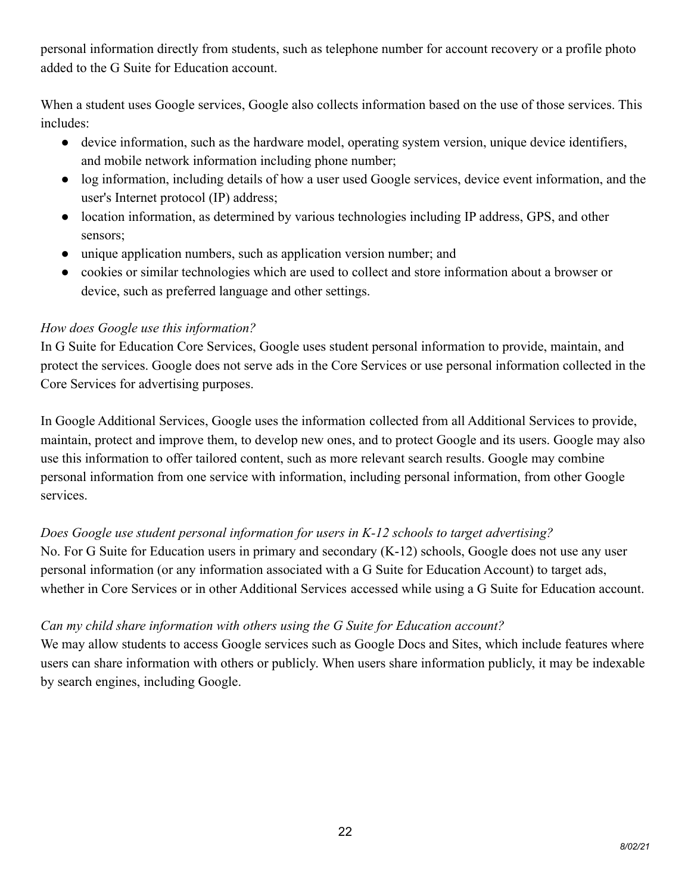personal information directly from students, such as telephone number for account recovery or a profile photo added to the G Suite for Education account.

When a student uses Google services, Google also collects information based on the use of those services. This includes:

- device information, such as the hardware model, operating system version, unique device identifiers, and mobile network information including phone number;
- log information, including details of how a user used Google services, device event information, and the user's Internet protocol (IP) address;
- location information, as determined by various technologies including IP address, GPS, and other sensors;
- unique application numbers, such as application version number; and
- cookies or similar technologies which are used to collect and store information about a browser or device, such as preferred language and other settings.

*How does Google use this information?*

In G Suite for Education Core Services, Google uses student personal information to provide, maintain, and protect the services. Google does not serve ads in the Core Services or use personal information collected in the Core Services for advertising purposes.

In Google Additional Services, Google uses the information collected from all Additional Services to provide, maintain, protect and improve them, to develop new ones, and to protect Google and its users. Google may also use this information to offer tailored content, such as more relevant search results. Google may combine personal information from one service with information, including personal information, from other Google services.

*Does Google use student personal information for users in K-12 schools to target advertising?*

No. For G Suite for Education users in primary and secondary (K-12) schools, Google does not use any user personal information (or any information associated with a G Suite for Education Account) to target ads, whether in Core Services or in other Additional Services accessed while using a G Suite for Education account.

*Can my child share information with others using the G Suite for Education account?*

We may allow students to access Google services such as Google Docs and Sites, which include features where users can share information with others or publicly. When users share information publicly, it may be indexable by search engines, including Google.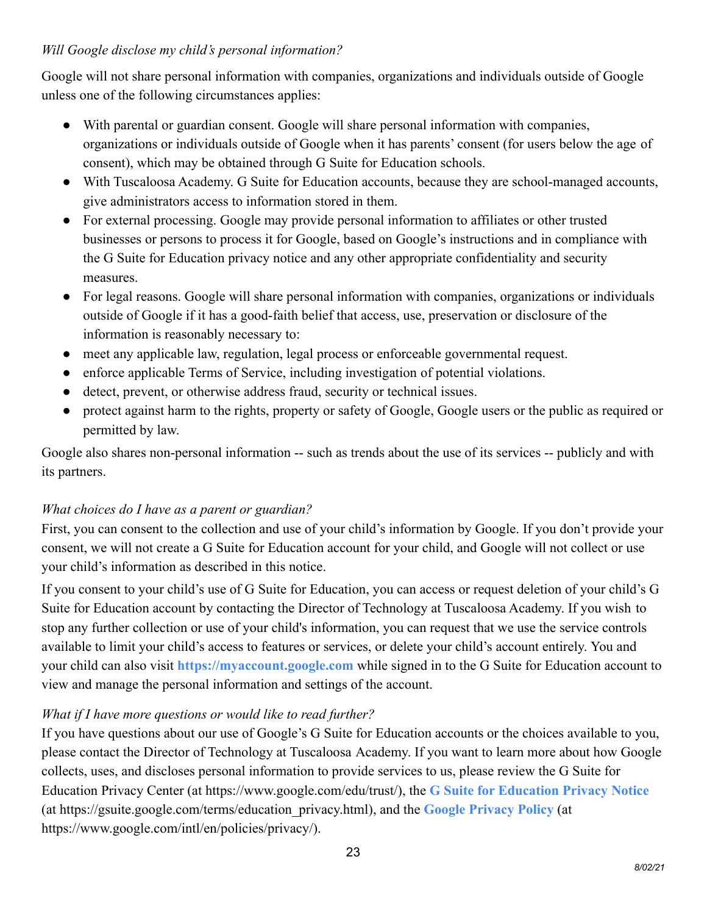*Will Google disclose my child's personal information?*

Google will not share personal information with companies, organizations and individuals outside of Google unless one of the following circumstances applies:

- With parental or guardian consent. Google will share personal information with companies, organizations or individuals outside of Google when it has parents' consent (for users below the age of consent), which may be obtained through G Suite for Education schools.
- With Tuscaloosa Academy. G Suite for Education accounts, because they are school-managed accounts, give administrators access to information stored in them.
- For external processing. Google may provide personal information to affiliates or other trusted businesses or persons to process it for Google, based on Google's instructions and in compliance with the G Suite for Education privacy notice and any other appropriate confidentiality and security measures.
- For legal reasons. Google will share personal information with companies, organizations or individuals outside of Google if it has a good-faith belief that access, use, preservation or disclosure of the information is reasonably necessary to:
- meet any applicable law, regulation, legal process or enforceable governmental request.
- enforce applicable Terms of Service, including investigation of potential violations.
- detect, prevent, or otherwise address fraud, security or technical issues.
- protect against harm to the rights, property or safety of Google, Google users or the public as required or permitted by law.

Google also shares non-personal information -- such as trends about the use of its services -- publicly and with its partners.

*What choices do I have as a parent or guardian?*

First, you can consent to the collection and use of your child's information by Google. If you don't provide your consent, we will not create a G Suite for Education account for your child, and Google will not collect or use your child's information as described in this notice.

If you consent to your child's use of G Suite for Education, you can access or request deletion of your child's G Suite for Education account by contacting the Director of Technology at Tuscaloosa Academy. If you wish to stop any further collection or use of your child's information, you can request that we use the service controls available to limit your child's access to features or services, or delete your child's account entirely. You and your child can also visit **https://myaccount.google.com** while signed in to the G Suite for Education account to view and manage the personal information and settings of the account.

*What if I have more questions or would like to read further?*

If you have questions about our use of Google's G Suite for Education accounts or the choices available to you, please contact the Director of Technology at Tuscaloosa Academy. If you want to learn more about how Google collects, uses, and discloses personal information to provide services to us, please review the G Suite for Education Privacy Center (at https://www.google.com/edu/trust/), the **G Suite for Education Privacy Notice** (at https://gsuite.google.com/terms/education_privacy.html), and the **Google Privacy Policy** (at https://www.google.com/intl/en/policies/privacy/).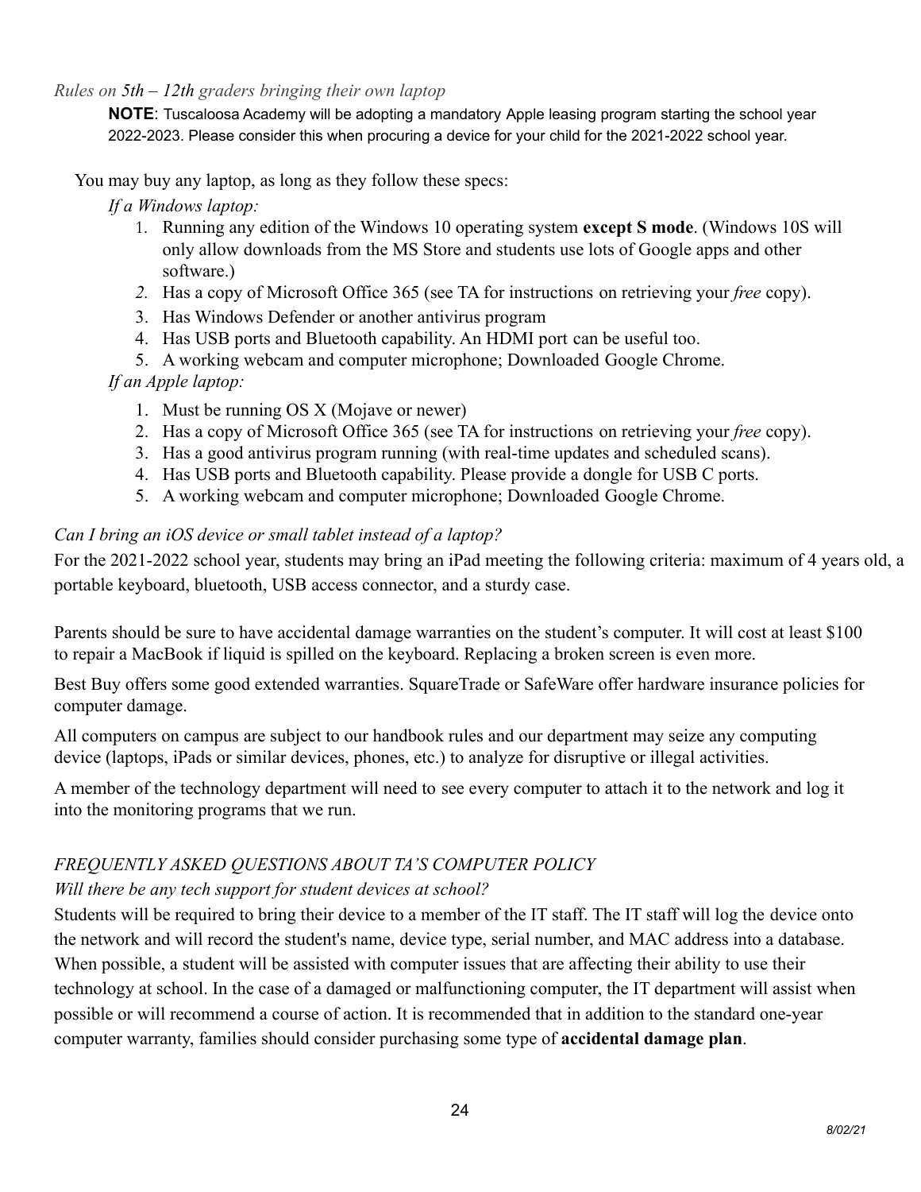*Rules on 5th – 12th graders bringing their own laptop*

> **NOTE**: Tuscaloosa Academy will be adopting a mandatory Apple leasing program starting the school year 2022-2023. Please consider this when procuring a device for your child for the 2021-2022 school year.

You may buy any laptop, as long as they follow these specs:

*If a Windows laptop:*

1. Running any edition of the Windows 10 operating system **except S mode**. (Windows 10S will only allow downloads from the MS Store and students use lots of Google apps and other software.)
2. Has a copy of Microsoft Office 365 (see TA for instructions on retrieving your *free* copy).
3. Has Windows Defender or another antivirus program
4. Has USB ports and Bluetooth capability. An HDMI port can be useful too.
5. A working webcam and computer microphone; Downloaded Google Chrome.

*If an Apple laptop:*

1. Must be running OS X (Mojave or newer)
2. Has a copy of Microsoft Office 365 (see TA for instructions on retrieving your *free* copy).
3. Has a good antivirus program running (with real-time updates and scheduled scans).
4. Has USB ports and Bluetooth capability. Please provide a dongle for USB C ports.
5. A working webcam and computer microphone; Downloaded Google Chrome.

*Can I bring an iOS device or small tablet instead of a laptop?*

For the 2021-2022 school year, students may bring an iPad meeting the following criteria: maximum of 4 years old, a portable keyboard, bluetooth, USB access connector, and a sturdy case.

Parents should be sure to have accidental damage warranties on the student's computer. It will cost at least $100 to repair a MacBook if liquid is spilled on the keyboard. Replacing a broken screen is even more.

Best Buy offers some good extended warranties. SquareTrade or SafeWare offer hardware insurance policies for computer damage.

All computers on campus are subject to our handbook rules and our department may seize any computing device (laptops, iPads or similar devices, phones, etc.) to analyze for disruptive or illegal activities.

A member of the technology department will need to see every computer to attach it to the network and log it into the monitoring programs that we run.

*FREQUENTLY ASKED QUESTIONS ABOUT TA'S COMPUTER POLICY*

*Will there be any tech support for student devices at school?*

Students will be required to bring their device to a member of the IT staff. The IT staff will log the device onto the network and will record the student's name, device type, serial number, and MAC address into a database. When possible, a student will be assisted with computer issues that are affecting their ability to use their technology at school. In the case of a damaged or malfunctioning computer, the IT department will assist when possible or will recommend a course of action. It is recommended that in addition to the standard one-year computer warranty, families should consider purchasing some type of **accidental damage plan**.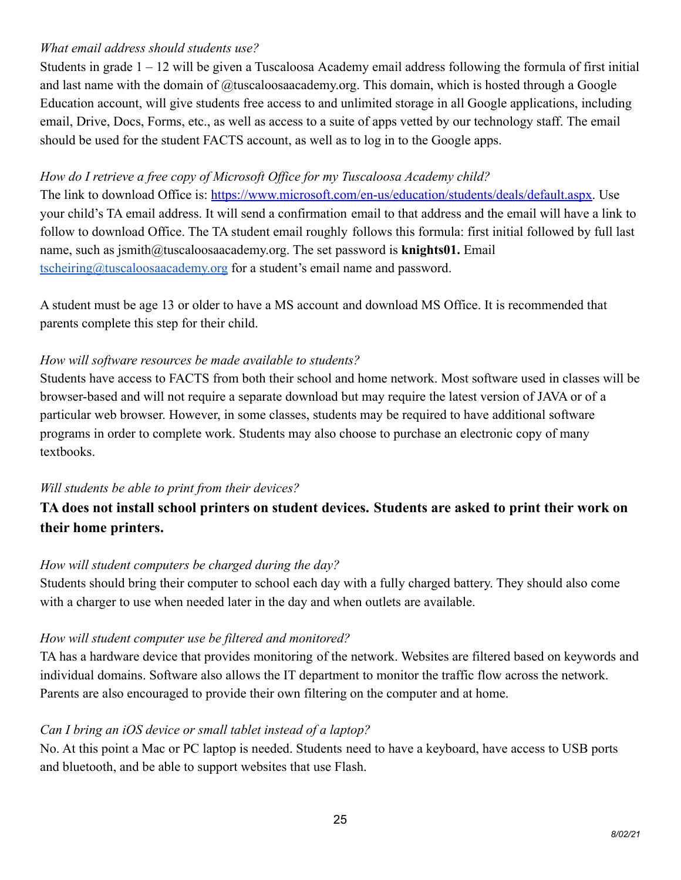*What email address should students use?*

Students in grade 1 – 12 will be given a Tuscaloosa Academy email address following the formula of first initial and last name with the domain of @tuscaloosaacademy.org. This domain, which is hosted through a Google Education account, will give students free access to and unlimited storage in all Google applications, including email, Drive, Docs, Forms, etc., as well as access to a suite of apps vetted by our technology staff. The email should be used for the student FACTS account, as well as to log in to the Google apps.

*How do I retrieve a free copy of Microsoft Office for my Tuscaloosa Academy child?*

The link to download Office is: [https://www.microsoft.com/en-us/education/students/deals/default.aspx](https://www.microsoft.com/en-us/education/students/deals/default.aspx). Use your child's TA email address. It will send a confirmation email to that address and the email will have a link to follow to download Office. The TA student email roughly follows this formula: first initial followed by full last name, such as jsmith@tuscaloosaacademy.org. The set password is **knights01.** Email [tscheiring@tuscaloosaacademy.org](mailto:tscheiring@tuscaloosaacademy.org) for a student's email name and password.

A student must be age 13 or older to have a MS account and download MS Office. It is recommended that parents complete this step for their child.

*How will software resources be made available to students?*

Students have access to FACTS from both their school and home network. Most software used in classes will be browser-based and will not require a separate download but may require the latest version of JAVA or of a particular web browser. However, in some classes, students may be required to have additional software programs in order to complete work. Students may also choose to purchase an electronic copy of many textbooks.

*Will students be able to print from their devices?*

**TA does not install school printers on student devices. Students are asked to print their work on their home printers.**

*How will student computers be charged during the day?*

Students should bring their computer to school each day with a fully charged battery. They should also come with a charger to use when needed later in the day and when outlets are available.

*How will student computer use be filtered and monitored?*

TA has a hardware device that provides monitoring of the network. Websites are filtered based on keywords and individual domains. Software also allows the IT department to monitor the traffic flow across the network. Parents are also encouraged to provide their own filtering on the computer and at home.

*Can I bring an iOS device or small tablet instead of a laptop?*

No. At this point a Mac or PC laptop is needed. Students need to have a keyboard, have access to USB ports and bluetooth, and be able to support websites that use Flash.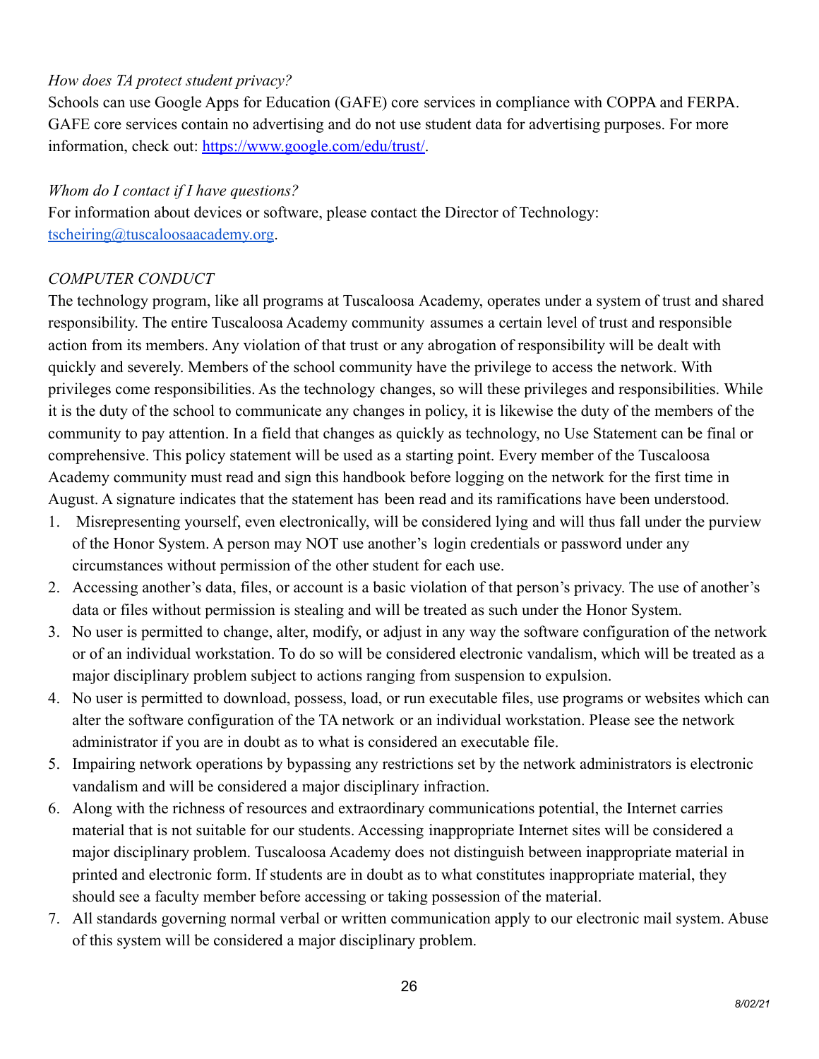*How does TA protect student privacy?*

Schools can use Google Apps for Education (GAFE) core services in compliance with COPPA and FERPA. GAFE core services contain no advertising and do not use student data for advertising purposes. For more information, check out: [https://www.google.com/edu/trust/](https://www.google.com/edu/trust/).

*Whom do I contact if I have questions?*

For information about devices or software, please contact the Director of Technology: [tscheiring@tuscaloosaacademy.org](mailto:tscheiring@tuscaloosaacademy.org).

*COMPUTER CONDUCT*

The technology program, like all programs at Tuscaloosa Academy, operates under a system of trust and shared responsibility. The entire Tuscaloosa Academy community assumes a certain level of trust and responsible action from its members. Any violation of that trust or any abrogation of responsibility will be dealt with quickly and severely. Members of the school community have the privilege to access the network. With privileges come responsibilities. As the technology changes, so will these privileges and responsibilities. While it is the duty of the school to communicate any changes in policy, it is likewise the duty of the members of the community to pay attention. In a field that changes as quickly as technology, no Use Statement can be final or comprehensive. This policy statement will be used as a starting point. Every member of the Tuscaloosa Academy community must read and sign this handbook before logging on the network for the first time in August. A signature indicates that the statement has been read and its ramifications have been understood.

1. Misrepresenting yourself, even electronically, will be considered lying and will thus fall under the purview of the Honor System. A person may NOT use another's login credentials or password under any circumstances without permission of the other student for each use.
2. Accessing another's data, files, or account is a basic violation of that person's privacy. The use of another's data or files without permission is stealing and will be treated as such under the Honor System.
3. No user is permitted to change, alter, modify, or adjust in any way the software configuration of the network or of an individual workstation. To do so will be considered electronic vandalism, which will be treated as a major disciplinary problem subject to actions ranging from suspension to expulsion.
4. No user is permitted to download, possess, load, or run executable files, use programs or websites which can alter the software configuration of the TA network or an individual workstation. Please see the network administrator if you are in doubt as to what is considered an executable file.
5. Impairing network operations by bypassing any restrictions set by the network administrators is electronic vandalism and will be considered a major disciplinary infraction.
6. Along with the richness of resources and extraordinary communications potential, the Internet carries material that is not suitable for our students. Accessing inappropriate Internet sites will be considered a major disciplinary problem. Tuscaloosa Academy does not distinguish between inappropriate material in printed and electronic form. If students are in doubt as to what constitutes inappropriate material, they should see a faculty member before accessing or taking possession of the material.
7. All standards governing normal verbal or written communication apply to our electronic mail system. Abuse of this system will be considered a major disciplinary problem.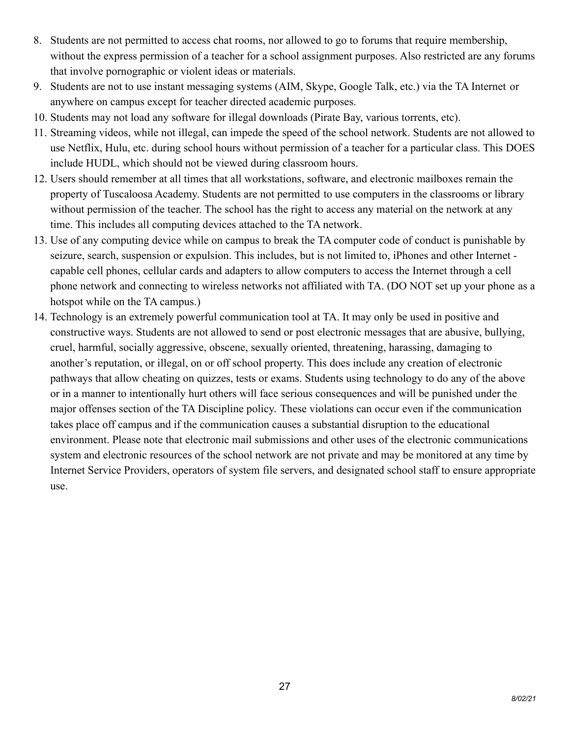8. Students are not permitted to access chat rooms, nor allowed to go to forums that require membership, without the express permission of a teacher for a school assignment purposes. Also restricted are any forums that involve pornographic or violent ideas or materials.
9. Students are not to use instant messaging systems (AIM, Skype, Google Talk, etc.) via the TA Internet or anywhere on campus except for teacher directed academic purposes.
10. Students may not load any software for illegal downloads (Pirate Bay, various torrents, etc).
11. Streaming videos, while not illegal, can impede the speed of the school network. Students are not allowed to use Netflix, Hulu, etc. during school hours without permission of a teacher for a particular class. This DOES include HUDL, which should not be viewed during classroom hours.
12. Users should remember at all times that all workstations, software, and electronic mailboxes remain the property of Tuscaloosa Academy. Students are not permitted to use computers in the classrooms or library without permission of the teacher. The school has the right to access any material on the network at any time. This includes all computing devices attached to the TA network.
13. Use of any computing device while on campus to break the TA computer code of conduct is punishable by seizure, search, suspension or expulsion. This includes, but is not limited to, iPhones and other Internet - capable cell phones, cellular cards and adapters to allow computers to access the Internet through a cell phone network and connecting to wireless networks not affiliated with TA. (DO NOT set up your phone as a hotspot while on the TA campus.)
14. Technology is an extremely powerful communication tool at TA. It may only be used in positive and constructive ways. Students are not allowed to send or post electronic messages that are abusive, bullying, cruel, harmful, socially aggressive, obscene, sexually oriented, threatening, harassing, damaging to another's reputation, or illegal, on or off school property. This does include any creation of electronic pathways that allow cheating on quizzes, tests or exams. Students using technology to do any of the above or in a manner to intentionally hurt others will face serious consequences and will be punished under the major offenses section of the TA Discipline policy. These violations can occur even if the communication takes place off campus and if the communication causes a substantial disruption to the educational environment. Please note that electronic mail submissions and other uses of the electronic communications system and electronic resources of the school network are not private and may be monitored at any time by Internet Service Providers, operators of system file servers, and designated school staff to ensure appropriate use.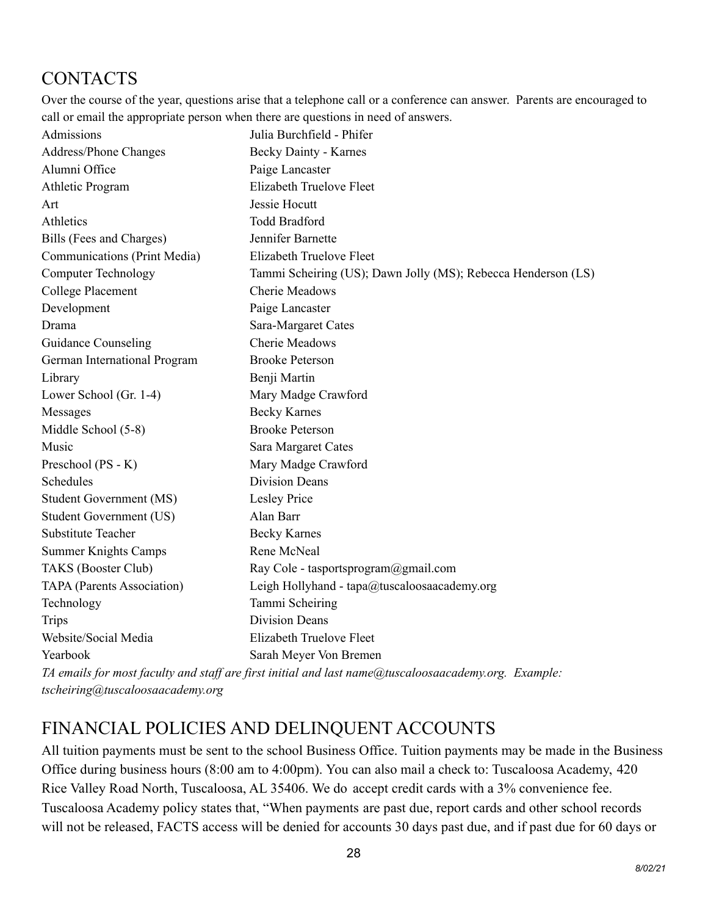## CONTACTS

Over the course of the year, questions arise that a telephone call or a conference can answer. Parents are encouraged to call or email the appropriate person when there are questions in need of answers.

| | |
|---|---|
| Admissions | Julia Burchfield - Phifer |
| Address/Phone Changes | Becky Dainty - Karnes |
| Alumni Office | Paige Lancaster |
| Athletic Program | Elizabeth Truelove Fleet |
| Art | Jessie Hocutt |
| Athletics | Todd Bradford |
| Bills (Fees and Charges) | Jennifer Barnette |
| Communications (Print Media) | Elizabeth Truelove Fleet |
| Computer Technology | Tammi Scheiring (US); Dawn Jolly (MS); Rebecca Henderson (LS) |
| College Placement | Cherie Meadows |
| Development | Paige Lancaster |
| Drama | Sara-Margaret Cates |
| Guidance Counseling | Cherie Meadows |
| German International Program | Brooke Peterson |
| Library | Benji Martin |
| Lower School (Gr. 1-4) | Mary Madge Crawford |
| Messages | Becky Karnes |
| Middle School (5-8) | Brooke Peterson |
| Music | Sara Margaret Cates |
| Preschool (PS - K) | Mary Madge Crawford |
| Schedules | Division Deans |
| Student Government (MS) | Lesley Price |
| Student Government (US) | Alan Barr |
| Substitute Teacher | Becky Karnes |
| Summer Knights Camps | Rene McNeal |
| TAKS (Booster Club) | Ray Cole - tasportsprogram@gmail.com |
| TAPA (Parents Association) | Leigh Hollyhand - tapa@tuscaloosaacademy.org |
| Technology | Tammi Scheiring |
| Trips | Division Deans |
| Website/Social Media | Elizabeth Truelove Fleet |
| Yearbook | Sarah Meyer Von Bremen |

*TA emails for most faculty and staff are first initial and last name@tuscaloosaacademy.org. Example: tscheiring@tuscaloosaacademy.org*

## FINANCIAL POLICIES AND DELINQUENT ACCOUNTS

All tuition payments must be sent to the school Business Office. Tuition payments may be made in the Business Office during business hours (8:00 am to 4:00pm). You can also mail a check to: Tuscaloosa Academy, 420 Rice Valley Road North, Tuscaloosa, AL 35406. We do accept credit cards with a 3% convenience fee. Tuscaloosa Academy policy states that, "When payments are past due, report cards and other school records will not be released, FACTS access will be denied for accounts 30 days past due, and if past due for 60 days or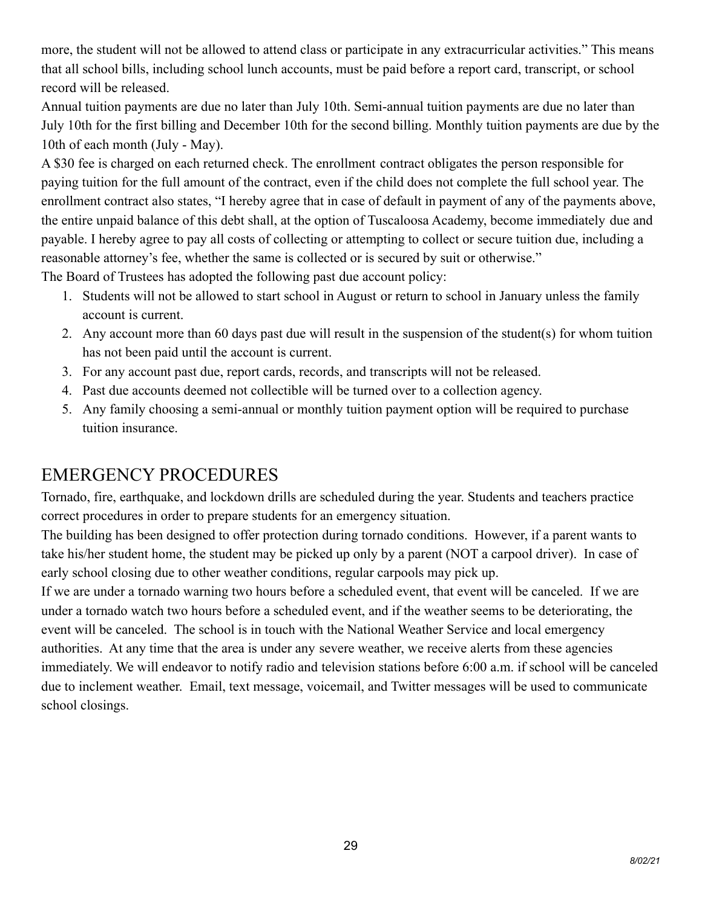more, the student will not be allowed to attend class or participate in any extracurricular activities." This means that all school bills, including school lunch accounts, must be paid before a report card, transcript, or school record will be released.

Annual tuition payments are due no later than July 10th. Semi-annual tuition payments are due no later than July 10th for the first billing and December 10th for the second billing. Monthly tuition payments are due by the 10th of each month (July - May).

A $30 fee is charged on each returned check. The enrollment contract obligates the person responsible for paying tuition for the full amount of the contract, even if the child does not complete the full school year. The enrollment contract also states, "I hereby agree that in case of default in payment of any of the payments above, the entire unpaid balance of this debt shall, at the option of Tuscaloosa Academy, become immediately due and payable. I hereby agree to pay all costs of collecting or attempting to collect or secure tuition due, including a reasonable attorney's fee, whether the same is collected or is secured by suit or otherwise."

The Board of Trustees has adopted the following past due account policy:

1. Students will not be allowed to start school in August or return to school in January unless the family account is current.
2. Any account more than 60 days past due will result in the suspension of the student(s) for whom tuition has not been paid until the account is current.
3. For any account past due, report cards, records, and transcripts will not be released.
4. Past due accounts deemed not collectible will be turned over to a collection agency.
5. Any family choosing a semi-annual or monthly tuition payment option will be required to purchase tuition insurance.

## EMERGENCY PROCEDURES

Tornado, fire, earthquake, and lockdown drills are scheduled during the year. Students and teachers practice correct procedures in order to prepare students for an emergency situation.

The building has been designed to offer protection during tornado conditions. However, if a parent wants to take his/her student home, the student may be picked up only by a parent (NOT a carpool driver). In case of early school closing due to other weather conditions, regular carpools may pick up.

If we are under a tornado warning two hours before a scheduled event, that event will be canceled. If we are under a tornado watch two hours before a scheduled event, and if the weather seems to be deteriorating, the event will be canceled. The school is in touch with the National Weather Service and local emergency authorities. At any time that the area is under any severe weather, we receive alerts from these agencies immediately. We will endeavor to notify radio and television stations before 6:00 a.m. if school will be canceled due to inclement weather. Email, text message, voicemail, and Twitter messages will be used to communicate school closings.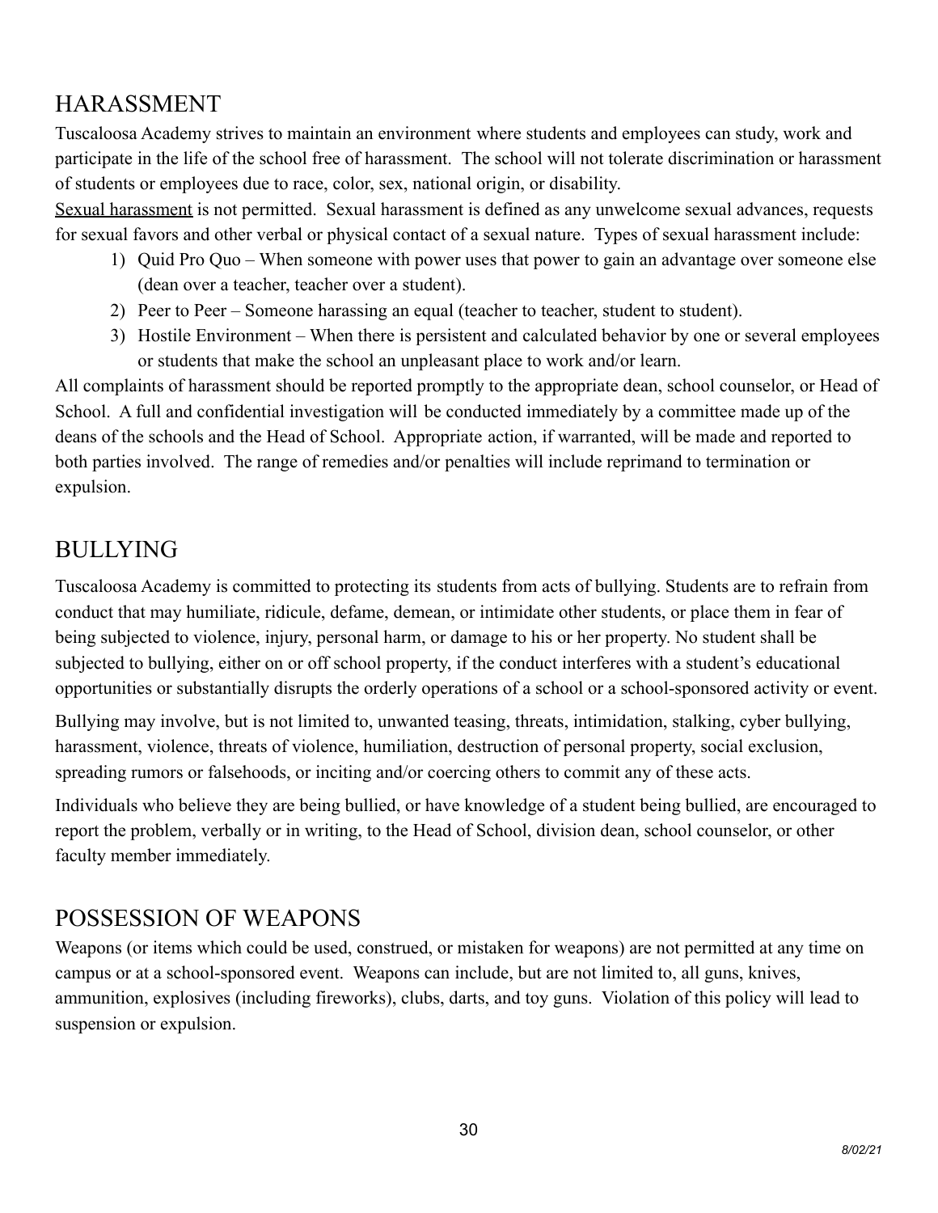## HARASSMENT

Tuscaloosa Academy strives to maintain an environment where students and employees can study, work and participate in the life of the school free of harassment. The school will not tolerate discrimination or harassment of students or employees due to race, color, sex, national origin, or disability.

<u>Sexual harassment</u> is not permitted. Sexual harassment is defined as any unwelcome sexual advances, requests for sexual favors and other verbal or physical contact of a sexual nature. Types of sexual harassment include:

1) Quid Pro Quo – When someone with power uses that power to gain an advantage over someone else (dean over a teacher, teacher over a student).
2) Peer to Peer – Someone harassing an equal (teacher to teacher, student to student).
3) Hostile Environment – When there is persistent and calculated behavior by one or several employees or students that make the school an unpleasant place to work and/or learn.

All complaints of harassment should be reported promptly to the appropriate dean, school counselor, or Head of School. A full and confidential investigation will be conducted immediately by a committee made up of the deans of the schools and the Head of School. Appropriate action, if warranted, will be made and reported to both parties involved. The range of remedies and/or penalties will include reprimand to termination or expulsion.

## BULLYING

Tuscaloosa Academy is committed to protecting its students from acts of bullying. Students are to refrain from conduct that may humiliate, ridicule, defame, demean, or intimidate other students, or place them in fear of being subjected to violence, injury, personal harm, or damage to his or her property. No student shall be subjected to bullying, either on or off school property, if the conduct interferes with a student's educational opportunities or substantially disrupts the orderly operations of a school or a school-sponsored activity or event.

Bullying may involve, but is not limited to, unwanted teasing, threats, intimidation, stalking, cyber bullying, harassment, violence, threats of violence, humiliation, destruction of personal property, social exclusion, spreading rumors or falsehoods, or inciting and/or coercing others to commit any of these acts.

Individuals who believe they are being bullied, or have knowledge of a student being bullied, are encouraged to report the problem, verbally or in writing, to the Head of School, division dean, school counselor, or other faculty member immediately.

## POSSESSION OF WEAPONS

Weapons (or items which could be used, construed, or mistaken for weapons) are not permitted at any time on campus or at a school-sponsored event. Weapons can include, but are not limited to, all guns, knives, ammunition, explosives (including fireworks), clubs, darts, and toy guns. Violation of this policy will lead to suspension or expulsion.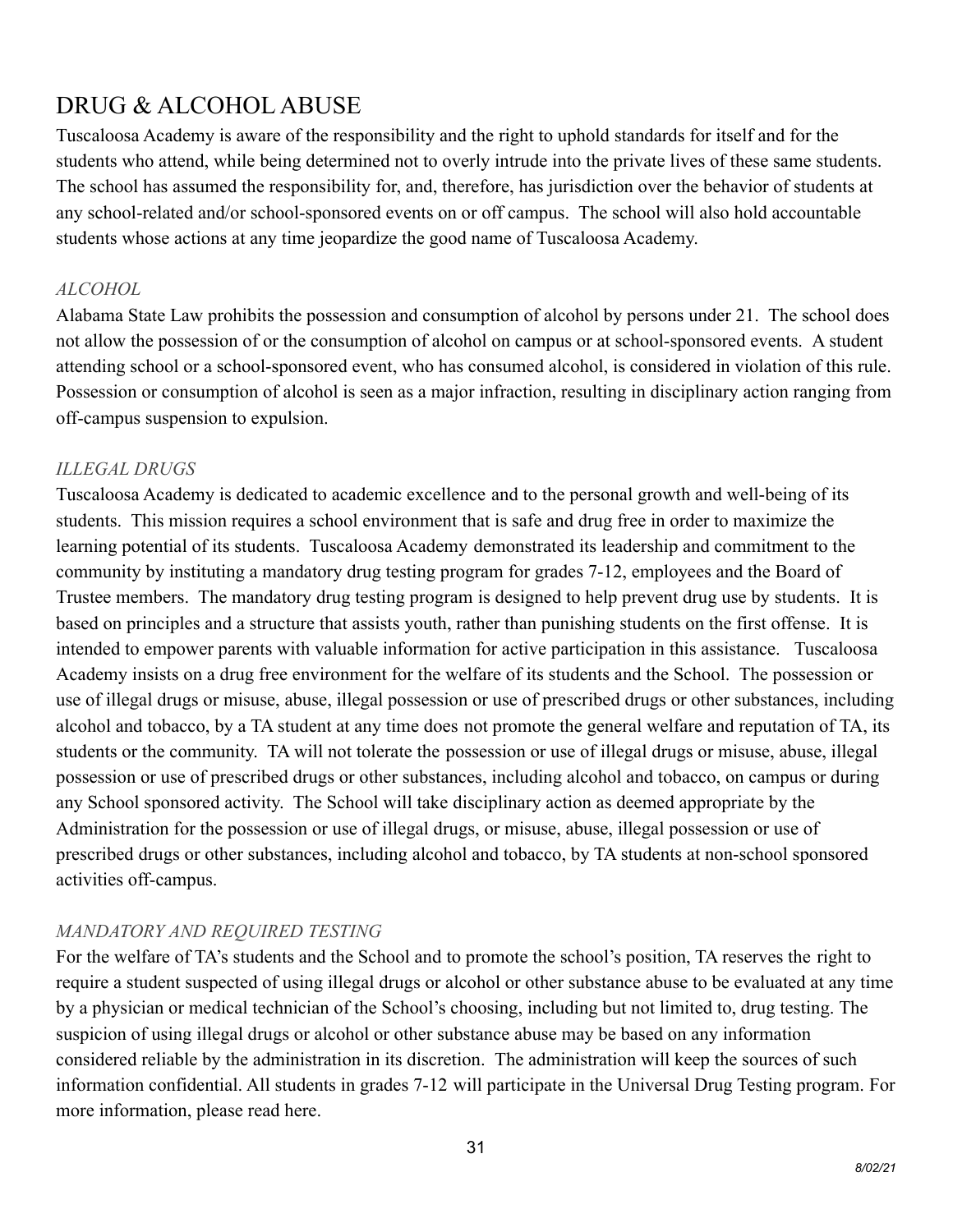# DRUG & ALCOHOL ABUSE

Tuscaloosa Academy is aware of the responsibility and the right to uphold standards for itself and for the students who attend, while being determined not to overly intrude into the private lives of these same students. The school has assumed the responsibility for, and, therefore, has jurisdiction over the behavior of students at any school-related and/or school-sponsored events on or off campus. The school will also hold accountable students whose actions at any time jeopardize the good name of Tuscaloosa Academy.

### *ALCOHOL*

Alabama State Law prohibits the possession and consumption of alcohol by persons under 21. The school does not allow the possession of or the consumption of alcohol on campus or at school-sponsored events. A student attending school or a school-sponsored event, who has consumed alcohol, is considered in violation of this rule. Possession or consumption of alcohol is seen as a major infraction, resulting in disciplinary action ranging from off-campus suspension to expulsion.

### *ILLEGAL DRUGS*

Tuscaloosa Academy is dedicated to academic excellence and to the personal growth and well-being of its students. This mission requires a school environment that is safe and drug free in order to maximize the learning potential of its students. Tuscaloosa Academy demonstrated its leadership and commitment to the community by instituting a mandatory drug testing program for grades 7-12, employees and the Board of Trustee members. The mandatory drug testing program is designed to help prevent drug use by students. It is based on principles and a structure that assists youth, rather than punishing students on the first offense. It is intended to empower parents with valuable information for active participation in this assistance. Tuscaloosa Academy insists on a drug free environment for the welfare of its students and the School. The possession or use of illegal drugs or misuse, abuse, illegal possession or use of prescribed drugs or other substances, including alcohol and tobacco, by a TA student at any time does not promote the general welfare and reputation of TA, its students or the community. TA will not tolerate the possession or use of illegal drugs or misuse, abuse, illegal possession or use of prescribed drugs or other substances, including alcohol and tobacco, on campus or during any School sponsored activity. The School will take disciplinary action as deemed appropriate by the Administration for the possession or use of illegal drugs, or misuse, abuse, illegal possession or use of prescribed drugs or other substances, including alcohol and tobacco, by TA students at non-school sponsored activities off-campus.

### *MANDATORY AND REQUIRED TESTING*

For the welfare of TA's students and the School and to promote the school's position, TA reserves the right to require a student suspected of using illegal drugs or alcohol or other substance abuse to be evaluated at any time by a physician or medical technician of the School's choosing, including but not limited to, drug testing. The suspicion of using illegal drugs or alcohol or other substance abuse may be based on any information considered reliable by the administration in its discretion. The administration will keep the sources of such information confidential. All students in grades 7-12 will participate in the Universal Drug Testing program. For more information, please read here.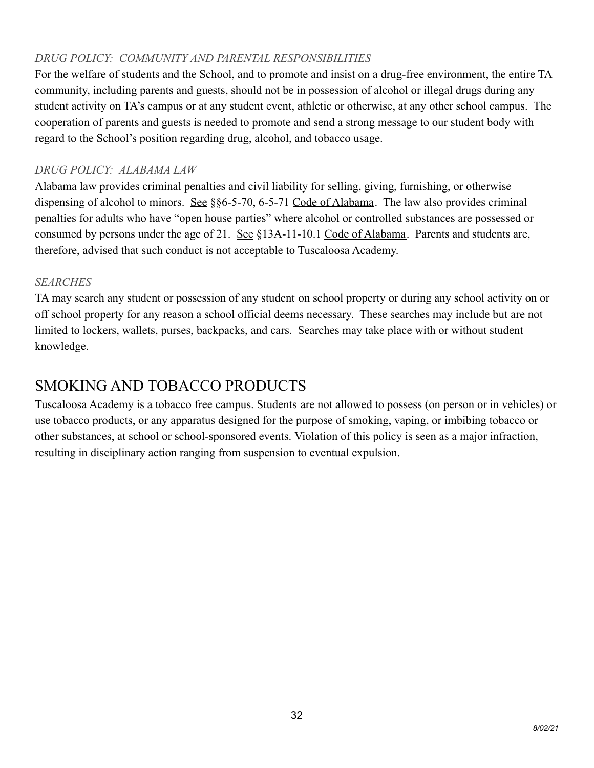*DRUG POLICY: COMMUNITY AND PARENTAL RESPONSIBILITIES*

For the welfare of students and the School, and to promote and insist on a drug-free environment, the entire TA community, including parents and guests, should not be in possession of alcohol or illegal drugs during any student activity on TA's campus or at any student event, athletic or otherwise, at any other school campus. The cooperation of parents and guests is needed to promote and send a strong message to our student body with regard to the School's position regarding drug, alcohol, and tobacco usage.

*DRUG POLICY: ALABAMA LAW*

Alabama law provides criminal penalties and civil liability for selling, giving, furnishing, or otherwise dispensing of alcohol to minors. See §§6-5-70, 6-5-71 Code of Alabama. The law also provides criminal penalties for adults who have "open house parties" where alcohol or controlled substances are possessed or consumed by persons under the age of 21. See §13A-11-10.1 Code of Alabama. Parents and students are, therefore, advised that such conduct is not acceptable to Tuscaloosa Academy.

*SEARCHES*

TA may search any student or possession of any student on school property or during any school activity on or off school property for any reason a school official deems necessary. These searches may include but are not limited to lockers, wallets, purses, backpacks, and cars. Searches may take place with or without student knowledge.

## SMOKING AND TOBACCO PRODUCTS

Tuscaloosa Academy is a tobacco free campus. Students are not allowed to possess (on person or in vehicles) or use tobacco products, or any apparatus designed for the purpose of smoking, vaping, or imbibing tobacco or other substances, at school or school-sponsored events. Violation of this policy is seen as a major infraction, resulting in disciplinary action ranging from suspension to eventual expulsion.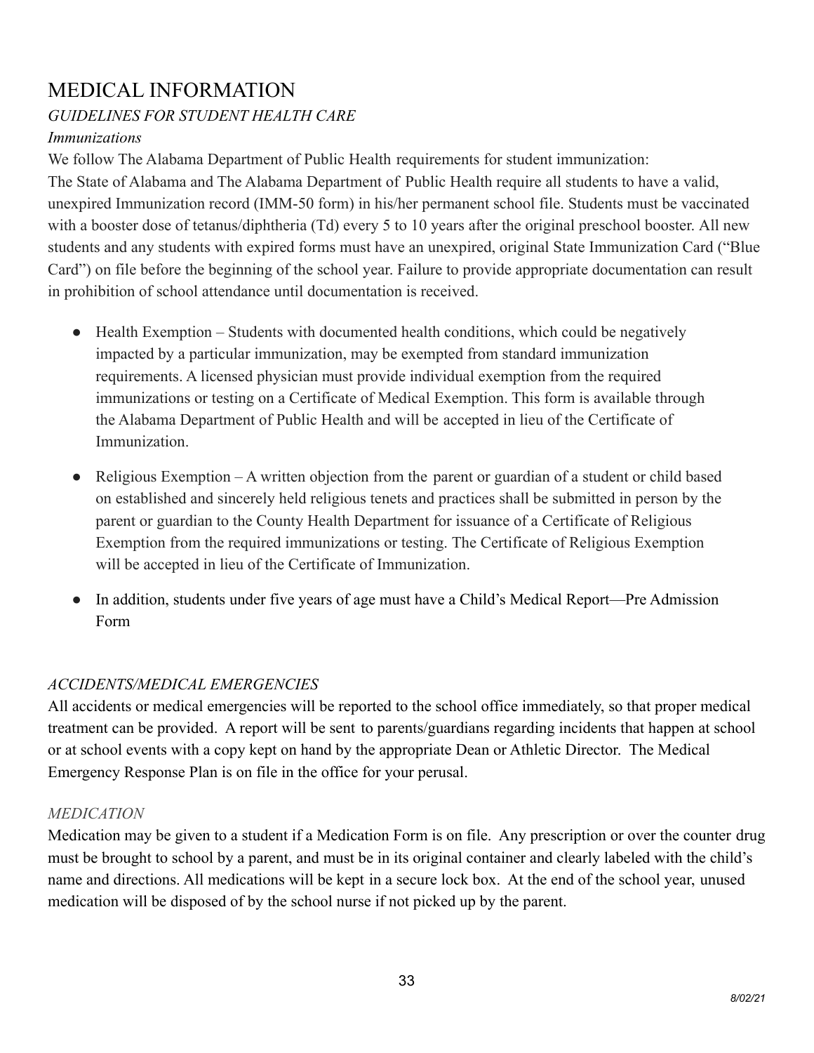# MEDICAL INFORMATION

## *GUIDELINES FOR STUDENT HEALTH CARE*

### *Immunizations*

We follow The Alabama Department of Public Health requirements for student immunization:
The State of Alabama and The Alabama Department of Public Health require all students to have a valid, unexpired Immunization record (IMM-50 form) in his/her permanent school file. Students must be vaccinated with a booster dose of tetanus/diphtheria (Td) every 5 to 10 years after the original preschool booster. All new students and any students with expired forms must have an unexpired, original State Immunization Card ("Blue Card") on file before the beginning of the school year. Failure to provide appropriate documentation can result in prohibition of school attendance until documentation is received.

- Health Exemption – Students with documented health conditions, which could be negatively impacted by a particular immunization, may be exempted from standard immunization requirements. A licensed physician must provide individual exemption from the required immunizations or testing on a Certificate of Medical Exemption. This form is available through the Alabama Department of Public Health and will be accepted in lieu of the Certificate of Immunization.
- Religious Exemption – A written objection from the parent or guardian of a student or child based on established and sincerely held religious tenets and practices shall be submitted in person by the parent or guardian to the County Health Department for issuance of a Certificate of Religious Exemption from the required immunizations or testing. The Certificate of Religious Exemption will be accepted in lieu of the Certificate of Immunization.
- In addition, students under five years of age must have a Child's Medical Report—Pre Admission Form

## *ACCIDENTS/MEDICAL EMERGENCIES*

All accidents or medical emergencies will be reported to the school office immediately, so that proper medical treatment can be provided. A report will be sent to parents/guardians regarding incidents that happen at school or at school events with a copy kept on hand by the appropriate Dean or Athletic Director. The Medical Emergency Response Plan is on file in the office for your perusal.

## *MEDICATION*

Medication may be given to a student if a Medication Form is on file. Any prescription or over the counter drug must be brought to school by a parent, and must be in its original container and clearly labeled with the child's name and directions. All medications will be kept in a secure lock box. At the end of the school year, unused medication will be disposed of by the school nurse if not picked up by the parent.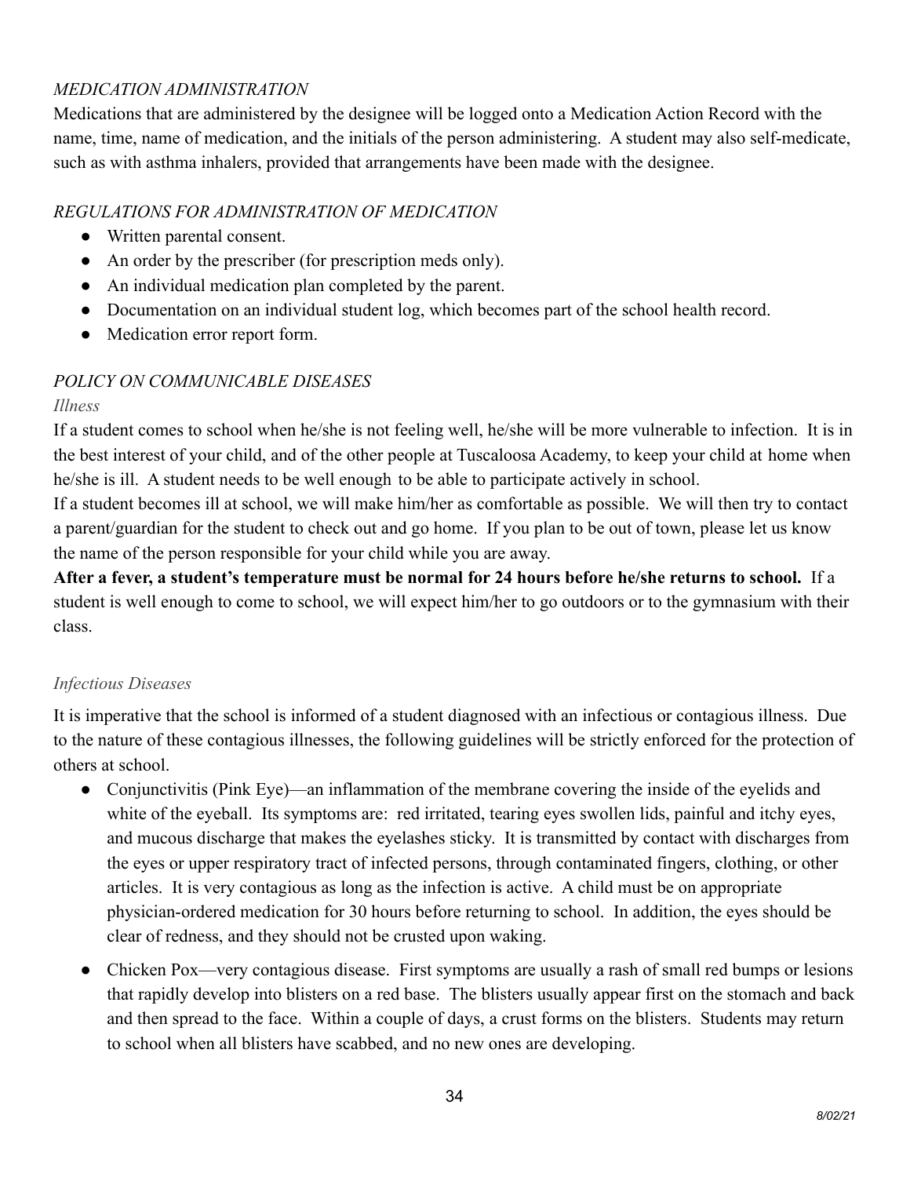*MEDICATION ADMINISTRATION*

Medications that are administered by the designee will be logged onto a Medication Action Record with the name, time, name of medication, and the initials of the person administering. A student may also self-medicate, such as with asthma inhalers, provided that arrangements have been made with the designee.

*REGULATIONS FOR ADMINISTRATION OF MEDICATION*

- Written parental consent.
- An order by the prescriber (for prescription meds only).
- An individual medication plan completed by the parent.
- Documentation on an individual student log, which becomes part of the school health record.
- Medication error report form.

*POLICY ON COMMUNICABLE DISEASES*

*Illness*

If a student comes to school when he/she is not feeling well, he/she will be more vulnerable to infection. It is in the best interest of your child, and of the other people at Tuscaloosa Academy, to keep your child at home when he/she is ill. A student needs to be well enough to be able to participate actively in school.

If a student becomes ill at school, we will make him/her as comfortable as possible. We will then try to contact a parent/guardian for the student to check out and go home. If you plan to be out of town, please let us know the name of the person responsible for your child while you are away.

**After a fever, a student's temperature must be normal for 24 hours before he/she returns to school.** If a student is well enough to come to school, we will expect him/her to go outdoors or to the gymnasium with their class.

*Infectious Diseases*

It is imperative that the school is informed of a student diagnosed with an infectious or contagious illness. Due to the nature of these contagious illnesses, the following guidelines will be strictly enforced for the protection of others at school.

- Conjunctivitis (Pink Eye)—an inflammation of the membrane covering the inside of the eyelids and white of the eyeball. Its symptoms are: red irritated, tearing eyes swollen lids, painful and itchy eyes, and mucous discharge that makes the eyelashes sticky. It is transmitted by contact with discharges from the eyes or upper respiratory tract of infected persons, through contaminated fingers, clothing, or other articles. It is very contagious as long as the infection is active. A child must be on appropriate physician-ordered medication for 30 hours before returning to school. In addition, the eyes should be clear of redness, and they should not be crusted upon waking.
- Chicken Pox—very contagious disease. First symptoms are usually a rash of small red bumps or lesions that rapidly develop into blisters on a red base. The blisters usually appear first on the stomach and back and then spread to the face. Within a couple of days, a crust forms on the blisters. Students may return to school when all blisters have scabbed, and no new ones are developing.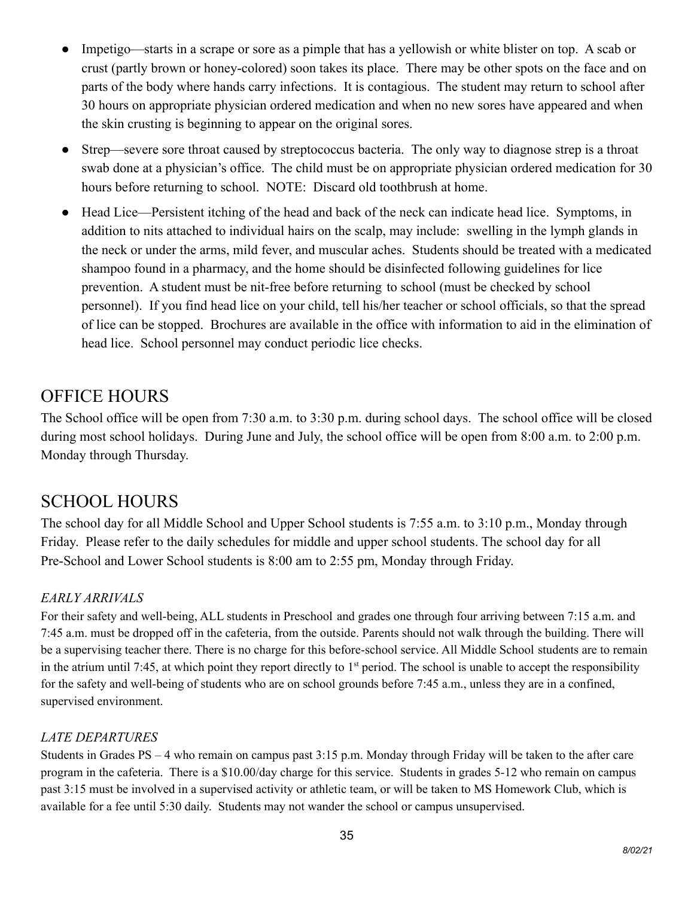- Impetigo—starts in a scrape or sore as a pimple that has a yellowish or white blister on top. A scab or crust (partly brown or honey-colored) soon takes its place. There may be other spots on the face and on parts of the body where hands carry infections. It is contagious. The student may return to school after 30 hours on appropriate physician ordered medication and when no new sores have appeared and when the skin crusting is beginning to appear on the original sores.
- Strep—severe sore throat caused by streptococcus bacteria. The only way to diagnose strep is a throat swab done at a physician's office. The child must be on appropriate physician ordered medication for 30 hours before returning to school. NOTE: Discard old toothbrush at home.
- Head Lice—Persistent itching of the head and back of the neck can indicate head lice. Symptoms, in addition to nits attached to individual hairs on the scalp, may include: swelling in the lymph glands in the neck or under the arms, mild fever, and muscular aches. Students should be treated with a medicated shampoo found in a pharmacy, and the home should be disinfected following guidelines for lice prevention. A student must be nit-free before returning to school (must be checked by school personnel). If you find head lice on your child, tell his/her teacher or school officials, so that the spread of lice can be stopped. Brochures are available in the office with information to aid in the elimination of head lice. School personnel may conduct periodic lice checks.

## OFFICE HOURS

The School office will be open from 7:30 a.m. to 3:30 p.m. during school days. The school office will be closed during most school holidays. During June and July, the school office will be open from 8:00 a.m. to 2:00 p.m. Monday through Thursday.

## SCHOOL HOURS

The school day for all Middle School and Upper School students is 7:55 a.m. to 3:10 p.m., Monday through Friday. Please refer to the daily schedules for middle and upper school students. The school day for all Pre-School and Lower School students is 8:00 am to 2:55 pm, Monday through Friday.

### *EARLY ARRIVALS*

For their safety and well-being, ALL students in Preschool and grades one through four arriving between 7:15 a.m. and 7:45 a.m. must be dropped off in the cafeteria, from the outside. Parents should not walk through the building. There will be a supervising teacher there. There is no charge for this before-school service. All Middle School students are to remain in the atrium until 7:45, at which point they report directly to 1st period. The school is unable to accept the responsibility for the safety and well-being of students who are on school grounds before 7:45 a.m., unless they are in a confined, supervised environment.

### *LATE DEPARTURES*

Students in Grades PS – 4 who remain on campus past 3:15 p.m. Monday through Friday will be taken to the after care program in the cafeteria. There is a $10.00/day charge for this service. Students in grades 5-12 who remain on campus past 3:15 must be involved in a supervised activity or athletic team, or will be taken to MS Homework Club, which is available for a fee until 5:30 daily. Students may not wander the school or campus unsupervised.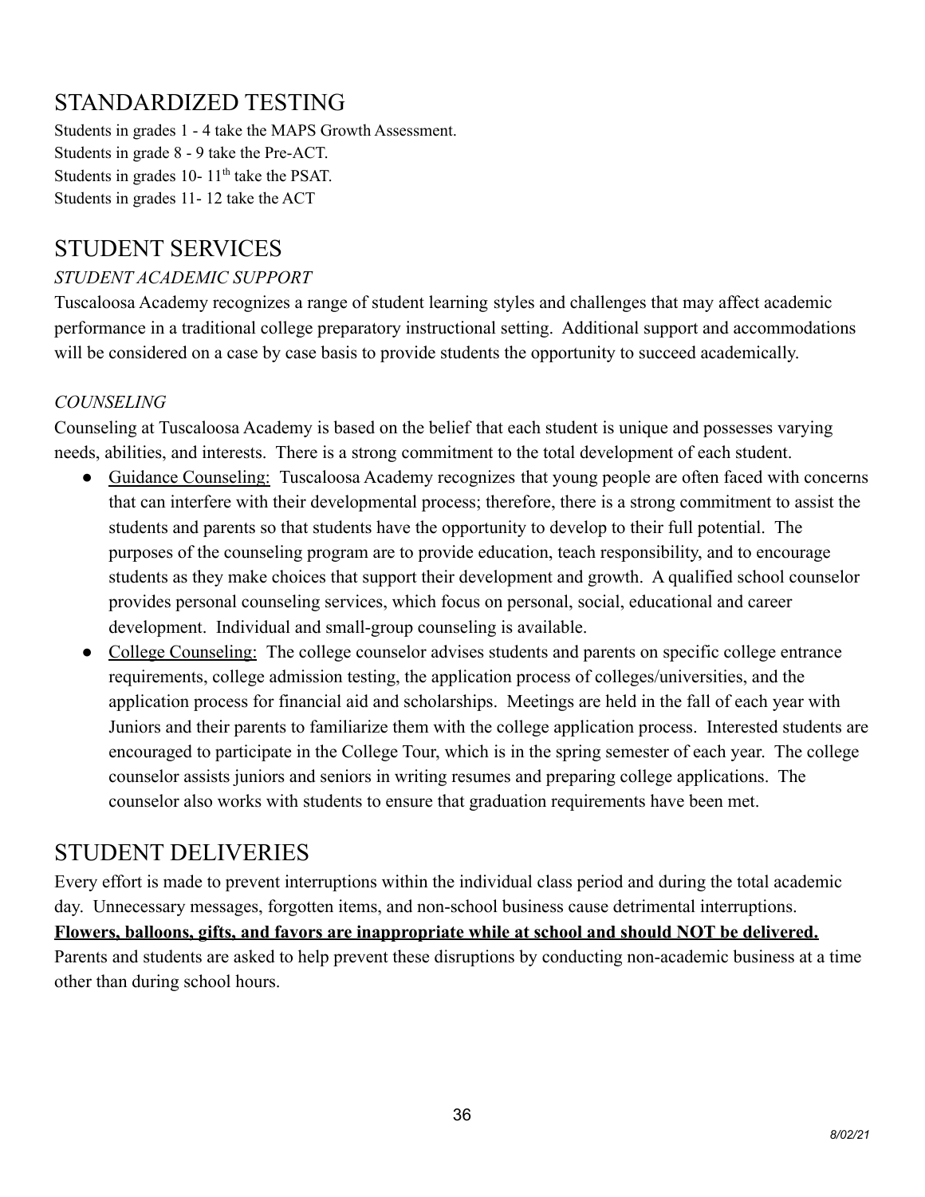## STANDARDIZED TESTING

Students in grades 1 - 4 take the MAPS Growth Assessment.
Students in grade 8 - 9 take the Pre-ACT.
Students in grades 10- 11$^{th}$ take the PSAT.
Students in grades 11- 12 take the ACT

## STUDENT SERVICES

### *STUDENT ACADEMIC SUPPORT*

Tuscaloosa Academy recognizes a range of student learning styles and challenges that may affect academic performance in a traditional college preparatory instructional setting. Additional support and accommodations will be considered on a case by case basis to provide students the opportunity to succeed academically.

### *COUNSELING*

Counseling at Tuscaloosa Academy is based on the belief that each student is unique and possesses varying needs, abilities, and interests. There is a strong commitment to the total development of each student.

- <u>Guidance Counseling:</u> Tuscaloosa Academy recognizes that young people are often faced with concerns that can interfere with their developmental process; therefore, there is a strong commitment to assist the students and parents so that students have the opportunity to develop to their full potential. The purposes of the counseling program are to provide education, teach responsibility, and to encourage students as they make choices that support their development and growth. A qualified school counselor provides personal counseling services, which focus on personal, social, educational and career development. Individual and small-group counseling is available.
- <u>College Counseling:</u> The college counselor advises students and parents on specific college entrance requirements, college admission testing, the application process of colleges/universities, and the application process for financial aid and scholarships. Meetings are held in the fall of each year with Juniors and their parents to familiarize them with the college application process. Interested students are encouraged to participate in the College Tour, which is in the spring semester of each year. The college counselor assists juniors and seniors in writing resumes and preparing college applications. The counselor also works with students to ensure that graduation requirements have been met.

## STUDENT DELIVERIES

Every effort is made to prevent interruptions within the individual class period and during the total academic day. Unnecessary messages, forgotten items, and non-school business cause detrimental interruptions. **<u>Flowers, balloons, gifts, and favors are inappropriate while at school and should NOT be delivered.</u>** Parents and students are asked to help prevent these disruptions by conducting non-academic business at a time other than during school hours.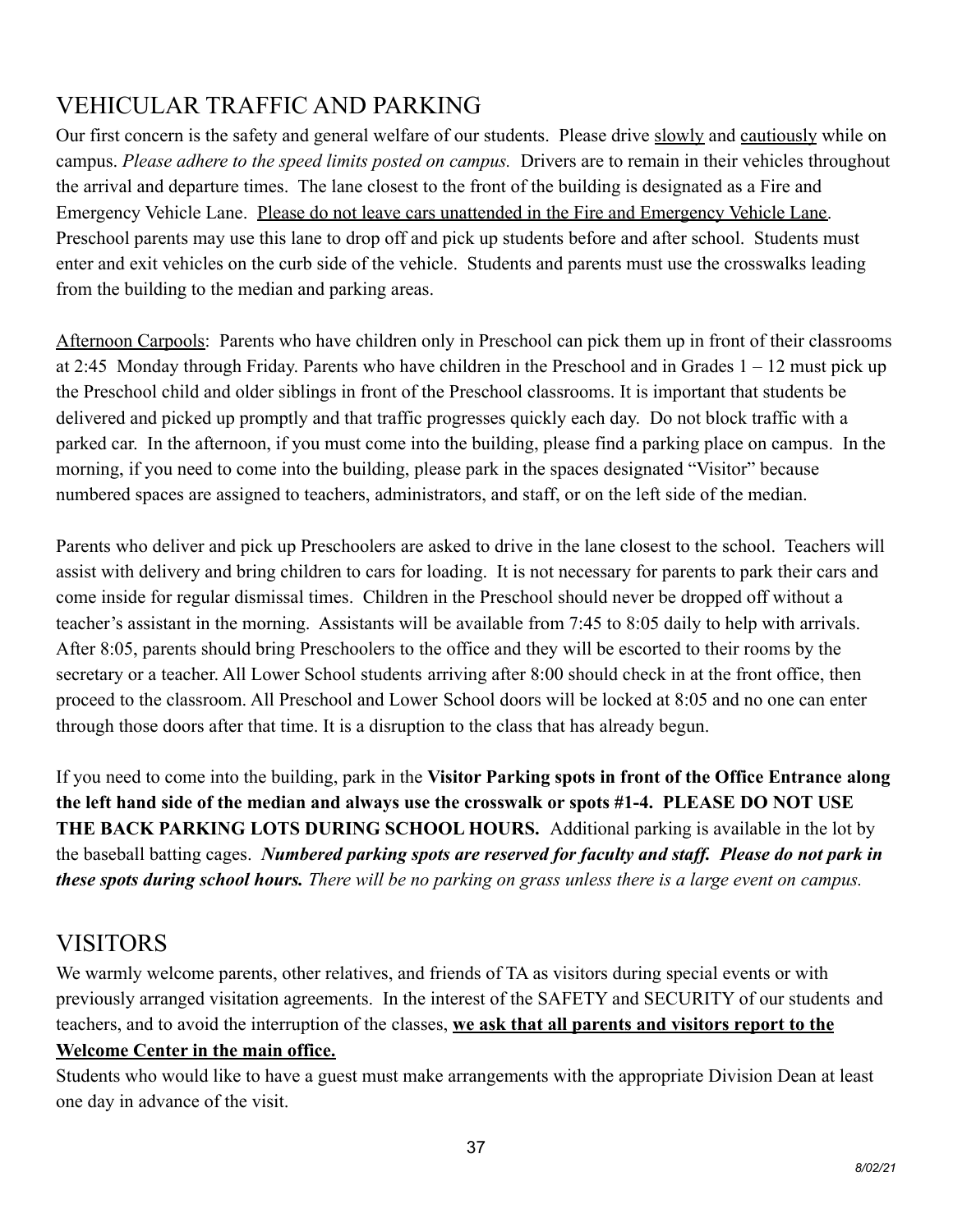## VEHICULAR TRAFFIC AND PARKING

Our first concern is the safety and general welfare of our students. Please drive slowly and cautiously while on campus. *Please adhere to the speed limits posted on campus.* Drivers are to remain in their vehicles throughout the arrival and departure times. The lane closest to the front of the building is designated as a Fire and Emergency Vehicle Lane. Please do not leave cars unattended in the Fire and Emergency Vehicle Lane. Preschool parents may use this lane to drop off and pick up students before and after school. Students must enter and exit vehicles on the curb side of the vehicle. Students and parents must use the crosswalks leading from the building to the median and parking areas.

Afternoon Carpools: Parents who have children only in Preschool can pick them up in front of their classrooms at 2:45 Monday through Friday. Parents who have children in the Preschool and in Grades 1 – 12 must pick up the Preschool child and older siblings in front of the Preschool classrooms. It is important that students be delivered and picked up promptly and that traffic progresses quickly each day. Do not block traffic with a parked car. In the afternoon, if you must come into the building, please find a parking place on campus. In the morning, if you need to come into the building, please park in the spaces designated "Visitor" because numbered spaces are assigned to teachers, administrators, and staff, or on the left side of the median.

Parents who deliver and pick up Preschoolers are asked to drive in the lane closest to the school. Teachers will assist with delivery and bring children to cars for loading. It is not necessary for parents to park their cars and come inside for regular dismissal times. Children in the Preschool should never be dropped off without a teacher's assistant in the morning. Assistants will be available from 7:45 to 8:05 daily to help with arrivals. After 8:05, parents should bring Preschoolers to the office and they will be escorted to their rooms by the secretary or a teacher. All Lower School students arriving after 8:00 should check in at the front office, then proceed to the classroom. All Preschool and Lower School doors will be locked at 8:05 and no one can enter through those doors after that time. It is a disruption to the class that has already begun.

If you need to come into the building, park in the **Visitor Parking spots in front of the Office Entrance along the left hand side of the median and always use the crosswalk or spots #1-4. PLEASE DO NOT USE THE BACK PARKING LOTS DURING SCHOOL HOURS.** Additional parking is available in the lot by the baseball batting cages. ***Numbered parking spots are reserved for faculty and staff. Please do not park in these spots during school hours.*** *There will be no parking on grass unless there is a large event on campus.*

## VISITORS

We warmly welcome parents, other relatives, and friends of TA as visitors during special events or with previously arranged visitation agreements. In the interest of the SAFETY and SECURITY of our students and teachers, and to avoid the interruption of the classes, **we ask that all parents and visitors report to the Welcome Center in the main office.**

Students who would like to have a guest must make arrangements with the appropriate Division Dean at least one day in advance of the visit.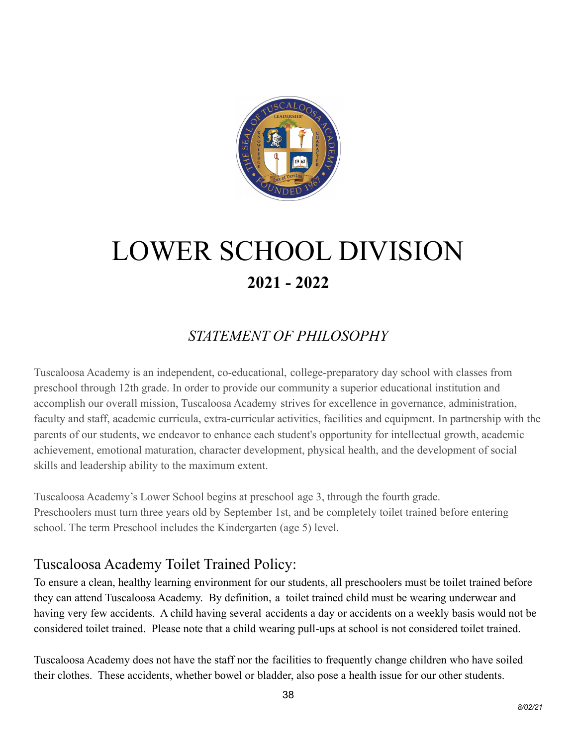# LOWER SCHOOL DIVISION

## 2021 - 2022

### *STATEMENT OF PHILOSOPHY*

Tuscaloosa Academy is an independent, co-educational, college-preparatory day school with classes from preschool through 12th grade. In order to provide our community a superior educational institution and accomplish our overall mission, Tuscaloosa Academy strives for excellence in governance, administration, faculty and staff, academic curricula, extra-curricular activities, facilities and equipment. In partnership with the parents of our students, we endeavor to enhance each student's opportunity for intellectual growth, academic achievement, emotional maturation, character development, physical health, and the development of social skills and leadership ability to the maximum extent.

Tuscaloosa Academy's Lower School begins at preschool age 3, through the fourth grade. Preschoolers must turn three years old by September 1st, and be completely toilet trained before entering school. The term Preschool includes the Kindergarten (age 5) level.

### Tuscaloosa Academy Toilet Trained Policy:

To ensure a clean, healthy learning environment for our students, all preschoolers must be toilet trained before they can attend Tuscaloosa Academy. By definition, a toilet trained child must be wearing underwear and having very few accidents. A child having several accidents a day or accidents on a weekly basis would not be considered toilet trained. Please note that a child wearing pull-ups at school is not considered toilet trained.

Tuscaloosa Academy does not have the staff nor the facilities to frequently change children who have soiled their clothes. These accidents, whether bowel or bladder, also pose a health issue for our other students.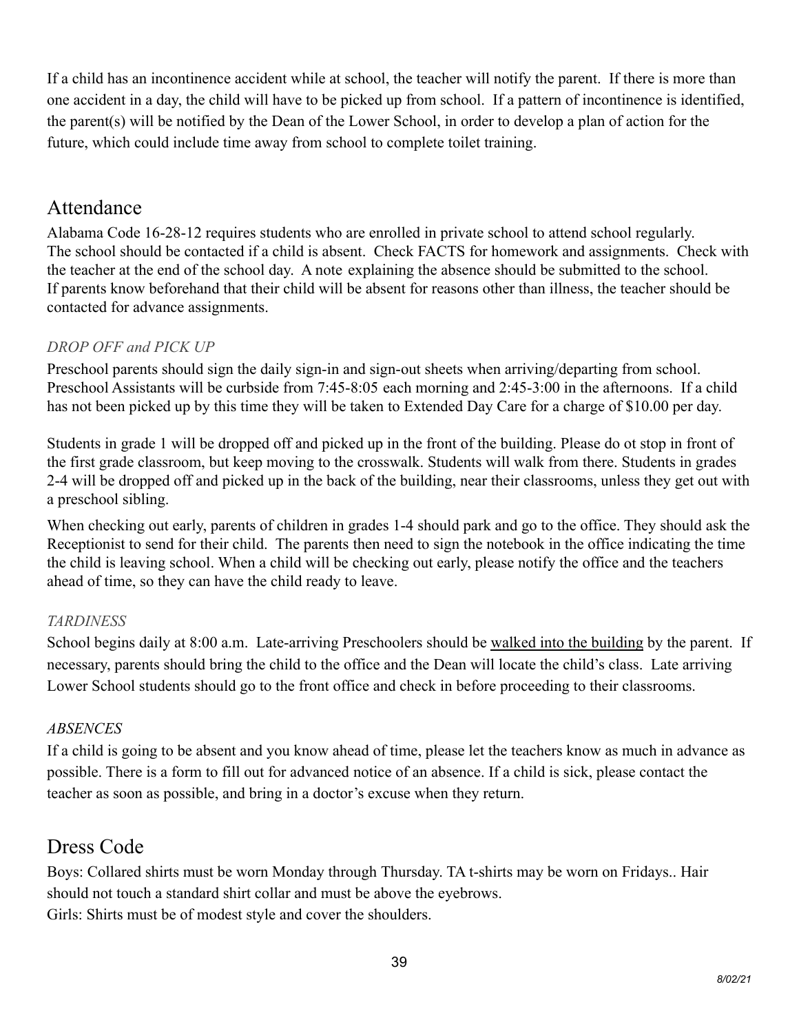If a child has an incontinence accident while at school, the teacher will notify the parent. If there is more than one accident in a day, the child will have to be picked up from school. If a pattern of incontinence is identified, the parent(s) will be notified by the Dean of the Lower School, in order to develop a plan of action for the future, which could include time away from school to complete toilet training.

## Attendance

Alabama Code 16-28-12 requires students who are enrolled in private school to attend school regularly. The school should be contacted if a child is absent. Check FACTS for homework and assignments. Check with the teacher at the end of the school day. A note explaining the absence should be submitted to the school. If parents know beforehand that their child will be absent for reasons other than illness, the teacher should be contacted for advance assignments.

### *DROP OFF and PICK UP*

Preschool parents should sign the daily sign-in and sign-out sheets when arriving/departing from school. Preschool Assistants will be curbside from 7:45-8:05 each morning and 2:45-3:00 in the afternoons. If a child has not been picked up by this time they will be taken to Extended Day Care for a charge of $10.00 per day.

Students in grade 1 will be dropped off and picked up in the front of the building. Please do ot stop in front of the first grade classroom, but keep moving to the crosswalk. Students will walk from there. Students in grades 2-4 will be dropped off and picked up in the back of the building, near their classrooms, unless they get out with a preschool sibling.

When checking out early, parents of children in grades 1-4 should park and go to the office. They should ask the Receptionist to send for their child. The parents then need to sign the notebook in the office indicating the time the child is leaving school. When a child will be checking out early, please notify the office and the teachers ahead of time, so they can have the child ready to leave.

### *TARDINESS*

School begins daily at 8:00 a.m. Late-arriving Preschoolers should be <u>walked into the building</u> by the parent. If necessary, parents should bring the child to the office and the Dean will locate the child's class. Late arriving Lower School students should go to the front office and check in before proceeding to their classrooms.

### *ABSENCES*

If a child is going to be absent and you know ahead of time, please let the teachers know as much in advance as possible. There is a form to fill out for advanced notice of an absence. If a child is sick, please contact the teacher as soon as possible, and bring in a doctor's excuse when they return.

## Dress Code

Boys: Collared shirts must be worn Monday through Thursday. TA t-shirts may be worn on Fridays.. Hair should not touch a standard shirt collar and must be above the eyebrows.
Girls: Shirts must be of modest style and cover the shoulders.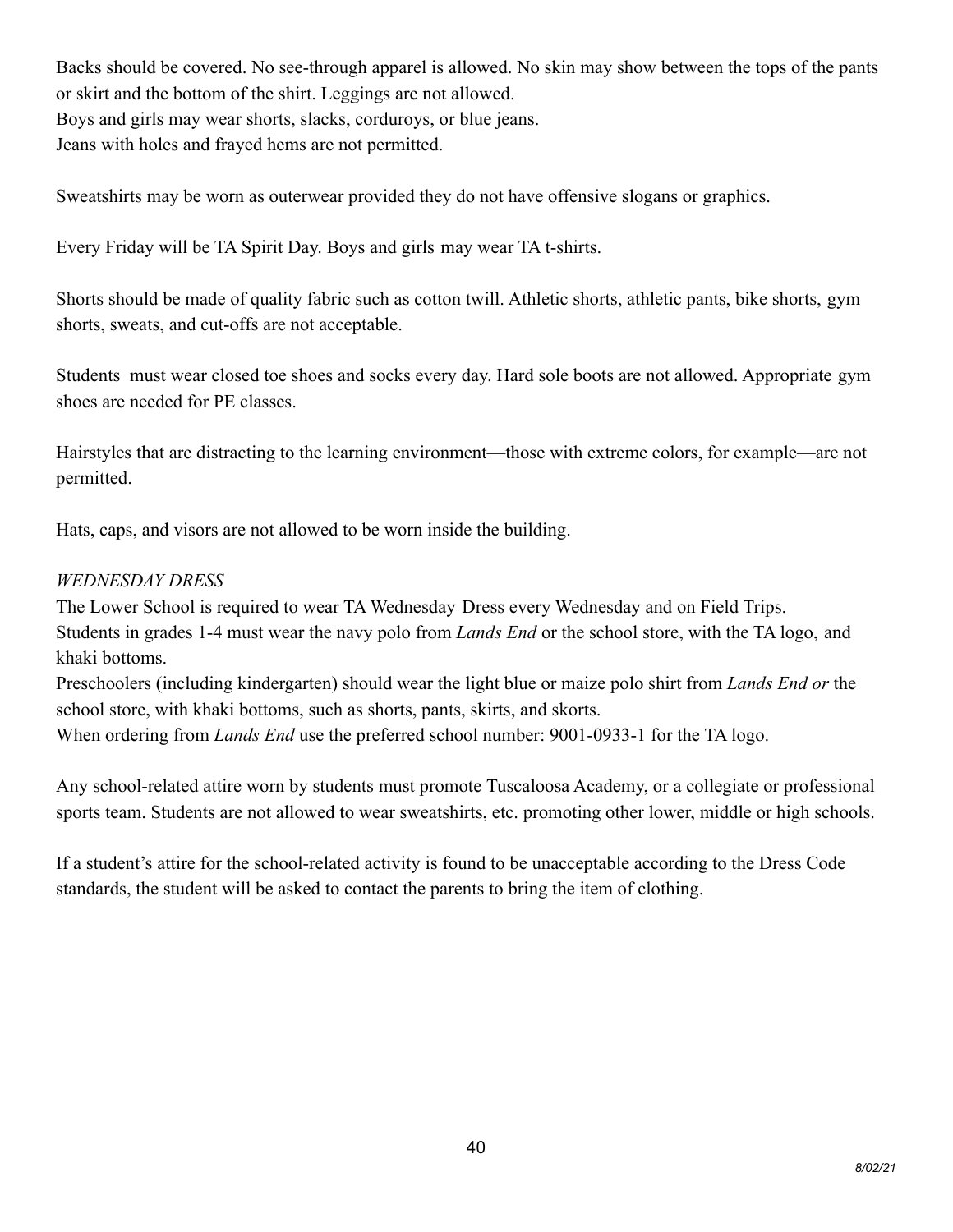Backs should be covered. No see-through apparel is allowed. No skin may show between the tops of the pants or skirt and the bottom of the shirt. Leggings are not allowed.
Boys and girls may wear shorts, slacks, corduroys, or blue jeans.
Jeans with holes and frayed hems are not permitted.

Sweatshirts may be worn as outerwear provided they do not have offensive slogans or graphics.

Every Friday will be TA Spirit Day. Boys and girls may wear TA t-shirts.

Shorts should be made of quality fabric such as cotton twill. Athletic shorts, athletic pants, bike shorts, gym shorts, sweats, and cut-offs are not acceptable.

Students must wear closed toe shoes and socks every day. Hard sole boots are not allowed. Appropriate gym shoes are needed for PE classes.

Hairstyles that are distracting to the learning environment—those with extreme colors, for example—are not permitted.

Hats, caps, and visors are not allowed to be worn inside the building.

*WEDNESDAY DRESS*

The Lower School is required to wear TA Wednesday Dress every Wednesday and on Field Trips.
Students in grades 1-4 must wear the navy polo from *Lands End* or the school store, with the TA logo, and khaki bottoms.
Preschoolers (including kindergarten) should wear the light blue or maize polo shirt from *Lands End or* the school store, with khaki bottoms, such as shorts, pants, skirts, and skorts.
When ordering from *Lands End* use the preferred school number: 9001-0933-1 for the TA logo.

Any school-related attire worn by students must promote Tuscaloosa Academy, or a collegiate or professional sports team. Students are not allowed to wear sweatshirts, etc. promoting other lower, middle or high schools.

If a student's attire for the school-related activity is found to be unacceptable according to the Dress Code standards, the student will be asked to contact the parents to bring the item of clothing.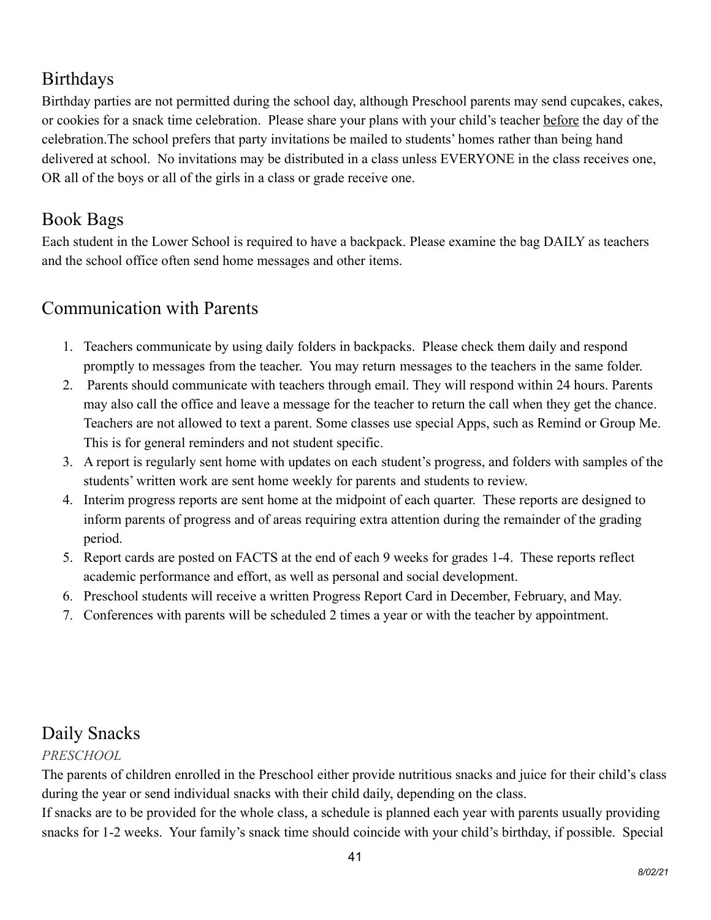## Birthdays

Birthday parties are not permitted during the school day, although Preschool parents may send cupcakes, cakes, or cookies for a snack time celebration. Please share your plans with your child's teacher <u>before</u> the day of the celebration.The school prefers that party invitations be mailed to students' homes rather than being hand delivered at school. No invitations may be distributed in a class unless EVERYONE in the class receives one, OR all of the boys or all of the girls in a class or grade receive one.

## Book Bags

Each student in the Lower School is required to have a backpack. Please examine the bag DAILY as teachers and the school office often send home messages and other items.

## Communication with Parents

1. Teachers communicate by using daily folders in backpacks. Please check them daily and respond promptly to messages from the teacher. You may return messages to the teachers in the same folder.
2. Parents should communicate with teachers through email. They will respond within 24 hours. Parents may also call the office and leave a message for the teacher to return the call when they get the chance. Teachers are not allowed to text a parent. Some classes use special Apps, such as Remind or Group Me. This is for general reminders and not student specific.
3. A report is regularly sent home with updates on each student's progress, and folders with samples of the students' written work are sent home weekly for parents and students to review.
4. Interim progress reports are sent home at the midpoint of each quarter. These reports are designed to inform parents of progress and of areas requiring extra attention during the remainder of the grading period.
5. Report cards are posted on FACTS at the end of each 9 weeks for grades 1-4. These reports reflect academic performance and effort, as well as personal and social development.
6. Preschool students will receive a written Progress Report Card in December, February, and May.
7. Conferences with parents will be scheduled 2 times a year or with the teacher by appointment.

## Daily Snacks

*PRESCHOOL*

The parents of children enrolled in the Preschool either provide nutritious snacks and juice for their child's class during the year or send individual snacks with their child daily, depending on the class.

If snacks are to be provided for the whole class, a schedule is planned each year with parents usually providing snacks for 1-2 weeks. Your family's snack time should coincide with your child's birthday, if possible. Special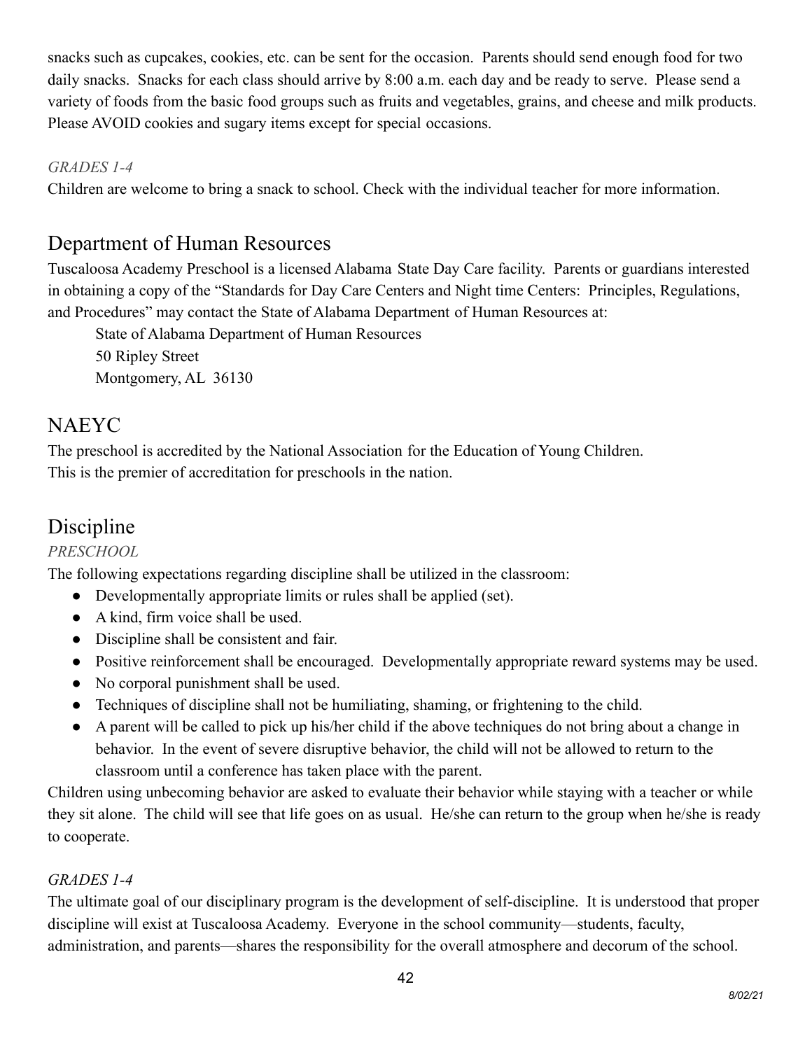snacks such as cupcakes, cookies, etc. can be sent for the occasion. Parents should send enough food for two daily snacks. Snacks for each class should arrive by 8:00 a.m. each day and be ready to serve. Please send a variety of foods from the basic food groups such as fruits and vegetables, grains, and cheese and milk products. Please AVOID cookies and sugary items except for special occasions.

*GRADES 1-4*

Children are welcome to bring a snack to school. Check with the individual teacher for more information.

## Department of Human Resources

Tuscaloosa Academy Preschool is a licensed Alabama State Day Care facility. Parents or guardians interested in obtaining a copy of the "Standards for Day Care Centers and Night time Centers: Principles, Regulations, and Procedures" may contact the State of Alabama Department of Human Resources at:

State of Alabama Department of Human Resources
50 Ripley Street
Montgomery, AL 36130

## NAEYC

The preschool is accredited by the National Association for the Education of Young Children.
This is the premier of accreditation for preschools in the nation.

## Discipline

*PRESCHOOL*

The following expectations regarding discipline shall be utilized in the classroom:

- Developmentally appropriate limits or rules shall be applied (set).
- A kind, firm voice shall be used.
- Discipline shall be consistent and fair.
- Positive reinforcement shall be encouraged. Developmentally appropriate reward systems may be used.
- No corporal punishment shall be used.
- Techniques of discipline shall not be humiliating, shaming, or frightening to the child.
- A parent will be called to pick up his/her child if the above techniques do not bring about a change in behavior. In the event of severe disruptive behavior, the child will not be allowed to return to the classroom until a conference has taken place with the parent.

Children using unbecoming behavior are asked to evaluate their behavior while staying with a teacher or while they sit alone. The child will see that life goes on as usual. He/she can return to the group when he/she is ready to cooperate.

*GRADES 1-4*

The ultimate goal of our disciplinary program is the development of self-discipline. It is understood that proper discipline will exist at Tuscaloosa Academy. Everyone in the school community—students, faculty, administration, and parents—shares the responsibility for the overall atmosphere and decorum of the school.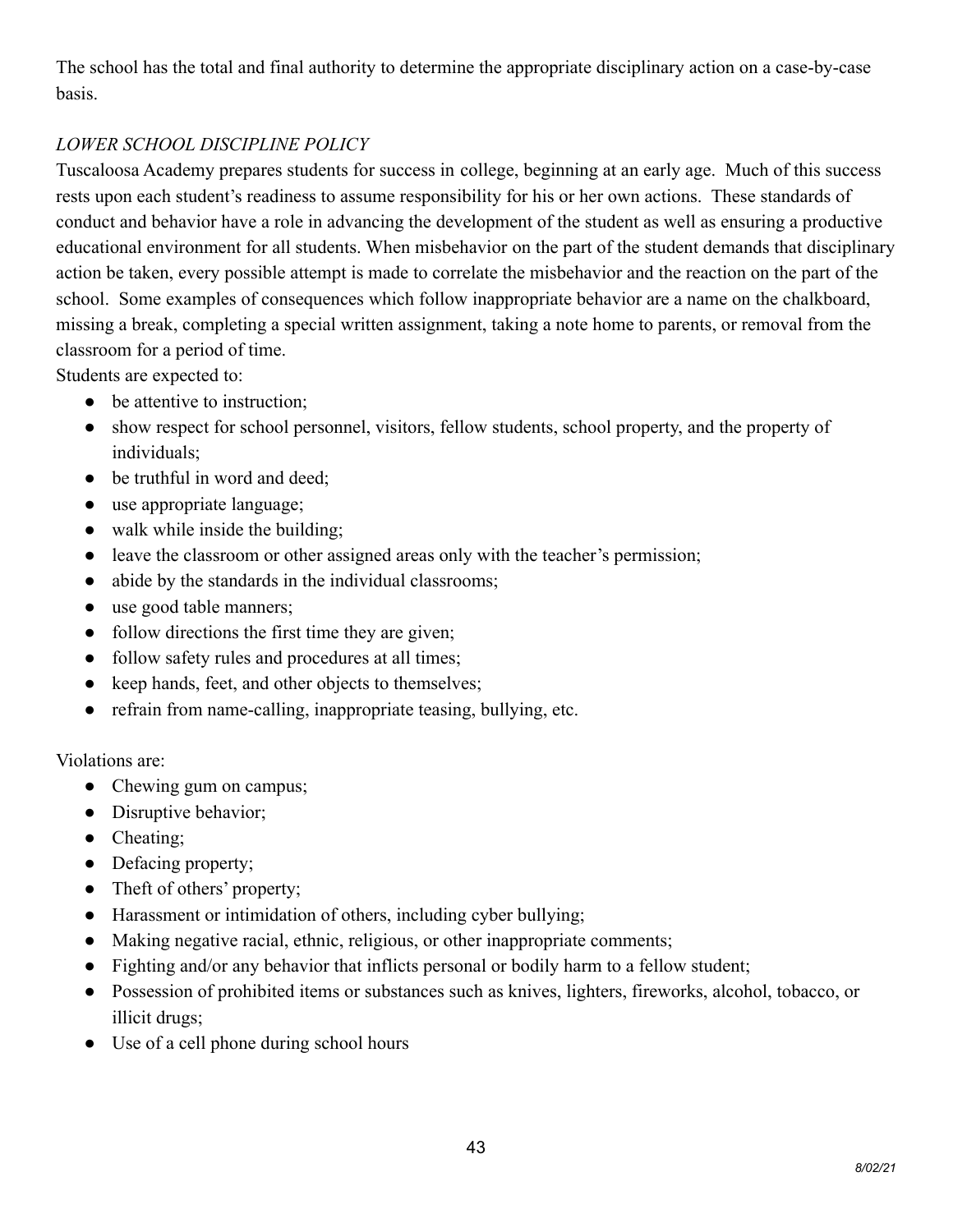The school has the total and final authority to determine the appropriate disciplinary action on a case-by-case basis.

*LOWER SCHOOL DISCIPLINE POLICY*

Tuscaloosa Academy prepares students for success in college, beginning at an early age. Much of this success rests upon each student's readiness to assume responsibility for his or her own actions. These standards of conduct and behavior have a role in advancing the development of the student as well as ensuring a productive educational environment for all students. When misbehavior on the part of the student demands that disciplinary action be taken, every possible attempt is made to correlate the misbehavior and the reaction on the part of the school. Some examples of consequences which follow inappropriate behavior are a name on the chalkboard, missing a break, completing a special written assignment, taking a note home to parents, or removal from the classroom for a period of time.

Students are expected to:

- be attentive to instruction;
- show respect for school personnel, visitors, fellow students, school property, and the property of individuals;
- be truthful in word and deed;
- use appropriate language;
- walk while inside the building;
- leave the classroom or other assigned areas only with the teacher's permission;
- abide by the standards in the individual classrooms;
- use good table manners;
- follow directions the first time they are given;
- follow safety rules and procedures at all times;
- keep hands, feet, and other objects to themselves;
- refrain from name-calling, inappropriate teasing, bullying, etc.

Violations are:

- Chewing gum on campus;
- Disruptive behavior;
- Cheating;
- Defacing property;
- Theft of others' property;
- Harassment or intimidation of others, including cyber bullying;
- Making negative racial, ethnic, religious, or other inappropriate comments;
- Fighting and/or any behavior that inflicts personal or bodily harm to a fellow student;
- Possession of prohibited items or substances such as knives, lighters, fireworks, alcohol, tobacco, or illicit drugs;
- Use of a cell phone during school hours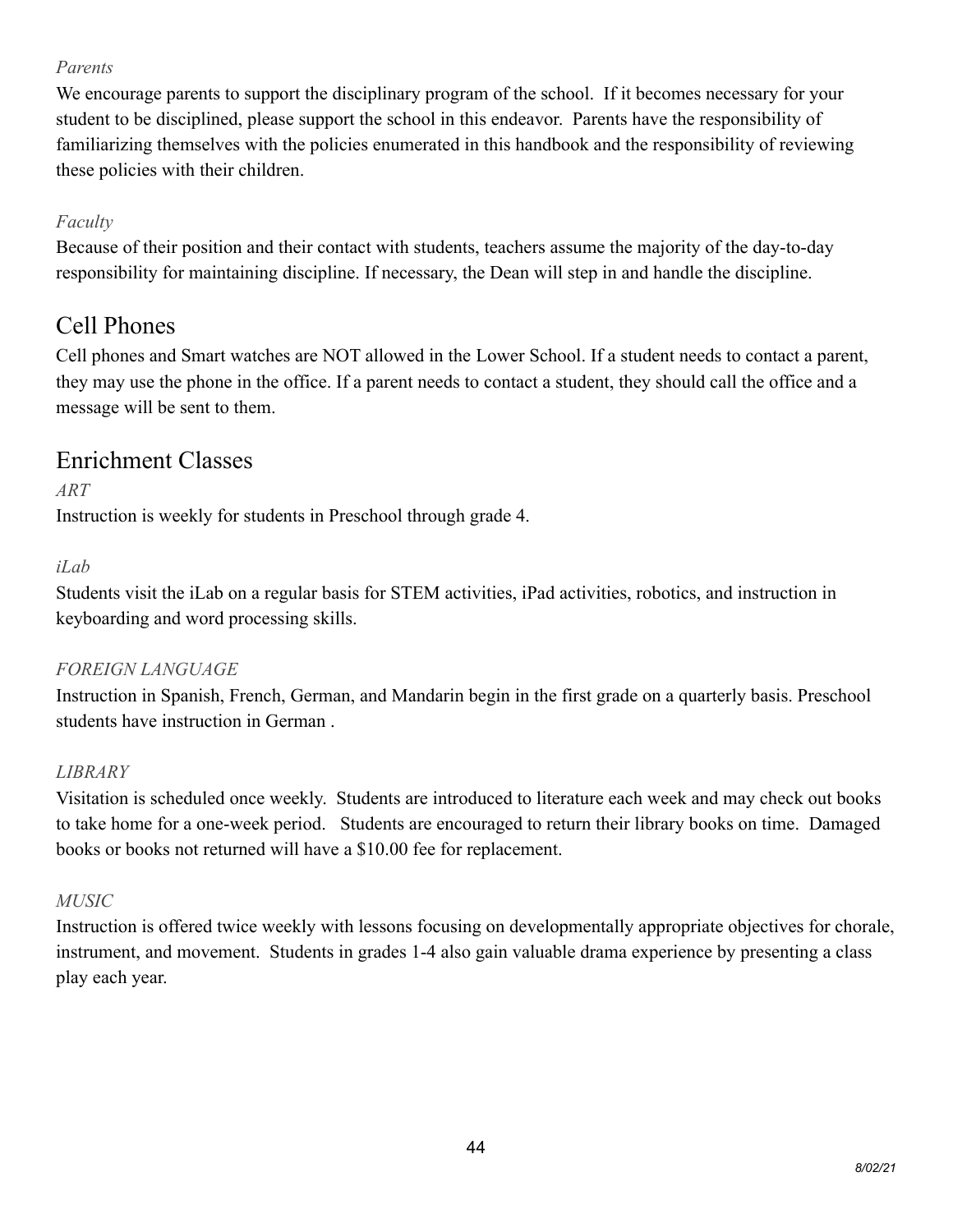*Parents*

We encourage parents to support the disciplinary program of the school. If it becomes necessary for your student to be disciplined, please support the school in this endeavor. Parents have the responsibility of familiarizing themselves with the policies enumerated in this handbook and the responsibility of reviewing these policies with their children.

*Faculty*

Because of their position and their contact with students, teachers assume the majority of the day-to-day responsibility for maintaining discipline. If necessary, the Dean will step in and handle the discipline.

## Cell Phones

Cell phones and Smart watches are NOT allowed in the Lower School. If a student needs to contact a parent, they may use the phone in the office. If a parent needs to contact a student, they should call the office and a message will be sent to them.

## Enrichment Classes

*ART*

Instruction is weekly for students in Preschool through grade 4.

*iLab*

Students visit the iLab on a regular basis for STEM activities, iPad activities, robotics, and instruction in keyboarding and word processing skills.

*FOREIGN LANGUAGE*

Instruction in Spanish, French, German, and Mandarin begin in the first grade on a quarterly basis. Preschool students have instruction in German .

*LIBRARY*

Visitation is scheduled once weekly. Students are introduced to literature each week and may check out books to take home for a one-week period. Students are encouraged to return their library books on time. Damaged books or books not returned will have a $10.00 fee for replacement.

*MUSIC*

Instruction is offered twice weekly with lessons focusing on developmentally appropriate objectives for chorale, instrument, and movement. Students in grades 1-4 also gain valuable drama experience by presenting a class play each year.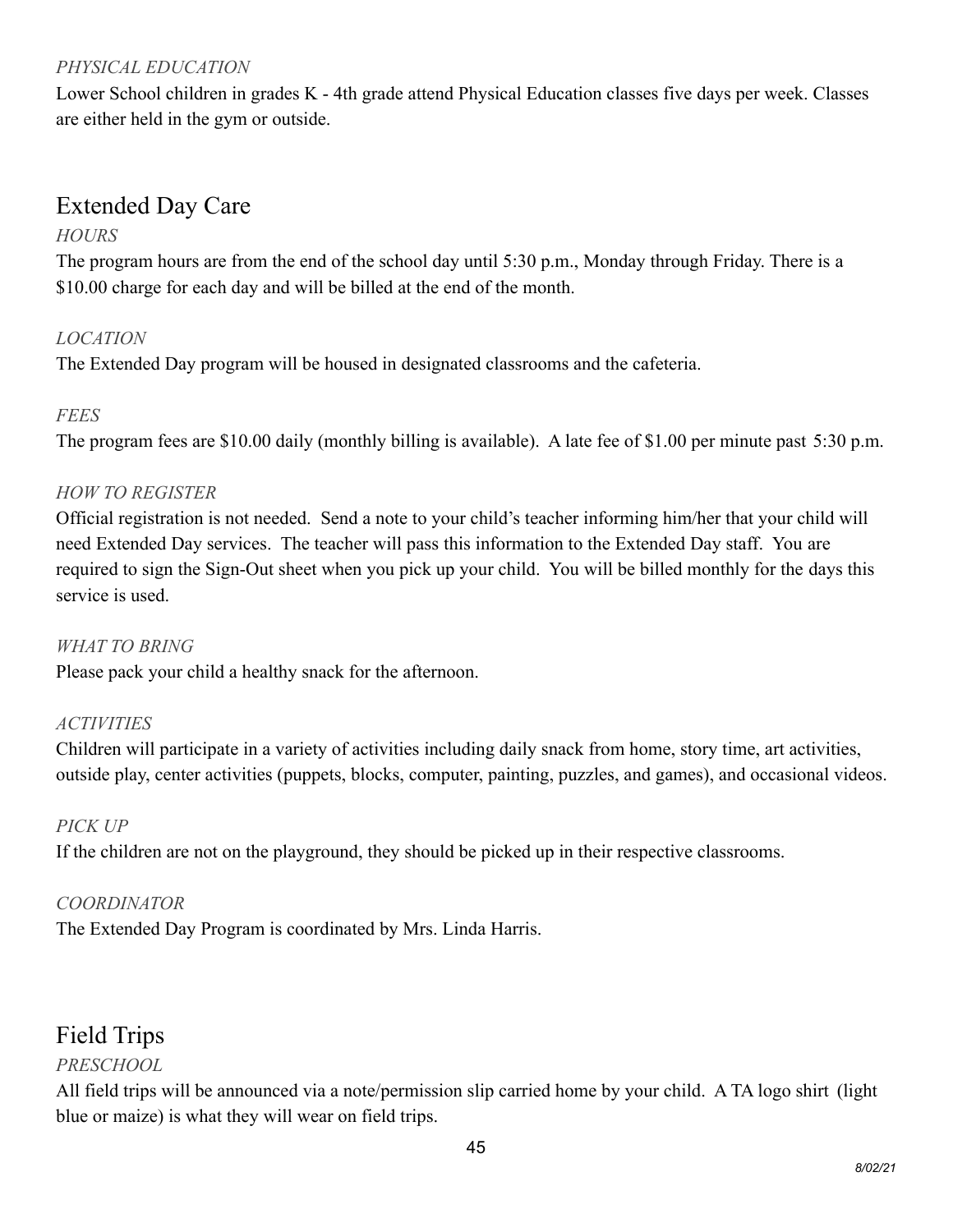*PHYSICAL EDUCATION*

Lower School children in grades K - 4th grade attend Physical Education classes five days per week. Classes are either held in the gym or outside.

## Extended Day Care

*HOURS*

The program hours are from the end of the school day until 5:30 p.m., Monday through Friday. There is a $10.00 charge for each day and will be billed at the end of the month.

*LOCATION*

The Extended Day program will be housed in designated classrooms and the cafeteria.

*FEES*

The program fees are $10.00 daily (monthly billing is available). A late fee of $1.00 per minute past 5:30 p.m.

*HOW TO REGISTER*

Official registration is not needed. Send a note to your child's teacher informing him/her that your child will need Extended Day services. The teacher will pass this information to the Extended Day staff. You are required to sign the Sign-Out sheet when you pick up your child. You will be billed monthly for the days this service is used.

*WHAT TO BRING*

Please pack your child a healthy snack for the afternoon.

*ACTIVITIES*

Children will participate in a variety of activities including daily snack from home, story time, art activities, outside play, center activities (puppets, blocks, computer, painting, puzzles, and games), and occasional videos.

*PICK UP*

If the children are not on the playground, they should be picked up in their respective classrooms.

*COORDINATOR*

The Extended Day Program is coordinated by Mrs. Linda Harris.

## Field Trips

*PRESCHOOL*

All field trips will be announced via a note/permission slip carried home by your child. A TA logo shirt (light blue or maize) is what they will wear on field trips.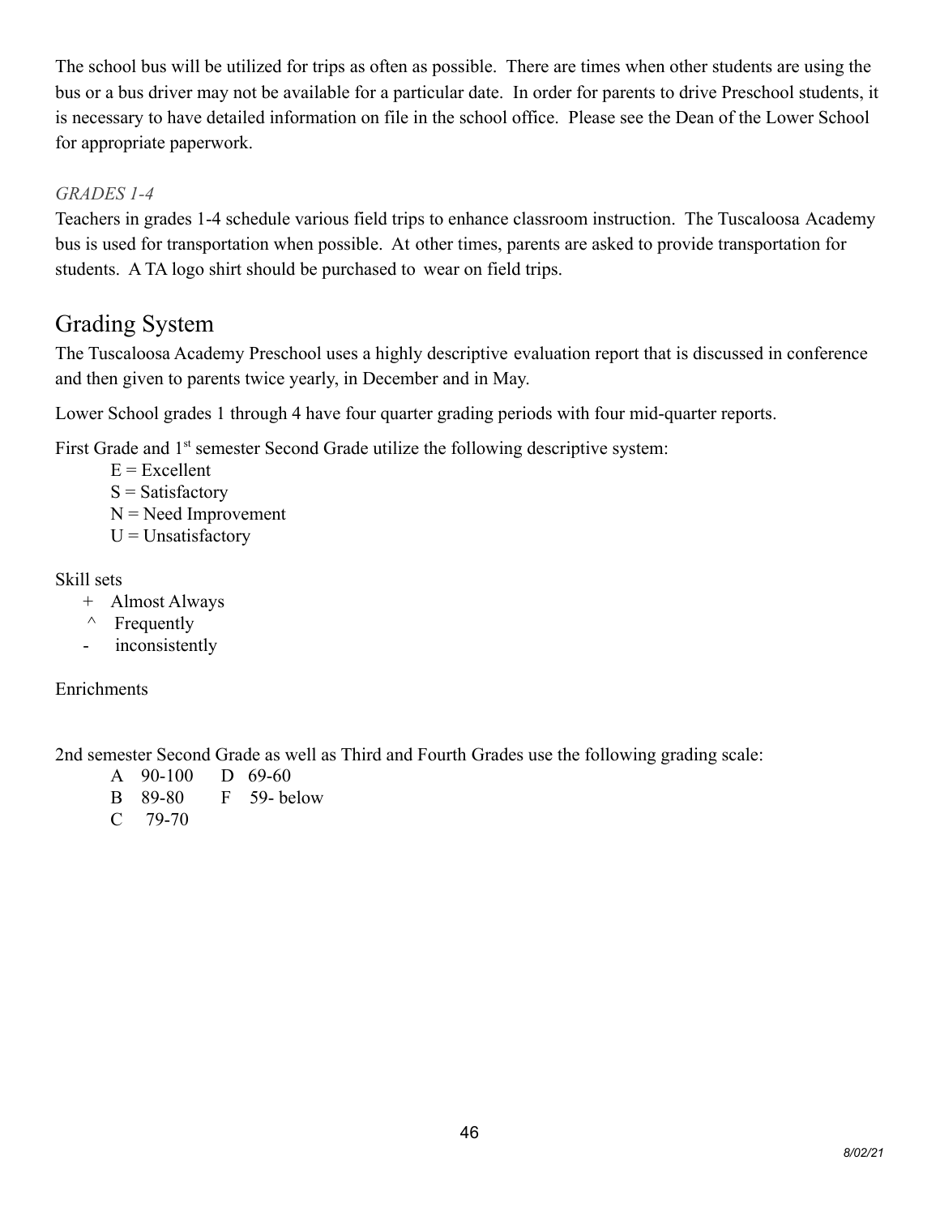The school bus will be utilized for trips as often as possible. There are times when other students are using the bus or a bus driver may not be available for a particular date. In order for parents to drive Preschool students, it is necessary to have detailed information on file in the school office. Please see the Dean of the Lower School for appropriate paperwork.

*GRADES 1-4*

Teachers in grades 1-4 schedule various field trips to enhance classroom instruction. The Tuscaloosa Academy bus is used for transportation when possible. At other times, parents are asked to provide transportation for students. A TA logo shirt should be purchased to wear on field trips.

## Grading System

The Tuscaloosa Academy Preschool uses a highly descriptive evaluation report that is discussed in conference and then given to parents twice yearly, in December and in May.

Lower School grades 1 through 4 have four quarter grading periods with four mid-quarter reports.

First Grade and 1st semester Second Grade utilize the following descriptive system:

E = Excellent
S = Satisfactory
N = Need Improvement
U = Unsatisfactory

Skill sets

+ Almost Always
^ Frequently
- inconsistently

Enrichments

2nd semester Second Grade as well as Third and Fourth Grades use the following grading scale:

| | | | |
|---|---|---|---|
| A | 90-100 | D | 69-60 |
| B | 89-80 | F | 59- below |
| C | 79-70 | | |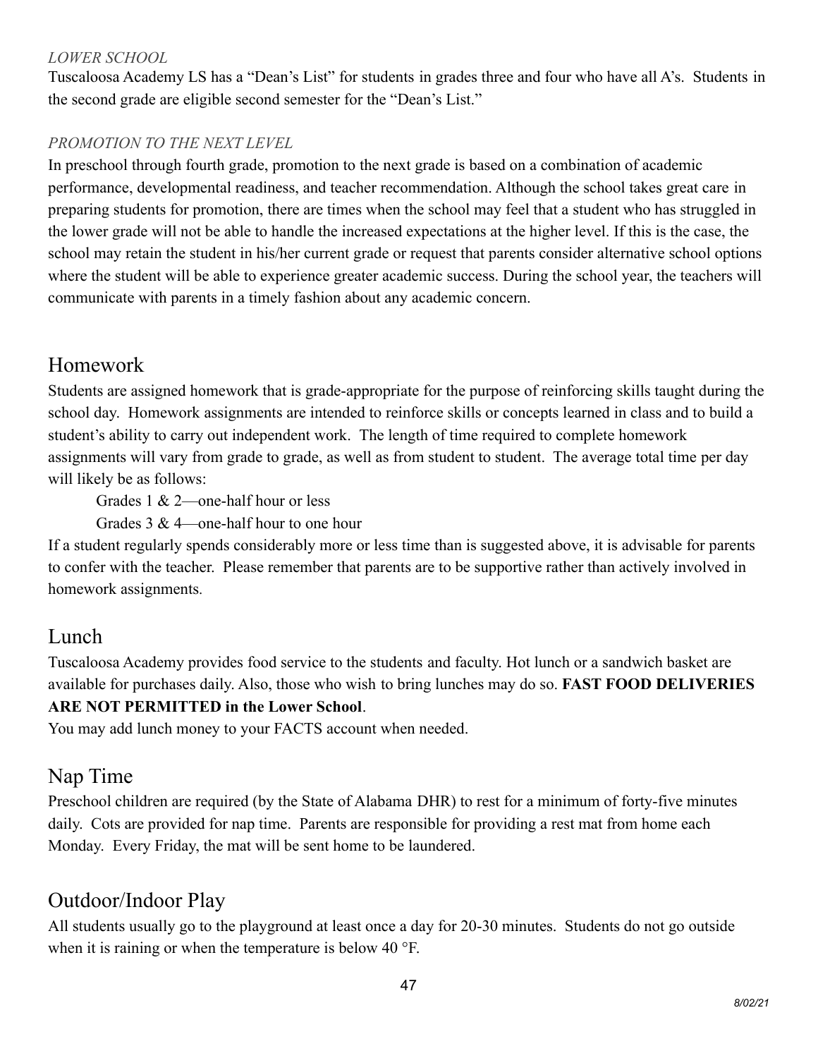*LOWER SCHOOL*

Tuscaloosa Academy LS has a "Dean's List" for students in grades three and four who have all A's. Students in the second grade are eligible second semester for the "Dean's List."

*PROMOTION TO THE NEXT LEVEL*

In preschool through fourth grade, promotion to the next grade is based on a combination of academic performance, developmental readiness, and teacher recommendation. Although the school takes great care in preparing students for promotion, there are times when the school may feel that a student who has struggled in the lower grade will not be able to handle the increased expectations at the higher level. If this is the case, the school may retain the student in his/her current grade or request that parents consider alternative school options where the student will be able to experience greater academic success. During the school year, the teachers will communicate with parents in a timely fashion about any academic concern.

## Homework

Students are assigned homework that is grade-appropriate for the purpose of reinforcing skills taught during the school day. Homework assignments are intended to reinforce skills or concepts learned in class and to build a student's ability to carry out independent work. The length of time required to complete homework assignments will vary from grade to grade, as well as from student to student. The average total time per day will likely be as follows:

Grades 1 & 2—one-half hour or less

Grades 3 & 4—one-half hour to one hour

If a student regularly spends considerably more or less time than is suggested above, it is advisable for parents to confer with the teacher. Please remember that parents are to be supportive rather than actively involved in homework assignments.

## Lunch

Tuscaloosa Academy provides food service to the students and faculty. Hot lunch or a sandwich basket are available for purchases daily. Also, those who wish to bring lunches may do so. **FAST FOOD DELIVERIES ARE NOT PERMITTED in the Lower School**.

You may add lunch money to your FACTS account when needed.

## Nap Time

Preschool children are required (by the State of Alabama DHR) to rest for a minimum of forty-five minutes daily. Cots are provided for nap time. Parents are responsible for providing a rest mat from home each Monday. Every Friday, the mat will be sent home to be laundered.

## Outdoor/Indoor Play

All students usually go to the playground at least once a day for 20-30 minutes. Students do not go outside when it is raining or when the temperature is below 40 °F.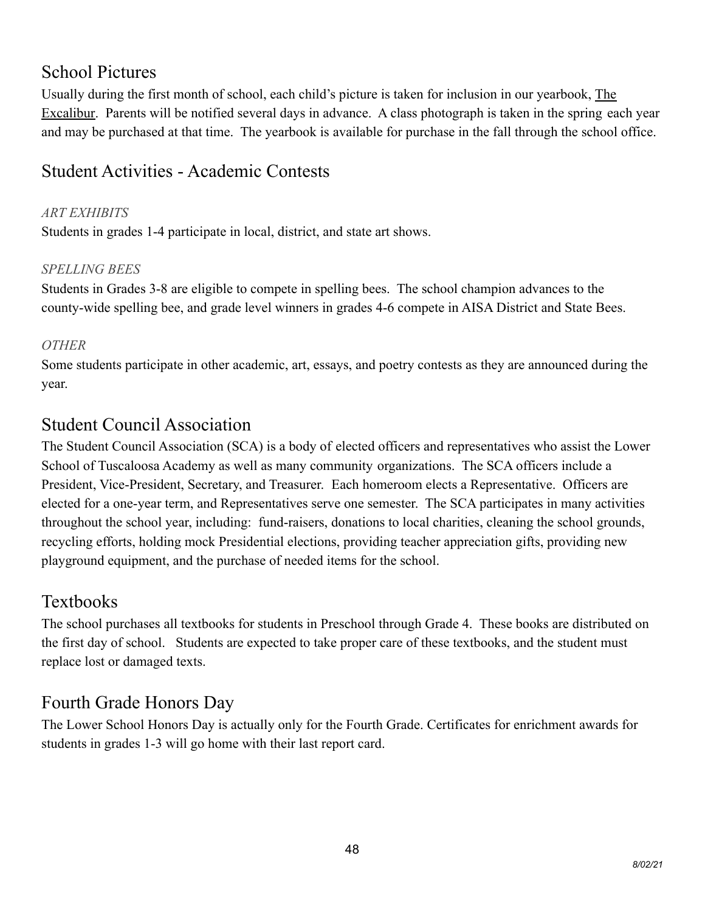## School Pictures

Usually during the first month of school, each child's picture is taken for inclusion in our yearbook, The Excalibur. Parents will be notified several days in advance. A class photograph is taken in the spring each year and may be purchased at that time. The yearbook is available for purchase in the fall through the school office.

## Student Activities - Academic Contests

### *ART EXHIBITS*

Students in grades 1-4 participate in local, district, and state art shows.

### *SPELLING BEES*

Students in Grades 3-8 are eligible to compete in spelling bees. The school champion advances to the county-wide spelling bee, and grade level winners in grades 4-6 compete in AISA District and State Bees.

### *OTHER*

Some students participate in other academic, art, essays, and poetry contests as they are announced during the year.

## Student Council Association

The Student Council Association (SCA) is a body of elected officers and representatives who assist the Lower School of Tuscaloosa Academy as well as many community organizations. The SCA officers include a President, Vice-President, Secretary, and Treasurer. Each homeroom elects a Representative. Officers are elected for a one-year term, and Representatives serve one semester. The SCA participates in many activities throughout the school year, including: fund-raisers, donations to local charities, cleaning the school grounds, recycling efforts, holding mock Presidential elections, providing teacher appreciation gifts, providing new playground equipment, and the purchase of needed items for the school.

## Textbooks

The school purchases all textbooks for students in Preschool through Grade 4. These books are distributed on the first day of school. Students are expected to take proper care of these textbooks, and the student must replace lost or damaged texts.

## Fourth Grade Honors Day

The Lower School Honors Day is actually only for the Fourth Grade. Certificates for enrichment awards for students in grades 1-3 will go home with their last report card.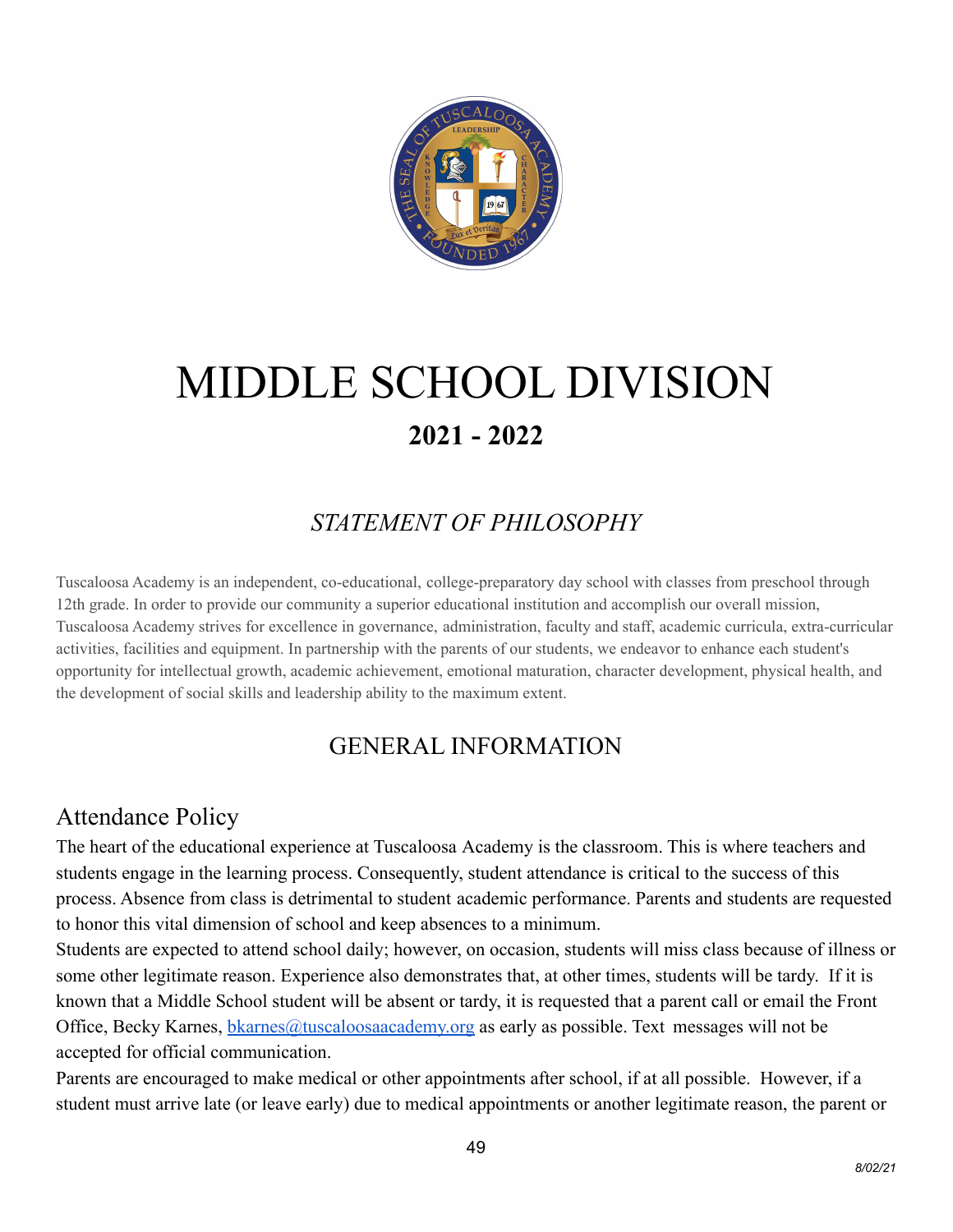# MIDDLE SCHOOL DIVISION

## 2021 - 2022

## *STATEMENT OF PHILOSOPHY*

Tuscaloosa Academy is an independent, co-educational, college-preparatory day school with classes from preschool through 12th grade. In order to provide our community a superior educational institution and accomplish our overall mission, Tuscaloosa Academy strives for excellence in governance, administration, faculty and staff, academic curricula, extra-curricular activities, facilities and equipment. In partnership with the parents of our students, we endeavor to enhance each student's opportunity for intellectual growth, academic achievement, emotional maturation, character development, physical health, and the development of social skills and leadership ability to the maximum extent.

## GENERAL INFORMATION

### Attendance Policy

The heart of the educational experience at Tuscaloosa Academy is the classroom. This is where teachers and students engage in the learning process. Consequently, student attendance is critical to the success of this process. Absence from class is detrimental to student academic performance. Parents and students are requested to honor this vital dimension of school and keep absences to a minimum.

Students are expected to attend school daily; however, on occasion, students will miss class because of illness or some other legitimate reason. Experience also demonstrates that, at other times, students will be tardy. If it is known that a Middle School student will be absent or tardy, it is requested that a parent call or email the Front Office, Becky Karnes, [bkarnes@tuscaloosaacademy.org](mailto:bkarnes@tuscaloosaacademy.org) as early as possible. Text messages will not be accepted for official communication.

Parents are encouraged to make medical or other appointments after school, if at all possible. However, if a student must arrive late (or leave early) due to medical appointments or another legitimate reason, the parent or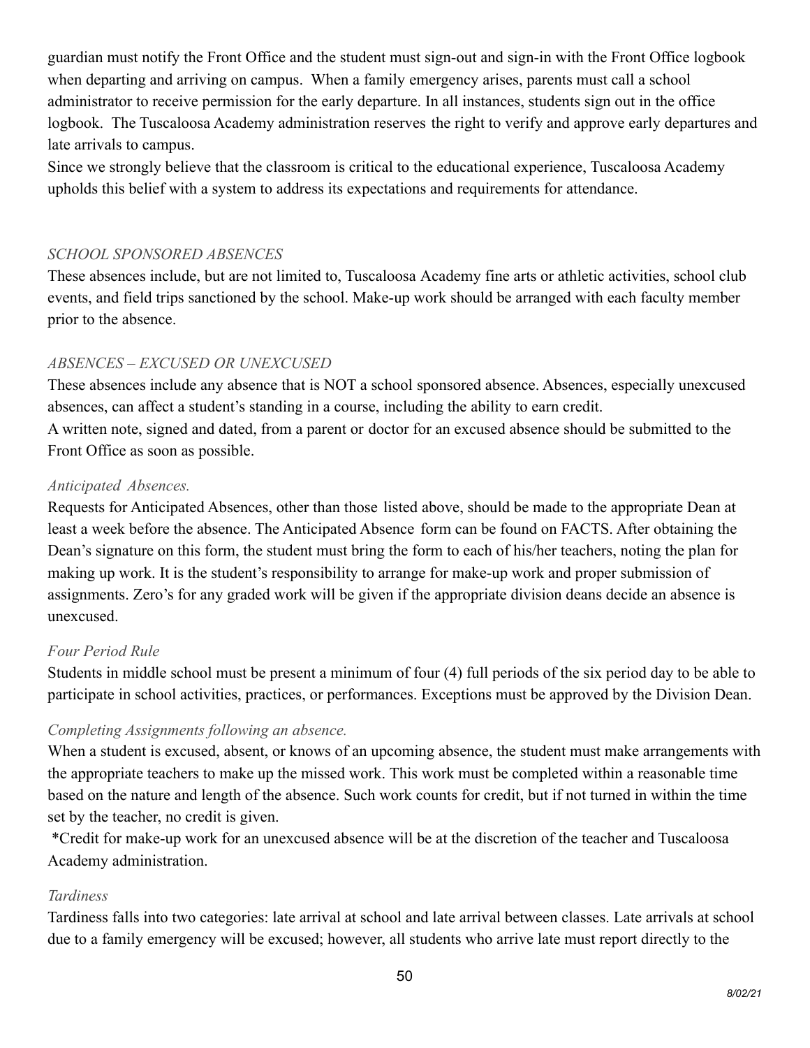guardian must notify the Front Office and the student must sign-out and sign-in with the Front Office logbook when departing and arriving on campus. When a family emergency arises, parents must call a school administrator to receive permission for the early departure. In all instances, students sign out in the office logbook. The Tuscaloosa Academy administration reserves the right to verify and approve early departures and late arrivals to campus.

Since we strongly believe that the classroom is critical to the educational experience, Tuscaloosa Academy upholds this belief with a system to address its expectations and requirements for attendance.

*SCHOOL SPONSORED ABSENCES*

These absences include, but are not limited to, Tuscaloosa Academy fine arts or athletic activities, school club events, and field trips sanctioned by the school. Make-up work should be arranged with each faculty member prior to the absence.

*ABSENCES – EXCUSED OR UNEXCUSED*

These absences include any absence that is NOT a school sponsored absence. Absences, especially unexcused absences, can affect a student's standing in a course, including the ability to earn credit.

A written note, signed and dated, from a parent or doctor for an excused absence should be submitted to the Front Office as soon as possible.

*Anticipated Absences.*

Requests for Anticipated Absences, other than those listed above, should be made to the appropriate Dean at least a week before the absence. The Anticipated Absence form can be found on FACTS. After obtaining the Dean's signature on this form, the student must bring the form to each of his/her teachers, noting the plan for making up work. It is the student's responsibility to arrange for make-up work and proper submission of assignments. Zero's for any graded work will be given if the appropriate division deans decide an absence is unexcused.

*Four Period Rule*

Students in middle school must be present a minimum of four (4) full periods of the six period day to be able to participate in school activities, practices, or performances. Exceptions must be approved by the Division Dean.

*Completing Assignments following an absence.*

When a student is excused, absent, or knows of an upcoming absence, the student must make arrangements with the appropriate teachers to make up the missed work. This work must be completed within a reasonable time based on the nature and length of the absence. Such work counts for credit, but if not turned in within the time set by the teacher, no credit is given.

*Credit for make-up work for an unexcused absence will be at the discretion of the teacher and Tuscaloosa Academy administration.

*Tardiness*

Tardiness falls into two categories: late arrival at school and late arrival between classes. Late arrivals at school due to a family emergency will be excused; however, all students who arrive late must report directly to the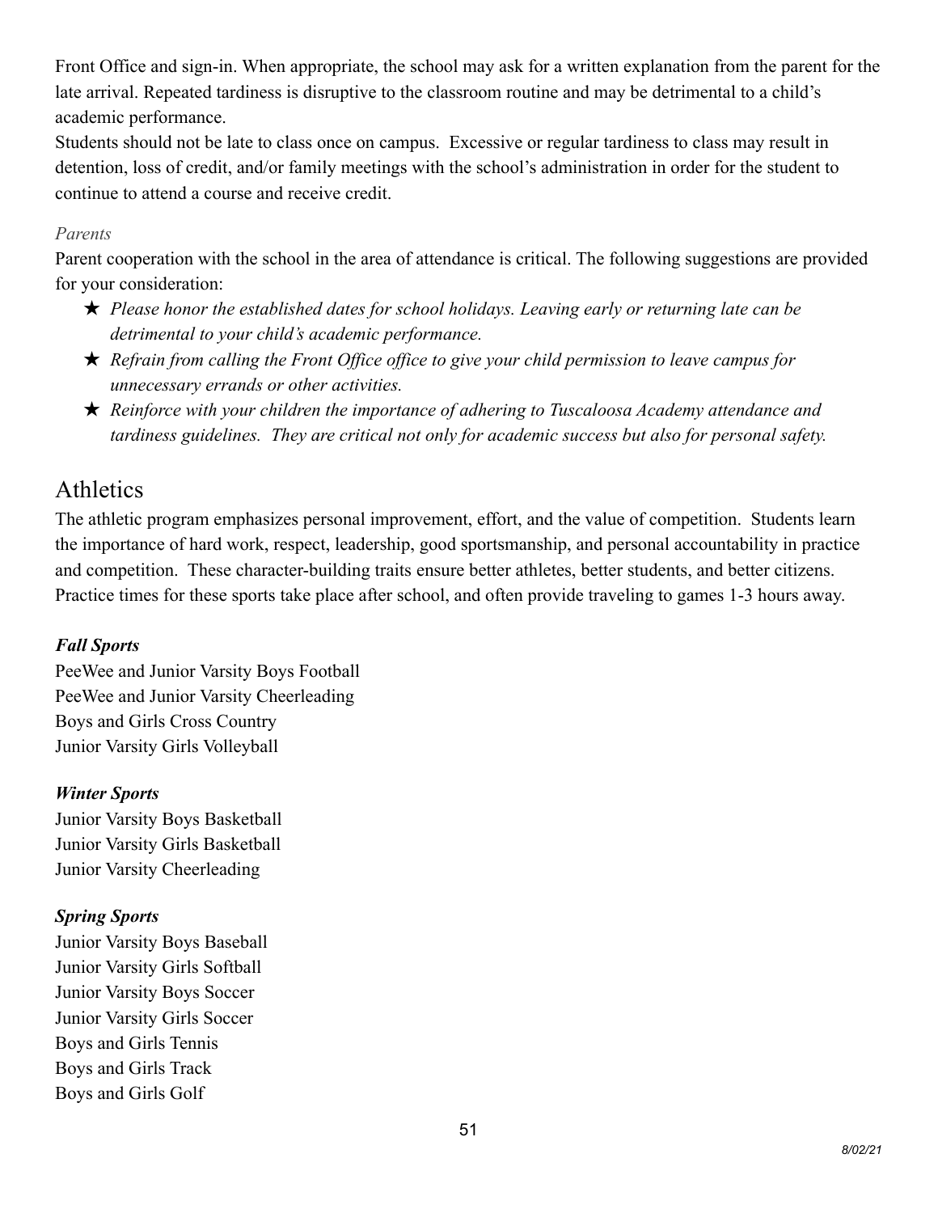Front Office and sign-in. When appropriate, the school may ask for a written explanation from the parent for the late arrival. Repeated tardiness is disruptive to the classroom routine and may be detrimental to a child's academic performance.

Students should not be late to class once on campus. Excessive or regular tardiness to class may result in detention, loss of credit, and/or family meetings with the school's administration in order for the student to continue to attend a course and receive credit.

*Parents*

Parent cooperation with the school in the area of attendance is critical. The following suggestions are provided for your consideration:

- ★ *Please honor the established dates for school holidays. Leaving early or returning late can be detrimental to your child's academic performance.*
- ★ *Refrain from calling the Front Office office to give your child permission to leave campus for unnecessary errands or other activities.*
- ★ *Reinforce with your children the importance of adhering to Tuscaloosa Academy attendance and tardiness guidelines. They are critical not only for academic success but also for personal safety.*

## Athletics

The athletic program emphasizes personal improvement, effort, and the value of competition. Students learn the importance of hard work, respect, leadership, good sportsmanship, and personal accountability in practice and competition. These character-building traits ensure better athletes, better students, and better citizens. Practice times for these sports take place after school, and often provide traveling to games 1-3 hours away.

***Fall Sports***

PeeWee and Junior Varsity Boys Football
PeeWee and Junior Varsity Cheerleading
Boys and Girls Cross Country
Junior Varsity Girls Volleyball

***Winter Sports***

Junior Varsity Boys Basketball
Junior Varsity Girls Basketball
Junior Varsity Cheerleading

***Spring Sports***

Junior Varsity Boys Baseball
Junior Varsity Girls Softball
Junior Varsity Boys Soccer
Junior Varsity Girls Soccer
Boys and Girls Tennis
Boys and Girls Track
Boys and Girls Golf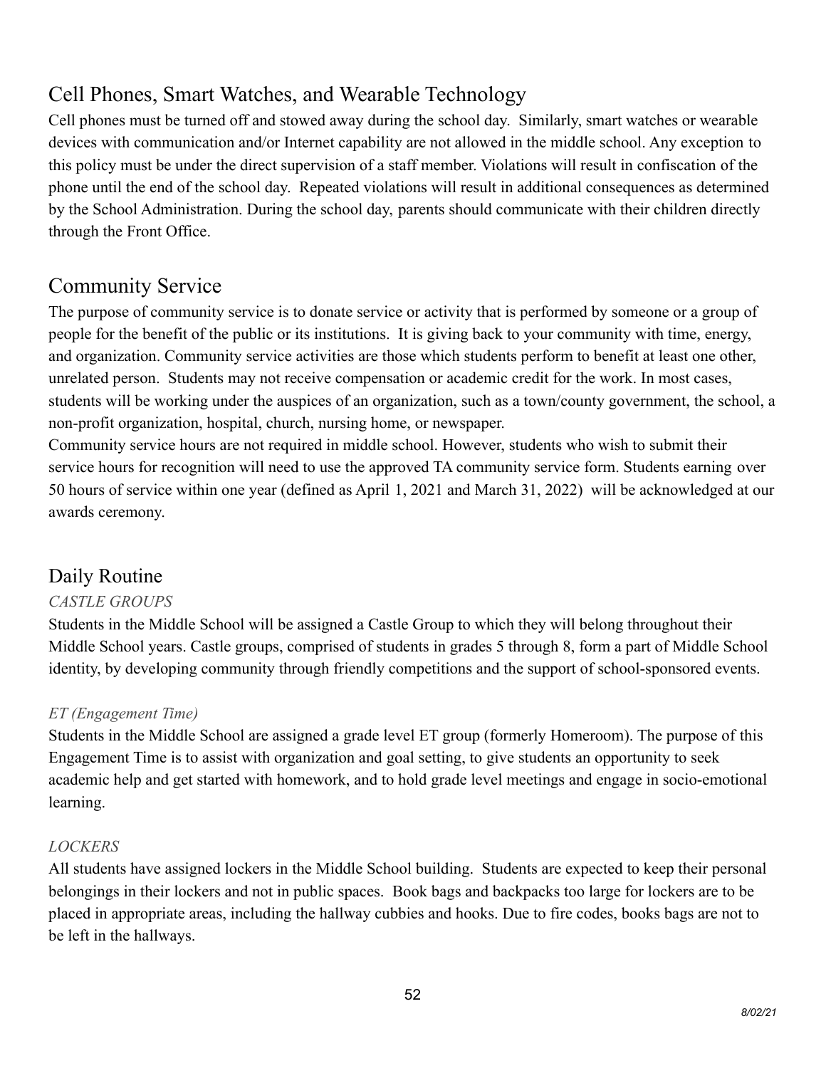## Cell Phones, Smart Watches, and Wearable Technology

Cell phones must be turned off and stowed away during the school day. Similarly, smart watches or wearable devices with communication and/or Internet capability are not allowed in the middle school. Any exception to this policy must be under the direct supervision of a staff member. Violations will result in confiscation of the phone until the end of the school day. Repeated violations will result in additional consequences as determined by the School Administration. During the school day, parents should communicate with their children directly through the Front Office.

## Community Service

The purpose of community service is to donate service or activity that is performed by someone or a group of people for the benefit of the public or its institutions. It is giving back to your community with time, energy, and organization. Community service activities are those which students perform to benefit at least one other, unrelated person. Students may not receive compensation or academic credit for the work. In most cases, students will be working under the auspices of an organization, such as a town/county government, the school, a non-profit organization, hospital, church, nursing home, or newspaper.

Community service hours are not required in middle school. However, students who wish to submit their service hours for recognition will need to use the approved TA community service form. Students earning over 50 hours of service within one year (defined as April 1, 2021 and March 31, 2022) will be acknowledged at our awards ceremony.

## Daily Routine

*CASTLE GROUPS*

Students in the Middle School will be assigned a Castle Group to which they will belong throughout their Middle School years. Castle groups, comprised of students in grades 5 through 8, form a part of Middle School identity, by developing community through friendly competitions and the support of school-sponsored events.

*ET (Engagement Time)*

Students in the Middle School are assigned a grade level ET group (formerly Homeroom). The purpose of this Engagement Time is to assist with organization and goal setting, to give students an opportunity to seek academic help and get started with homework, and to hold grade level meetings and engage in socio-emotional learning.

*LOCKERS*

All students have assigned lockers in the Middle School building. Students are expected to keep their personal belongings in their lockers and not in public spaces. Book bags and backpacks too large for lockers are to be placed in appropriate areas, including the hallway cubbies and hooks. Due to fire codes, books bags are not to be left in the hallways.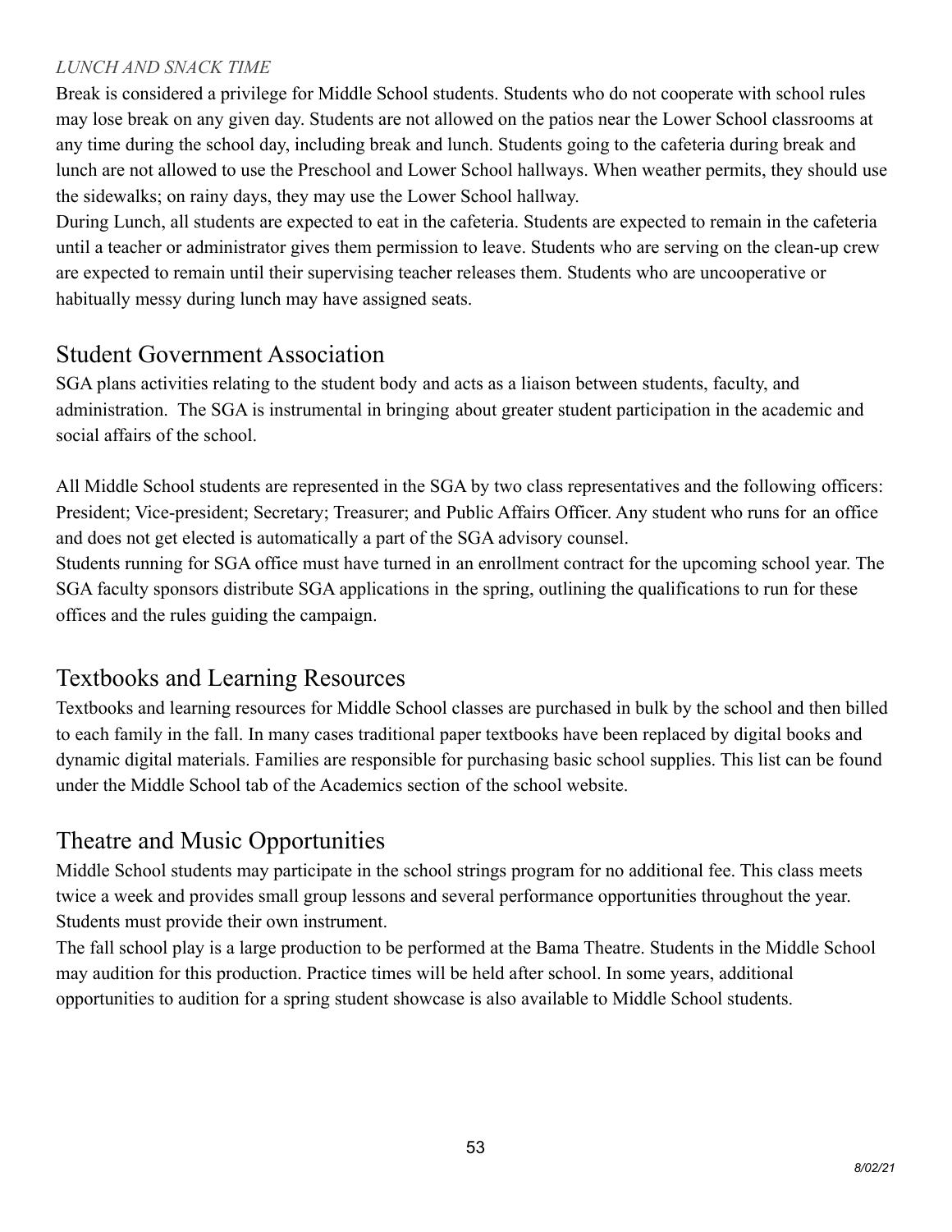*LUNCH AND SNACK TIME*

Break is considered a privilege for Middle School students. Students who do not cooperate with school rules may lose break on any given day. Students are not allowed on the patios near the Lower School classrooms at any time during the school day, including break and lunch. Students going to the cafeteria during break and lunch are not allowed to use the Preschool and Lower School hallways. When weather permits, they should use the sidewalks; on rainy days, they may use the Lower School hallway.

During Lunch, all students are expected to eat in the cafeteria. Students are expected to remain in the cafeteria until a teacher or administrator gives them permission to leave. Students who are serving on the clean-up crew are expected to remain until their supervising teacher releases them. Students who are uncooperative or habitually messy during lunch may have assigned seats.

## Student Government Association

SGA plans activities relating to the student body and acts as a liaison between students, faculty, and administration. The SGA is instrumental in bringing about greater student participation in the academic and social affairs of the school.

All Middle School students are represented in the SGA by two class representatives and the following officers: President; Vice-president; Secretary; Treasurer; and Public Affairs Officer. Any student who runs for an office and does not get elected is automatically a part of the SGA advisory counsel.

Students running for SGA office must have turned in an enrollment contract for the upcoming school year. The SGA faculty sponsors distribute SGA applications in the spring, outlining the qualifications to run for these offices and the rules guiding the campaign.

## Textbooks and Learning Resources

Textbooks and learning resources for Middle School classes are purchased in bulk by the school and then billed to each family in the fall. In many cases traditional paper textbooks have been replaced by digital books and dynamic digital materials. Families are responsible for purchasing basic school supplies. This list can be found under the Middle School tab of the Academics section of the school website.

## Theatre and Music Opportunities

Middle School students may participate in the school strings program for no additional fee. This class meets twice a week and provides small group lessons and several performance opportunities throughout the year. Students must provide their own instrument.

The fall school play is a large production to be performed at the Bama Theatre. Students in the Middle School may audition for this production. Practice times will be held after school. In some years, additional opportunities to audition for a spring student showcase is also available to Middle School students.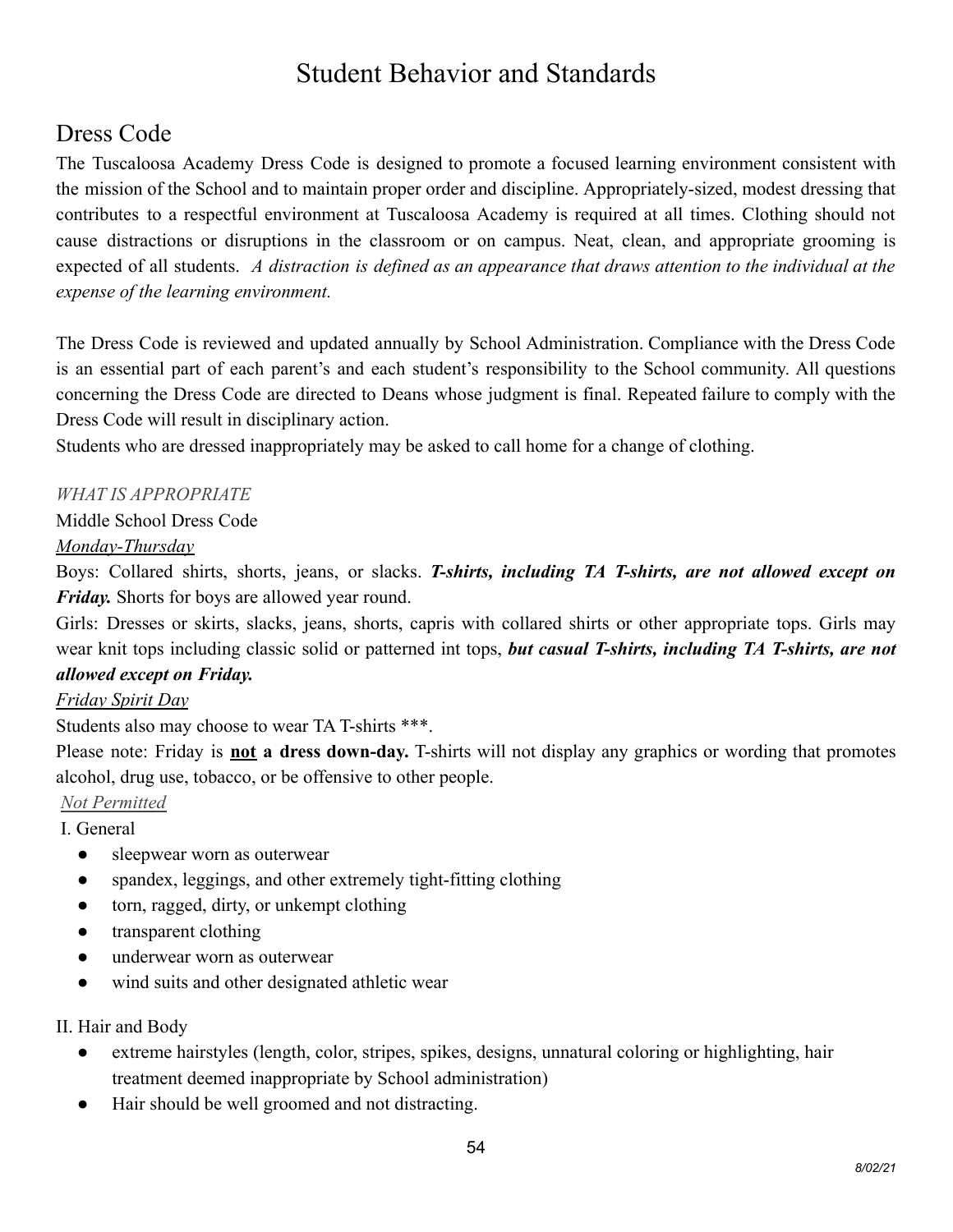# Student Behavior and Standards

## Dress Code

The Tuscaloosa Academy Dress Code is designed to promote a focused learning environment consistent with the mission of the School and to maintain proper order and discipline. Appropriately-sized, modest dressing that contributes to a respectful environment at Tuscaloosa Academy is required at all times. Clothing should not cause distractions or disruptions in the classroom or on campus. Neat, clean, and appropriate grooming is expected of all students. *A distraction is defined as an appearance that draws attention to the individual at the expense of the learning environment.*

The Dress Code is reviewed and updated annually by School Administration. Compliance with the Dress Code is an essential part of each parent's and each student's responsibility to the School community. All questions concerning the Dress Code are directed to Deans whose judgment is final. Repeated failure to comply with the Dress Code will result in disciplinary action.

Students who are dressed inappropriately may be asked to call home for a change of clothing.

*WHAT IS APPROPRIATE*

Middle School Dress Code

*Monday-Thursday*

Boys: Collared shirts, shorts, jeans, or slacks. ***T-shirts, including TA T-shirts, are not allowed except on Friday.*** Shorts for boys are allowed year round.

Girls: Dresses or skirts, slacks, jeans, shorts, capris with collared shirts or other appropriate tops. Girls may wear knit tops including classic solid or patterned int tops, ***but casual T-shirts, including TA T-shirts, are not allowed except on Friday.***

*Friday Spirit Day*

Students also may choose to wear TA T-shirts ***.

Please note: Friday is **not a dress down-day.** T-shirts will not display any graphics or wording that promotes alcohol, drug use, tobacco, or be offensive to other people.

*Not Permitted*

I. General

- sleepwear worn as outerwear
- spandex, leggings, and other extremely tight-fitting clothing
- torn, ragged, dirty, or unkempt clothing
- transparent clothing
- underwear worn as outerwear
- wind suits and other designated athletic wear

II. Hair and Body

- extreme hairstyles (length, color, stripes, spikes, designs, unnatural coloring or highlighting, hair treatment deemed inappropriate by School administration)
- Hair should be well groomed and not distracting.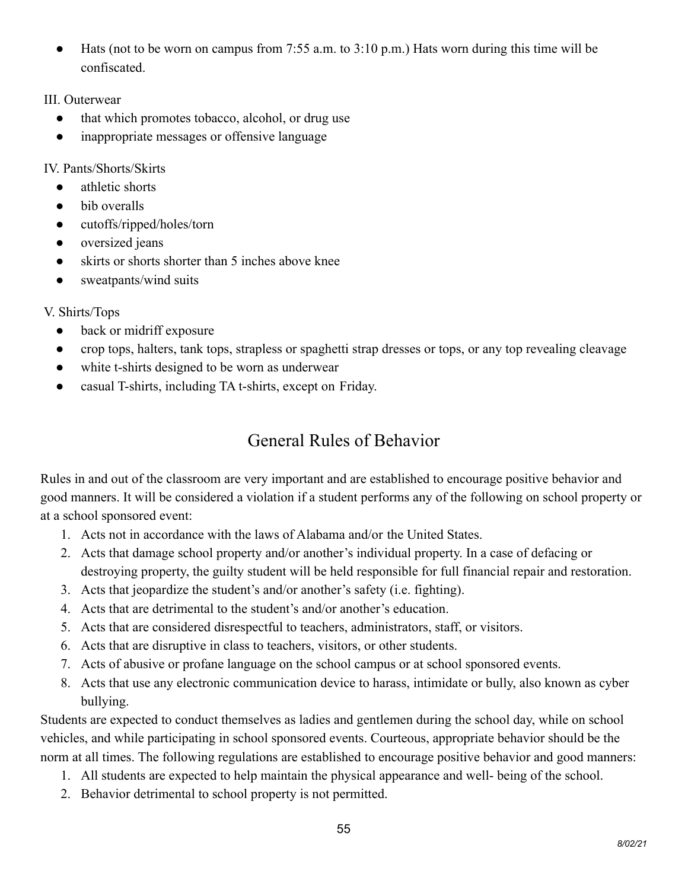- Hats (not to be worn on campus from 7:55 a.m. to 3:10 p.m.) Hats worn during this time will be confiscated.

III. Outerwear

- that which promotes tobacco, alcohol, or drug use
- inappropriate messages or offensive language

IV. Pants/Shorts/Skirts

- athletic shorts
- bib overalls
- cutoffs/ripped/holes/torn
- oversized jeans
- skirts or shorts shorter than 5 inches above knee
- sweatpants/wind suits

V. Shirts/Tops

- back or midriff exposure
- crop tops, halters, tank tops, strapless or spaghetti strap dresses or tops, or any top revealing cleavage
- white t-shirts designed to be worn as underwear
- casual T-shirts, including TA t-shirts, except on Friday.

## General Rules of Behavior

Rules in and out of the classroom are very important and are established to encourage positive behavior and good manners. It will be considered a violation if a student performs any of the following on school property or at a school sponsored event:

1. Acts not in accordance with the laws of Alabama and/or the United States.
2. Acts that damage school property and/or another's individual property. In a case of defacing or destroying property, the guilty student will be held responsible for full financial repair and restoration.
3. Acts that jeopardize the student's and/or another's safety (i.e. fighting).
4. Acts that are detrimental to the student's and/or another's education.
5. Acts that are considered disrespectful to teachers, administrators, staff, or visitors.
6. Acts that are disruptive in class to teachers, visitors, or other students.
7. Acts of abusive or profane language on the school campus or at school sponsored events.
8. Acts that use any electronic communication device to harass, intimidate or bully, also known as cyber bullying.

Students are expected to conduct themselves as ladies and gentlemen during the school day, while on school vehicles, and while participating in school sponsored events. Courteous, appropriate behavior should be the norm at all times. The following regulations are established to encourage positive behavior and good manners:

1. All students are expected to help maintain the physical appearance and well- being of the school.
2. Behavior detrimental to school property is not permitted.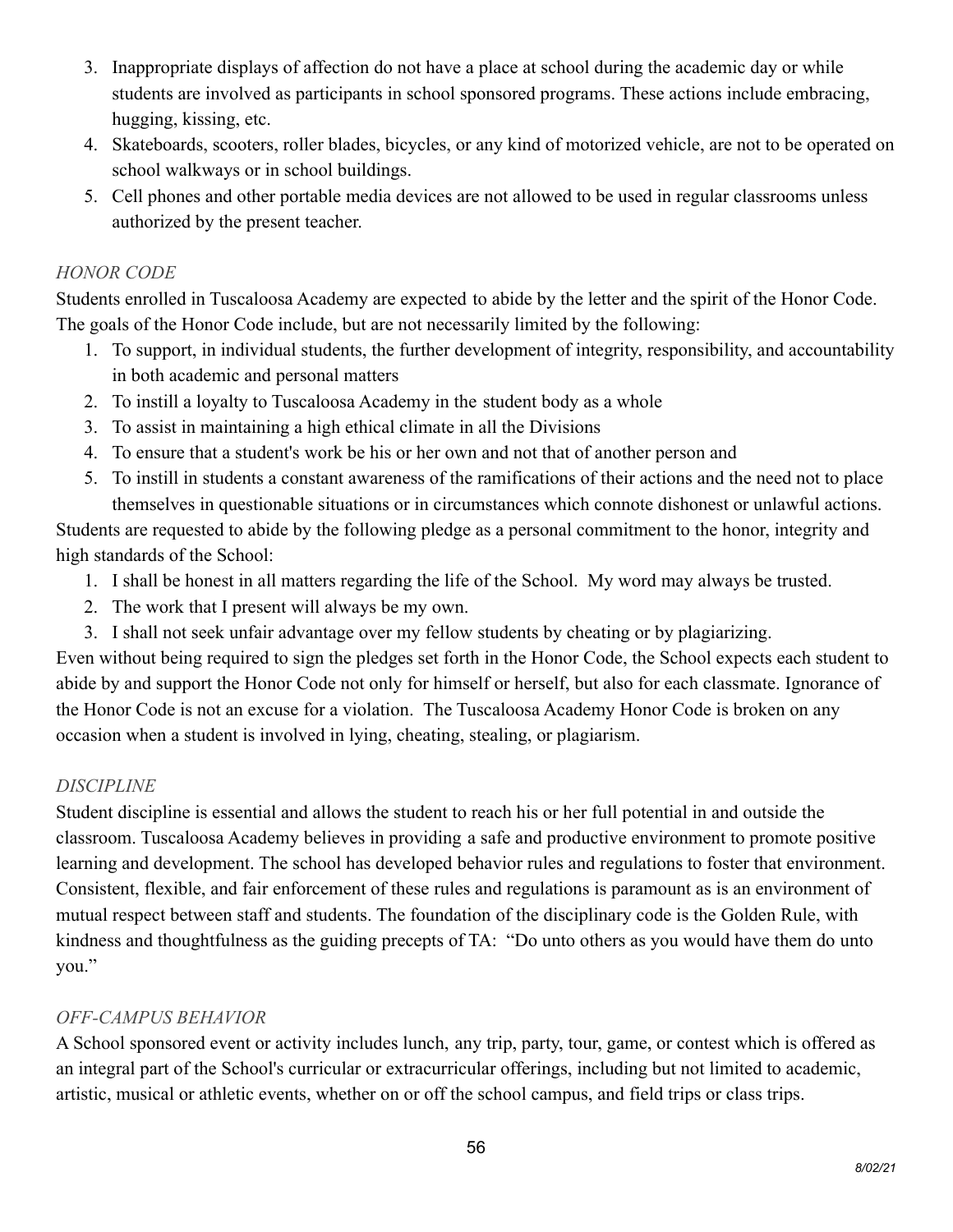3. Inappropriate displays of affection do not have a place at school during the academic day or while students are involved as participants in school sponsored programs. These actions include embracing, hugging, kissing, etc.
4. Skateboards, scooters, roller blades, bicycles, or any kind of motorized vehicle, are not to be operated on school walkways or in school buildings.
5. Cell phones and other portable media devices are not allowed to be used in regular classrooms unless authorized by the present teacher.

*HONOR CODE*

Students enrolled in Tuscaloosa Academy are expected to abide by the letter and the spirit of the Honor Code. The goals of the Honor Code include, but are not necessarily limited by the following:

1. To support, in individual students, the further development of integrity, responsibility, and accountability in both academic and personal matters
2. To instill a loyalty to Tuscaloosa Academy in the student body as a whole
3. To assist in maintaining a high ethical climate in all the Divisions
4. To ensure that a student's work be his or her own and not that of another person and
5. To instill in students a constant awareness of the ramifications of their actions and the need not to place themselves in questionable situations or in circumstances which connote dishonest or unlawful actions.

Students are requested to abide by the following pledge as a personal commitment to the honor, integrity and high standards of the School:

1. I shall be honest in all matters regarding the life of the School. My word may always be trusted.
2. The work that I present will always be my own.
3. I shall not seek unfair advantage over my fellow students by cheating or by plagiarizing.

Even without being required to sign the pledges set forth in the Honor Code, the School expects each student to abide by and support the Honor Code not only for himself or herself, but also for each classmate. Ignorance of the Honor Code is not an excuse for a violation. The Tuscaloosa Academy Honor Code is broken on any occasion when a student is involved in lying, cheating, stealing, or plagiarism.

*DISCIPLINE*

Student discipline is essential and allows the student to reach his or her full potential in and outside the classroom. Tuscaloosa Academy believes in providing a safe and productive environment to promote positive learning and development. The school has developed behavior rules and regulations to foster that environment. Consistent, flexible, and fair enforcement of these rules and regulations is paramount as is an environment of mutual respect between staff and students. The foundation of the disciplinary code is the Golden Rule, with kindness and thoughtfulness as the guiding precepts of TA: "Do unto others as you would have them do unto you."

*OFF-CAMPUS BEHAVIOR*

A School sponsored event or activity includes lunch, any trip, party, tour, game, or contest which is offered as an integral part of the School's curricular or extracurricular offerings, including but not limited to academic, artistic, musical or athletic events, whether on or off the school campus, and field trips or class trips.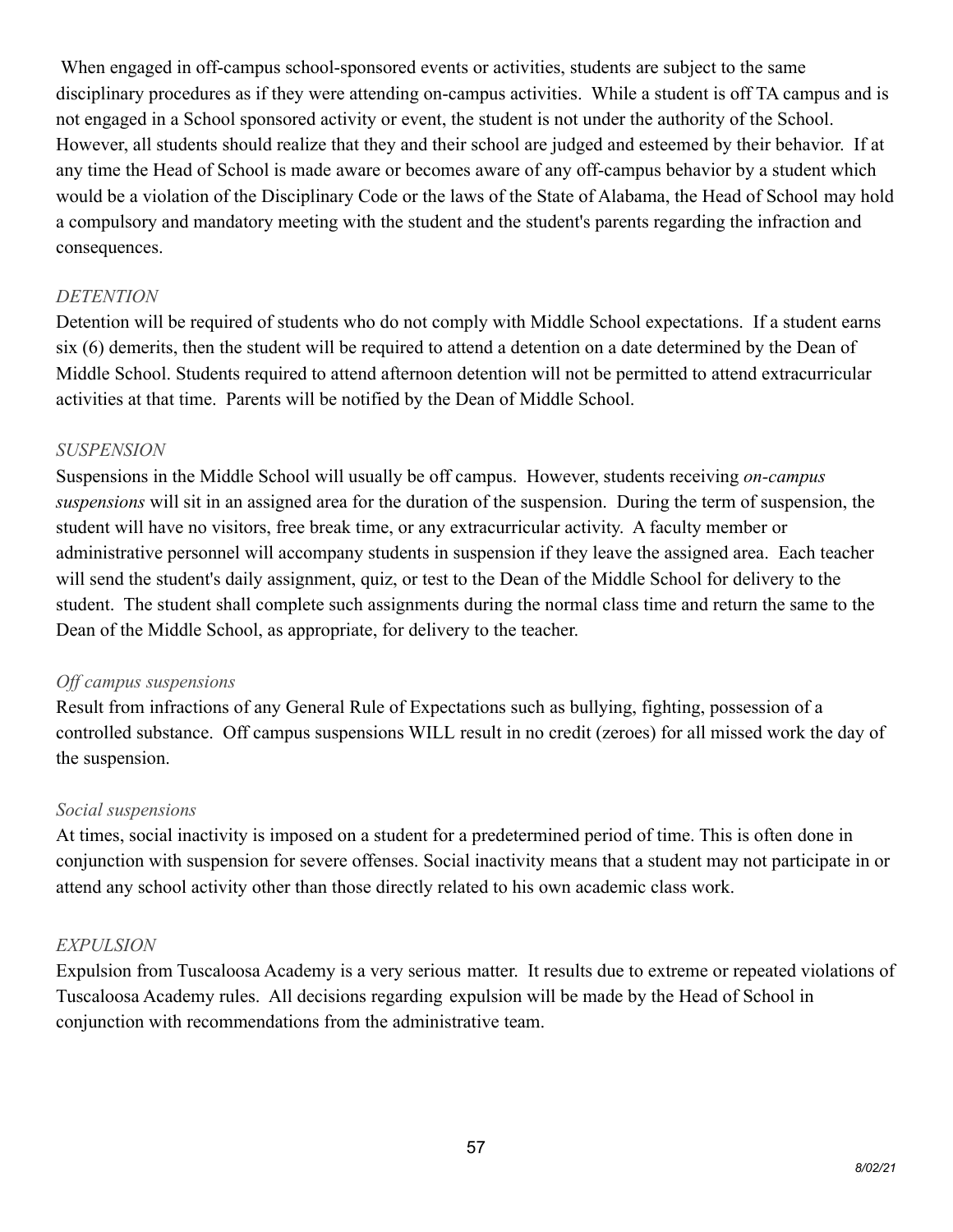When engaged in off-campus school-sponsored events or activities, students are subject to the same disciplinary procedures as if they were attending on-campus activities. While a student is off TA campus and is not engaged in a School sponsored activity or event, the student is not under the authority of the School. However, all students should realize that they and their school are judged and esteemed by their behavior. If at any time the Head of School is made aware or becomes aware of any off-campus behavior by a student which would be a violation of the Disciplinary Code or the laws of the State of Alabama, the Head of School may hold a compulsory and mandatory meeting with the student and the student's parents regarding the infraction and consequences.

*DETENTION*

Detention will be required of students who do not comply with Middle School expectations. If a student earns six (6) demerits, then the student will be required to attend a detention on a date determined by the Dean of Middle School. Students required to attend afternoon detention will not be permitted to attend extracurricular activities at that time. Parents will be notified by the Dean of Middle School.

*SUSPENSION*

Suspensions in the Middle School will usually be off campus. However, students receiving *on-campus suspensions* will sit in an assigned area for the duration of the suspension. During the term of suspension, the student will have no visitors, free break time, or any extracurricular activity. A faculty member or administrative personnel will accompany students in suspension if they leave the assigned area. Each teacher will send the student's daily assignment, quiz, or test to the Dean of the Middle School for delivery to the student. The student shall complete such assignments during the normal class time and return the same to the Dean of the Middle School, as appropriate, for delivery to the teacher.

*Off campus suspensions*

Result from infractions of any General Rule of Expectations such as bullying, fighting, possession of a controlled substance. Off campus suspensions WILL result in no credit (zeroes) for all missed work the day of the suspension.

*Social suspensions*

At times, social inactivity is imposed on a student for a predetermined period of time. This is often done in conjunction with suspension for severe offenses. Social inactivity means that a student may not participate in or attend any school activity other than those directly related to his own academic class work.

*EXPULSION*

Expulsion from Tuscaloosa Academy is a very serious matter. It results due to extreme or repeated violations of Tuscaloosa Academy rules. All decisions regarding expulsion will be made by the Head of School in conjunction with recommendations from the administrative team.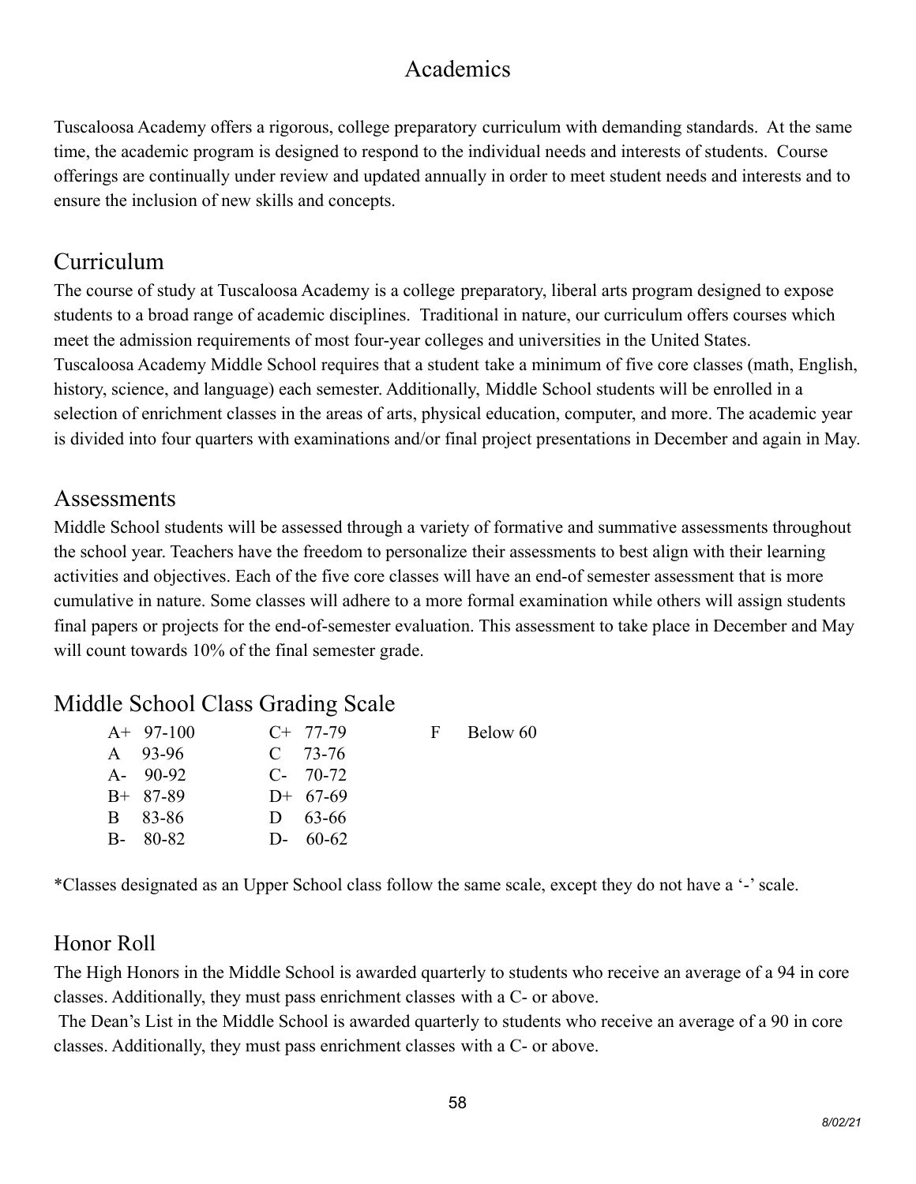# Academics

Tuscaloosa Academy offers a rigorous, college preparatory curriculum with demanding standards. At the same time, the academic program is designed to respond to the individual needs and interests of students. Course offerings are continually under review and updated annually in order to meet student needs and interests and to ensure the inclusion of new skills and concepts.

## Curriculum

The course of study at Tuscaloosa Academy is a college preparatory, liberal arts program designed to expose students to a broad range of academic disciplines. Traditional in nature, our curriculum offers courses which meet the admission requirements of most four-year colleges and universities in the United States. Tuscaloosa Academy Middle School requires that a student take a minimum of five core classes (math, English, history, science, and language) each semester. Additionally, Middle School students will be enrolled in a selection of enrichment classes in the areas of arts, physical education, computer, and more. The academic year is divided into four quarters with examinations and/or final project presentations in December and again in May.

## Assessments

Middle School students will be assessed through a variety of formative and summative assessments throughout the school year. Teachers have the freedom to personalize their assessments to best align with their learning activities and objectives. Each of the five core classes will have an end-of semester assessment that is more cumulative in nature. Some classes will adhere to a more formal examination while others will assign students final papers or projects for the end-of-semester evaluation. This assessment to take place in December and May will count towards 10% of the final semester grade.

## Middle School Class Grading Scale

| | | | | | |
|---|---|---|---|---|---|
| A+ | 97-100 | C+ | 77-79 | F | Below 60 |
| A | 93-96 | C | 73-76 | | |
| A- | 90-92 | C- | 70-72 | | |
| B+ | 87-89 | D+ | 67-69 | | |
| B | 83-86 | D | 63-66 | | |
| B- | 80-82 | D- | 60-62 | | |

*Classes designated as an Upper School class follow the same scale, except they do not have a '-' scale.

## Honor Roll

The High Honors in the Middle School is awarded quarterly to students who receive an average of a 94 in core classes. Additionally, they must pass enrichment classes with a C- or above.

The Dean's List in the Middle School is awarded quarterly to students who receive an average of a 90 in core classes. Additionally, they must pass enrichment classes with a C- or above.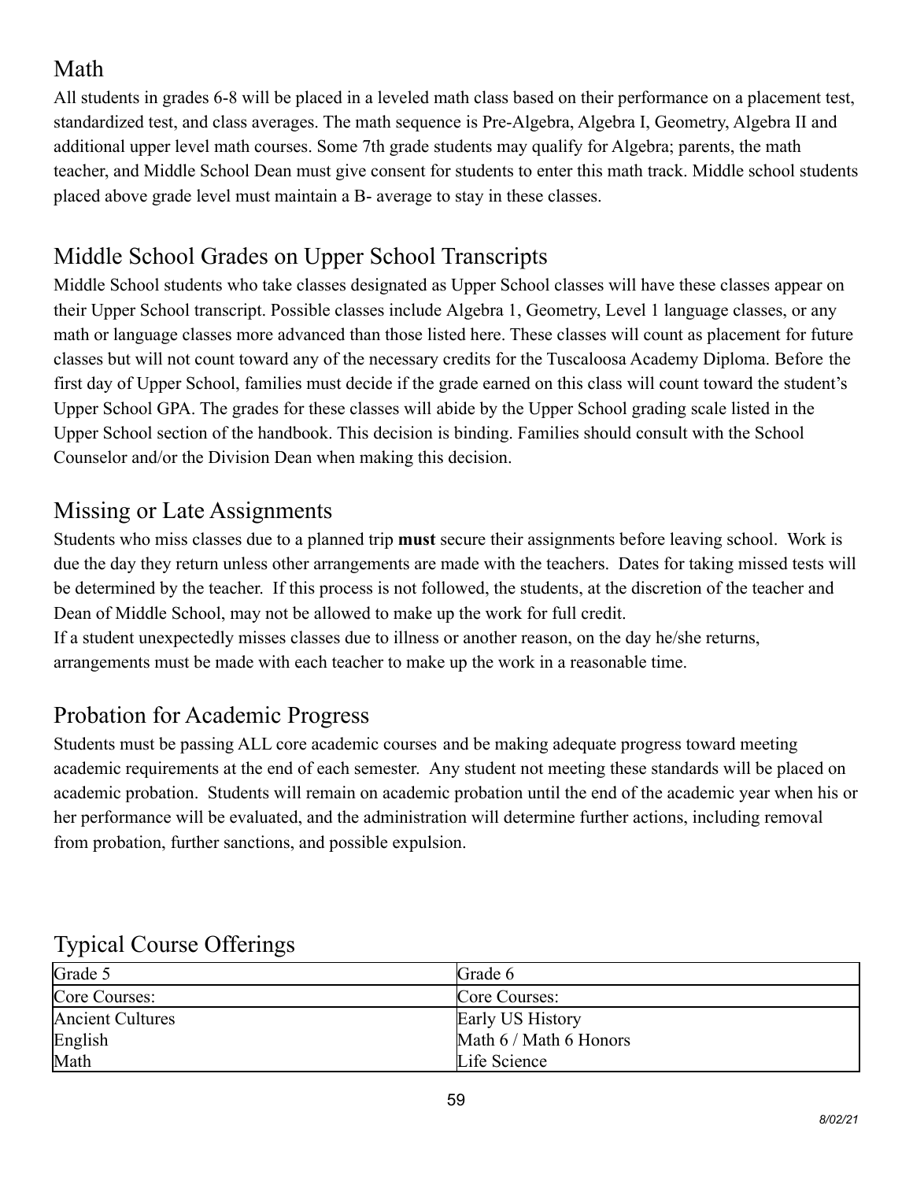## Math

All students in grades 6-8 will be placed in a leveled math class based on their performance on a placement test, standardized test, and class averages. The math sequence is Pre-Algebra, Algebra I, Geometry, Algebra II and additional upper level math courses. Some 7th grade students may qualify for Algebra; parents, the math teacher, and Middle School Dean must give consent for students to enter this math track. Middle school students placed above grade level must maintain a B- average to stay in these classes.

## Middle School Grades on Upper School Transcripts

Middle School students who take classes designated as Upper School classes will have these classes appear on their Upper School transcript. Possible classes include Algebra 1, Geometry, Level 1 language classes, or any math or language classes more advanced than those listed here. These classes will count as placement for future classes but will not count toward any of the necessary credits for the Tuscaloosa Academy Diploma. Before the first day of Upper School, families must decide if the grade earned on this class will count toward the student's Upper School GPA. The grades for these classes will abide by the Upper School grading scale listed in the Upper School section of the handbook. This decision is binding. Families should consult with the School Counselor and/or the Division Dean when making this decision.

## Missing or Late Assignments

Students who miss classes due to a planned trip **must** secure their assignments before leaving school. Work is due the day they return unless other arrangements are made with the teachers. Dates for taking missed tests will be determined by the teacher. If this process is not followed, the students, at the discretion of the teacher and Dean of Middle School, may not be allowed to make up the work for full credit.

If a student unexpectedly misses classes due to illness or another reason, on the day he/she returns, arrangements must be made with each teacher to make up the work in a reasonable time.

## Probation for Academic Progress

Students must be passing ALL core academic courses and be making adequate progress toward meeting academic requirements at the end of each semester. Any student not meeting these standards will be placed on academic probation. Students will remain on academic probation until the end of the academic year when his or her performance will be evaluated, and the administration will determine further actions, including removal from probation, further sanctions, and possible expulsion.

## Typical Course Offerings

| Grade 5 | Grade 6 |
|---|---|
| Core Courses: | Core Courses: |
| Ancient Cultures | Early US History |
| English | Math 6 / Math 6 Honors |
| Math | Life Science |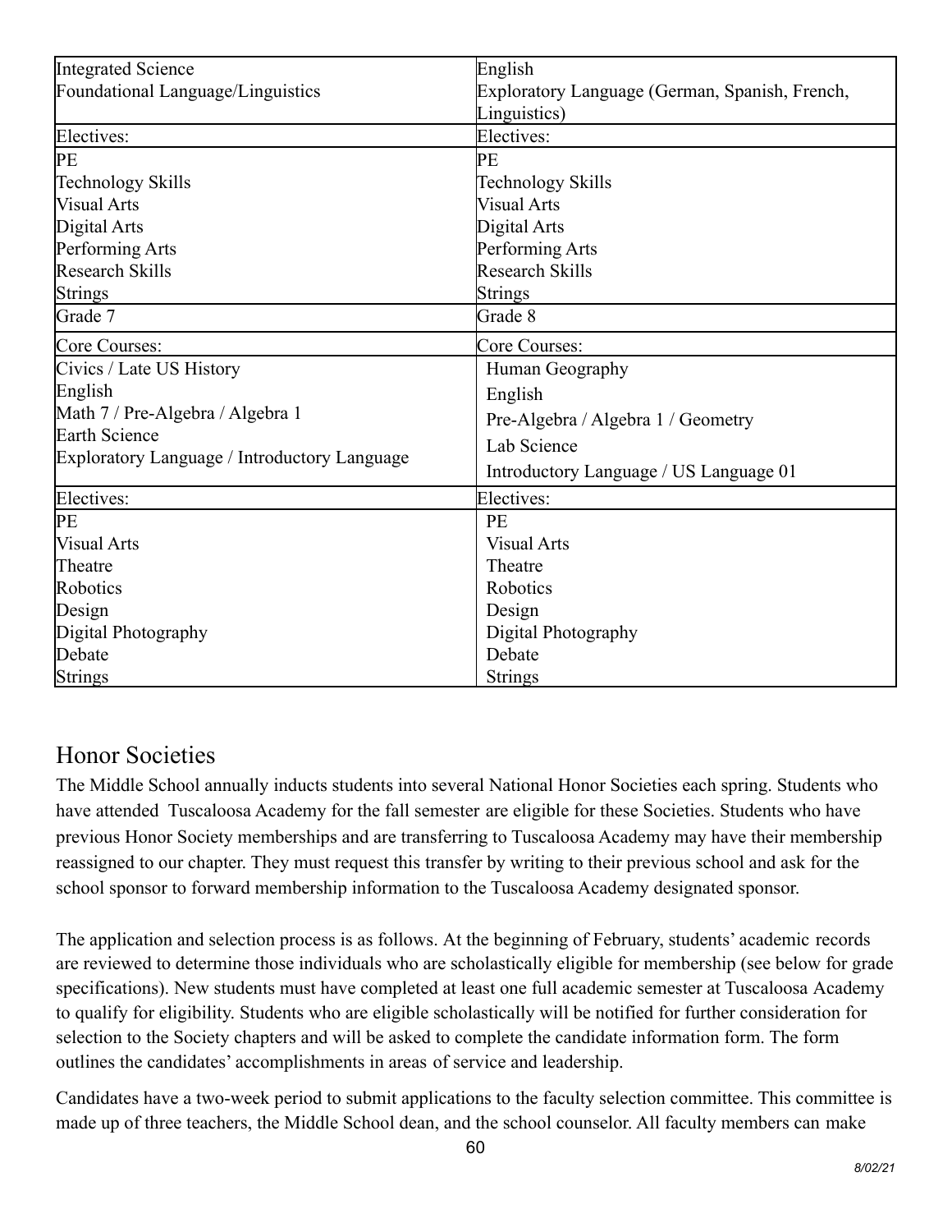| | |
|---|---|
| Integrated Science<br>Foundational Language/Linguistics | English<br>Exploratory Language (German, Spanish, French, Linguistics) |
| Electives: | Electives: |
| PE<br>Technology Skills<br>Visual Arts<br>Digital Arts<br>Performing Arts<br>Research Skills<br>Strings | PE<br>Technology Skills<br>Visual Arts<br>Digital Arts<br>Performing Arts<br>Research Skills<br>Strings |
| Grade 7 | Grade 8 |
| Core Courses: | Core Courses: |
| Civics / Late US History<br>English<br>Math 7 / Pre-Algebra / Algebra 1<br>Earth Science<br>Exploratory Language / Introductory Language | Human Geography<br>English<br>Pre-Algebra / Algebra 1 / Geometry<br>Lab Science<br>Introductory Language / US Language 01 |
| Electives: | Electives: |
| PE<br>Visual Arts<br>Theatre<br>Robotics<br>Design<br>Digital Photography<br>Debate<br>Strings | PE<br>Visual Arts<br>Theatre<br>Robotics<br>Design<br>Digital Photography<br>Debate<br>Strings |

## Honor Societies

The Middle School annually inducts students into several National Honor Societies each spring. Students who have attended Tuscaloosa Academy for the fall semester are eligible for these Societies. Students who have previous Honor Society memberships and are transferring to Tuscaloosa Academy may have their membership reassigned to our chapter. They must request this transfer by writing to their previous school and ask for the school sponsor to forward membership information to the Tuscaloosa Academy designated sponsor.

The application and selection process is as follows. At the beginning of February, students' academic records are reviewed to determine those individuals who are scholastically eligible for membership (see below for grade specifications). New students must have completed at least one full academic semester at Tuscaloosa Academy to qualify for eligibility. Students who are eligible scholastically will be notified for further consideration for selection to the Society chapters and will be asked to complete the candidate information form. The form outlines the candidates' accomplishments in areas of service and leadership.

Candidates have a two-week period to submit applications to the faculty selection committee. This committee is made up of three teachers, the Middle School dean, and the school counselor. All faculty members can make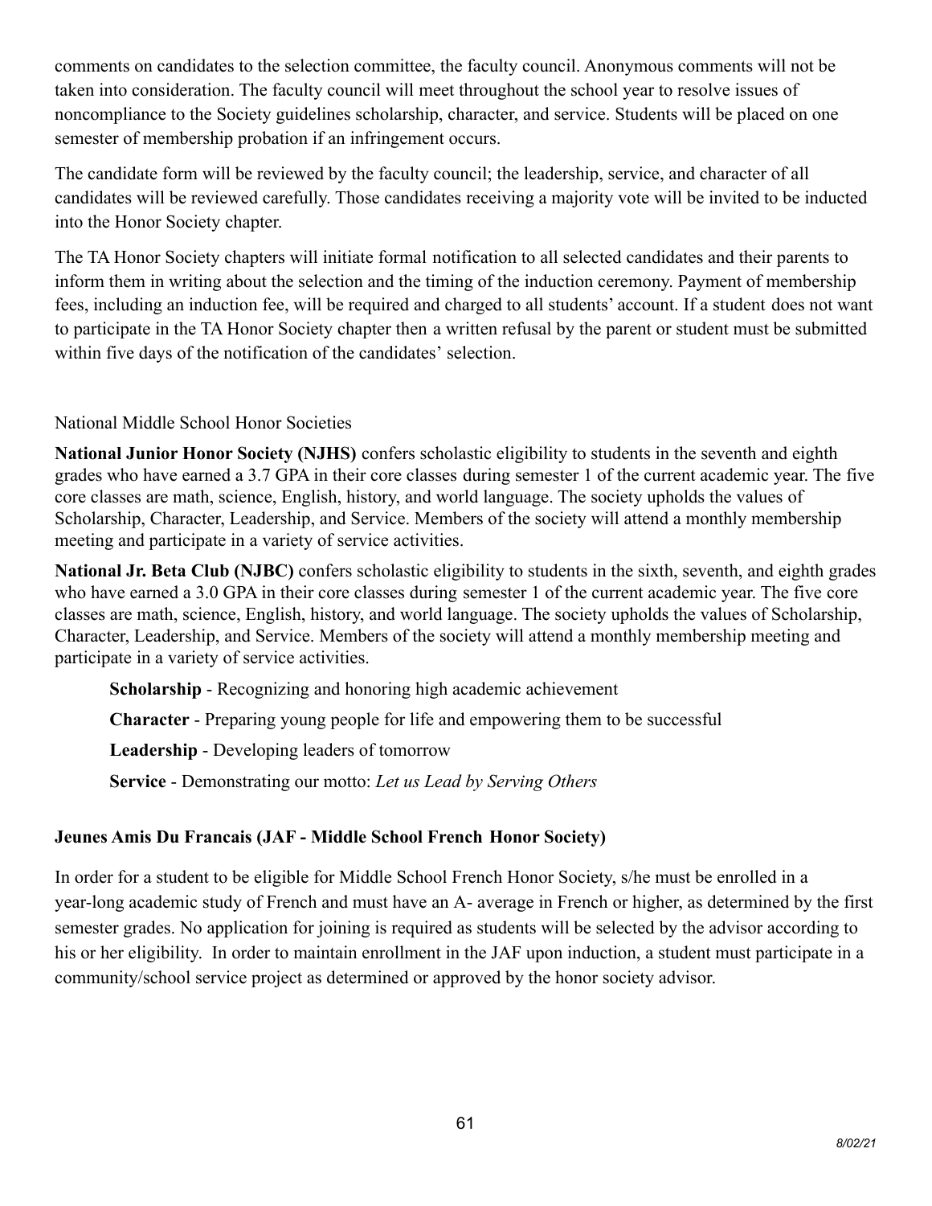comments on candidates to the selection committee, the faculty council. Anonymous comments will not be taken into consideration. The faculty council will meet throughout the school year to resolve issues of noncompliance to the Society guidelines scholarship, character, and service. Students will be placed on one semester of membership probation if an infringement occurs.

The candidate form will be reviewed by the faculty council; the leadership, service, and character of all candidates will be reviewed carefully. Those candidates receiving a majority vote will be invited to be inducted into the Honor Society chapter.

The TA Honor Society chapters will initiate formal notification to all selected candidates and their parents to inform them in writing about the selection and the timing of the induction ceremony. Payment of membership fees, including an induction fee, will be required and charged to all students' account. If a student does not want to participate in the TA Honor Society chapter then a written refusal by the parent or student must be submitted within five days of the notification of the candidates' selection.

National Middle School Honor Societies

**National Junior Honor Society (NJHS)** confers scholastic eligibility to students in the seventh and eighth grades who have earned a 3.7 GPA in their core classes during semester 1 of the current academic year. The five core classes are math, science, English, history, and world language. The society upholds the values of Scholarship, Character, Leadership, and Service. Members of the society will attend a monthly membership meeting and participate in a variety of service activities.

**National Jr. Beta Club (NJBC)** confers scholastic eligibility to students in the sixth, seventh, and eighth grades who have earned a 3.0 GPA in their core classes during semester 1 of the current academic year. The five core classes are math, science, English, history, and world language. The society upholds the values of Scholarship, Character, Leadership, and Service. Members of the society will attend a monthly membership meeting and participate in a variety of service activities.

**Scholarship** - Recognizing and honoring high academic achievement

**Character** - Preparing young people for life and empowering them to be successful

**Leadership** - Developing leaders of tomorrow

**Service** - Demonstrating our motto: *Let us Lead by Serving Others*

**Jeunes Amis Du Francais (JAF - Middle School French Honor Society)**

In order for a student to be eligible for Middle School French Honor Society, s/he must be enrolled in a year-long academic study of French and must have an A- average in French or higher, as determined by the first semester grades. No application for joining is required as students will be selected by the advisor according to his or her eligibility. In order to maintain enrollment in the JAF upon induction, a student must participate in a community/school service project as determined or approved by the honor society advisor.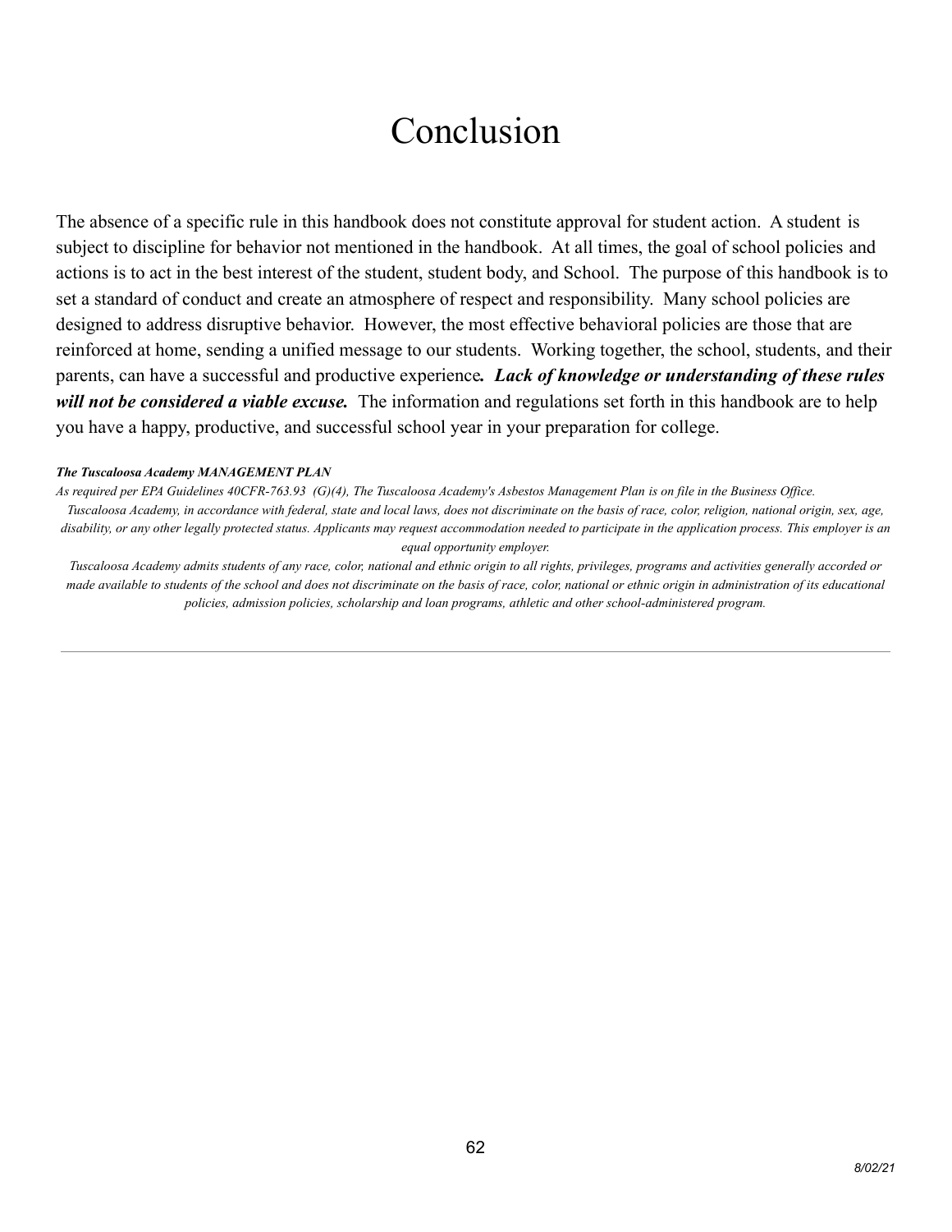# Conclusion

The absence of a specific rule in this handbook does not constitute approval for student action. A student is subject to discipline for behavior not mentioned in the handbook. At all times, the goal of school policies and actions is to act in the best interest of the student, student body, and School. The purpose of this handbook is to set a standard of conduct and create an atmosphere of respect and responsibility. Many school policies are designed to address disruptive behavior. However, the most effective behavioral policies are those that are reinforced at home, sending a unified message to our students. Working together, the school, students, and their parents, can have a successful and productive experience***. Lack of knowledge or understanding of these rules will not be considered a viable excuse.*** The information and regulations set forth in this handbook are to help you have a happy, productive, and successful school year in your preparation for college.

***The Tuscaloosa Academy MANAGEMENT PLAN***

*As required per EPA Guidelines 40CFR-763.93 (G)(4), The Tuscaloosa Academy's Asbestos Management Plan is on file in the Business Office.*

*Tuscaloosa Academy, in accordance with federal, state and local laws, does not discriminate on the basis of race, color, religion, national origin, sex, age, disability, or any other legally protected status. Applicants may request accommodation needed to participate in the application process. This employer is an equal opportunity employer.*

*Tuscaloosa Academy admits students of any race, color, national and ethnic origin to all rights, privileges, programs and activities generally accorded or made available to students of the school and does not discriminate on the basis of race, color, national or ethnic origin in administration of its educational policies, admission policies, scholarship and loan programs, athletic and other school-administered program.*

---

*8/02/21*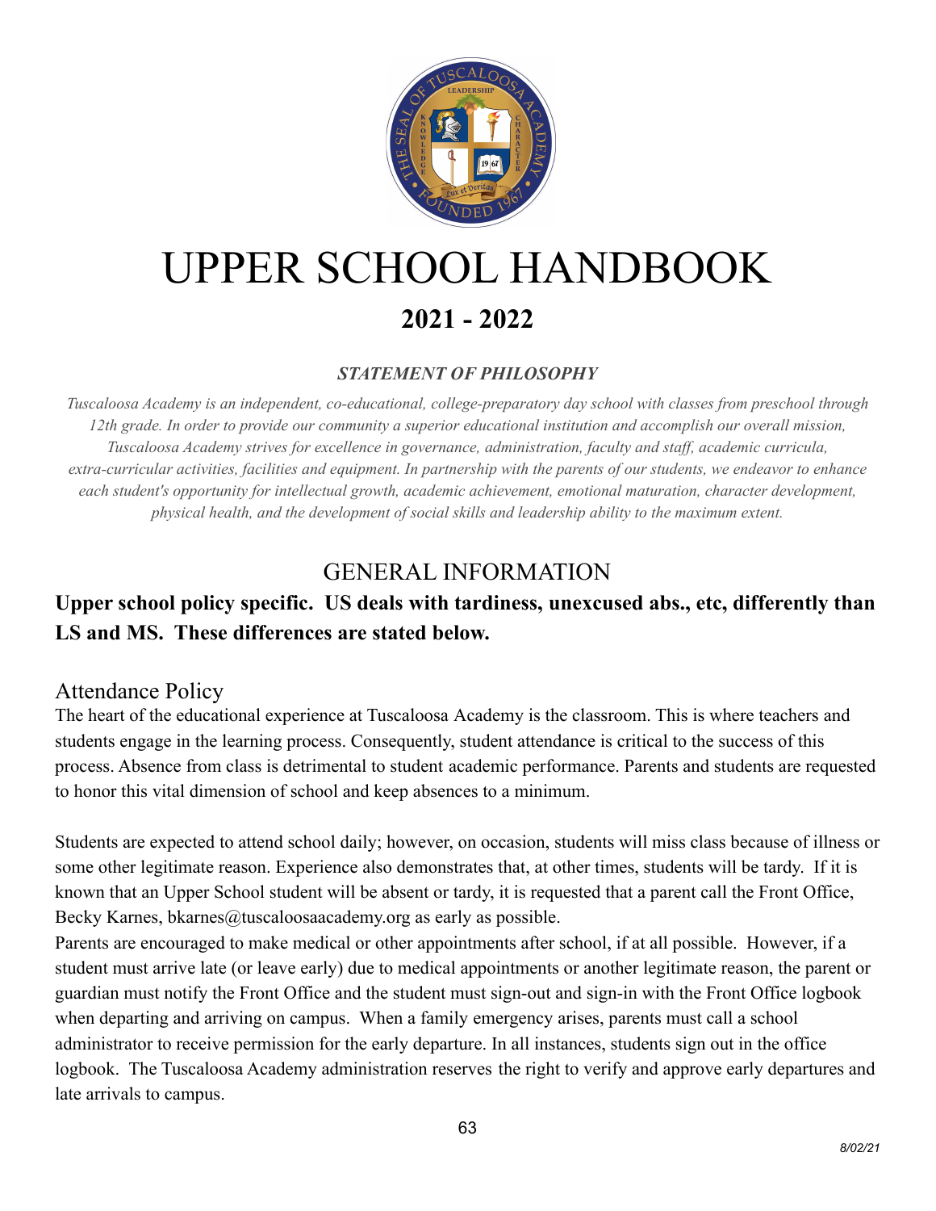# UPPER SCHOOL HANDBOOK

## 2021 - 2022

***STATEMENT OF PHILOSOPHY***

*Tuscaloosa Academy is an independent, co-educational, college-preparatory day school with classes from preschool through 12th grade. In order to provide our community a superior educational institution and accomplish our overall mission, Tuscaloosa Academy strives for excellence in governance, administration, faculty and staff, academic curricula, extra-curricular activities, facilities and equipment. In partnership with the parents of our students, we endeavor to enhance each student's opportunity for intellectual growth, academic achievement, emotional maturation, character development, physical health, and the development of social skills and leadership ability to the maximum extent.*

## GENERAL INFORMATION

**Upper school policy specific. US deals with tardiness, unexcused abs., etc, differently than LS and MS. These differences are stated below.**

### Attendance Policy

The heart of the educational experience at Tuscaloosa Academy is the classroom. This is where teachers and students engage in the learning process. Consequently, student attendance is critical to the success of this process. Absence from class is detrimental to student academic performance. Parents and students are requested to honor this vital dimension of school and keep absences to a minimum.

Students are expected to attend school daily; however, on occasion, students will miss class because of illness or some other legitimate reason. Experience also demonstrates that, at other times, students will be tardy. If it is known that an Upper School student will be absent or tardy, it is requested that a parent call the Front Office, Becky Karnes, bkarnes@tuscaloosaacademy.org as early as possible.

Parents are encouraged to make medical or other appointments after school, if at all possible. However, if a student must arrive late (or leave early) due to medical appointments or another legitimate reason, the parent or guardian must notify the Front Office and the student must sign-out and sign-in with the Front Office logbook when departing and arriving on campus. When a family emergency arises, parents must call a school administrator to receive permission for the early departure. In all instances, students sign out in the office logbook. The Tuscaloosa Academy administration reserves the right to verify and approve early departures and late arrivals to campus.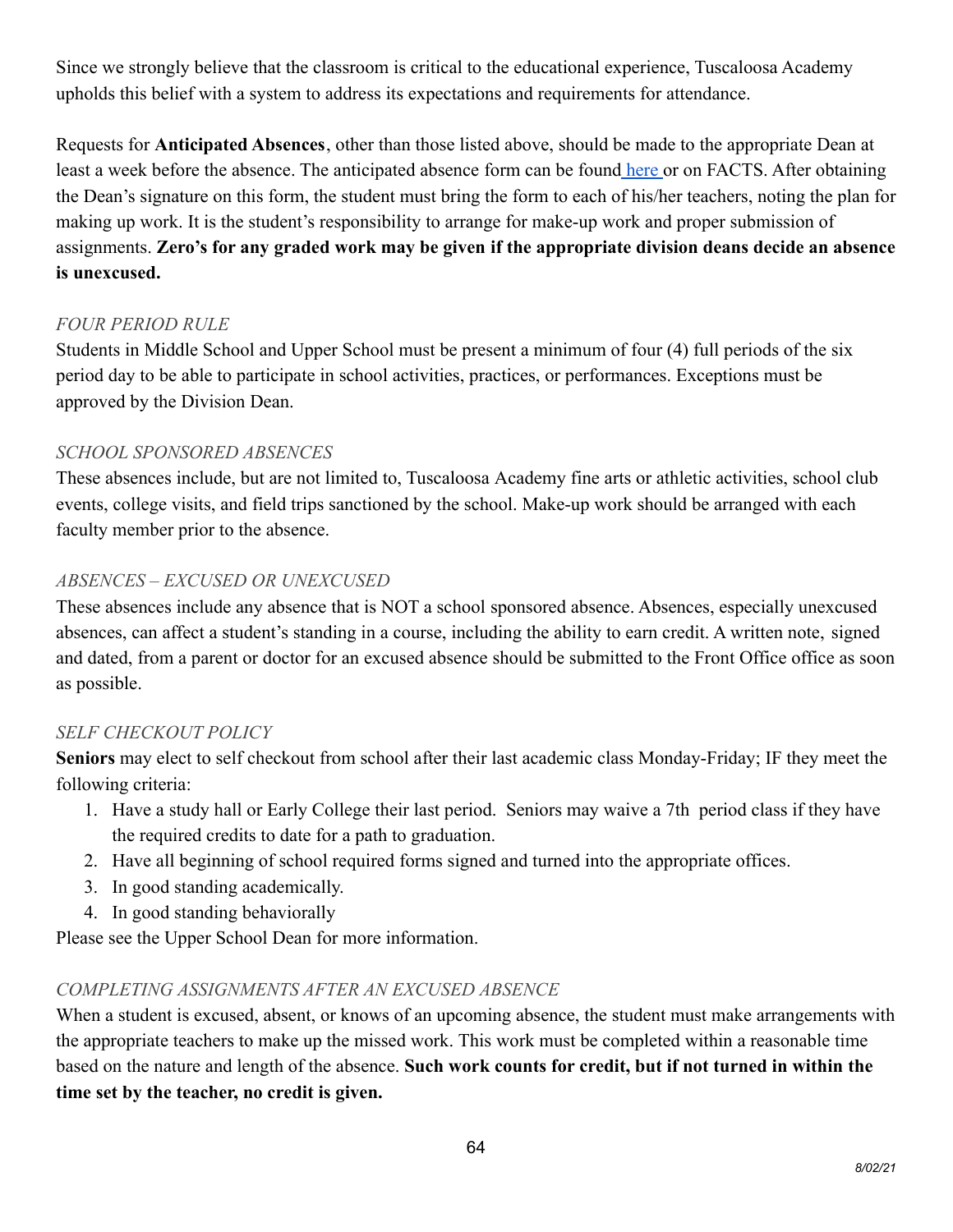Since we strongly believe that the classroom is critical to the educational experience, Tuscaloosa Academy upholds this belief with a system to address its expectations and requirements for attendance.

Requests for **Anticipated Absences**, other than those listed above, should be made to the appropriate Dean at least a week before the absence. The anticipated absence form can be found here or on FACTS. After obtaining the Dean's signature on this form, the student must bring the form to each of his/her teachers, noting the plan for making up work. It is the student's responsibility to arrange for make-up work and proper submission of assignments. **Zero's for any graded work may be given if the appropriate division deans decide an absence is unexcused.**

*FOUR PERIOD RULE*

Students in Middle School and Upper School must be present a minimum of four (4) full periods of the six period day to be able to participate in school activities, practices, or performances. Exceptions must be approved by the Division Dean.

*SCHOOL SPONSORED ABSENCES*

These absences include, but are not limited to, Tuscaloosa Academy fine arts or athletic activities, school club events, college visits, and field trips sanctioned by the school. Make-up work should be arranged with each faculty member prior to the absence.

*ABSENCES – EXCUSED OR UNEXCUSED*

These absences include any absence that is NOT a school sponsored absence. Absences, especially unexcused absences, can affect a student's standing in a course, including the ability to earn credit. A written note, signed and dated, from a parent or doctor for an excused absence should be submitted to the Front Office office as soon as possible.

*SELF CHECKOUT POLICY*

**Seniors** may elect to self checkout from school after their last academic class Monday-Friday; IF they meet the following criteria:

1. Have a study hall or Early College their last period. Seniors may waive a 7th period class if they have the required credits to date for a path to graduation.
2. Have all beginning of school required forms signed and turned into the appropriate offices.
3. In good standing academically.
4. In good standing behaviorally

Please see the Upper School Dean for more information.

*COMPLETING ASSIGNMENTS AFTER AN EXCUSED ABSENCE*

When a student is excused, absent, or knows of an upcoming absence, the student must make arrangements with the appropriate teachers to make up the missed work. This work must be completed within a reasonable time based on the nature and length of the absence. **Such work counts for credit, but if not turned in within the time set by the teacher, no credit is given.**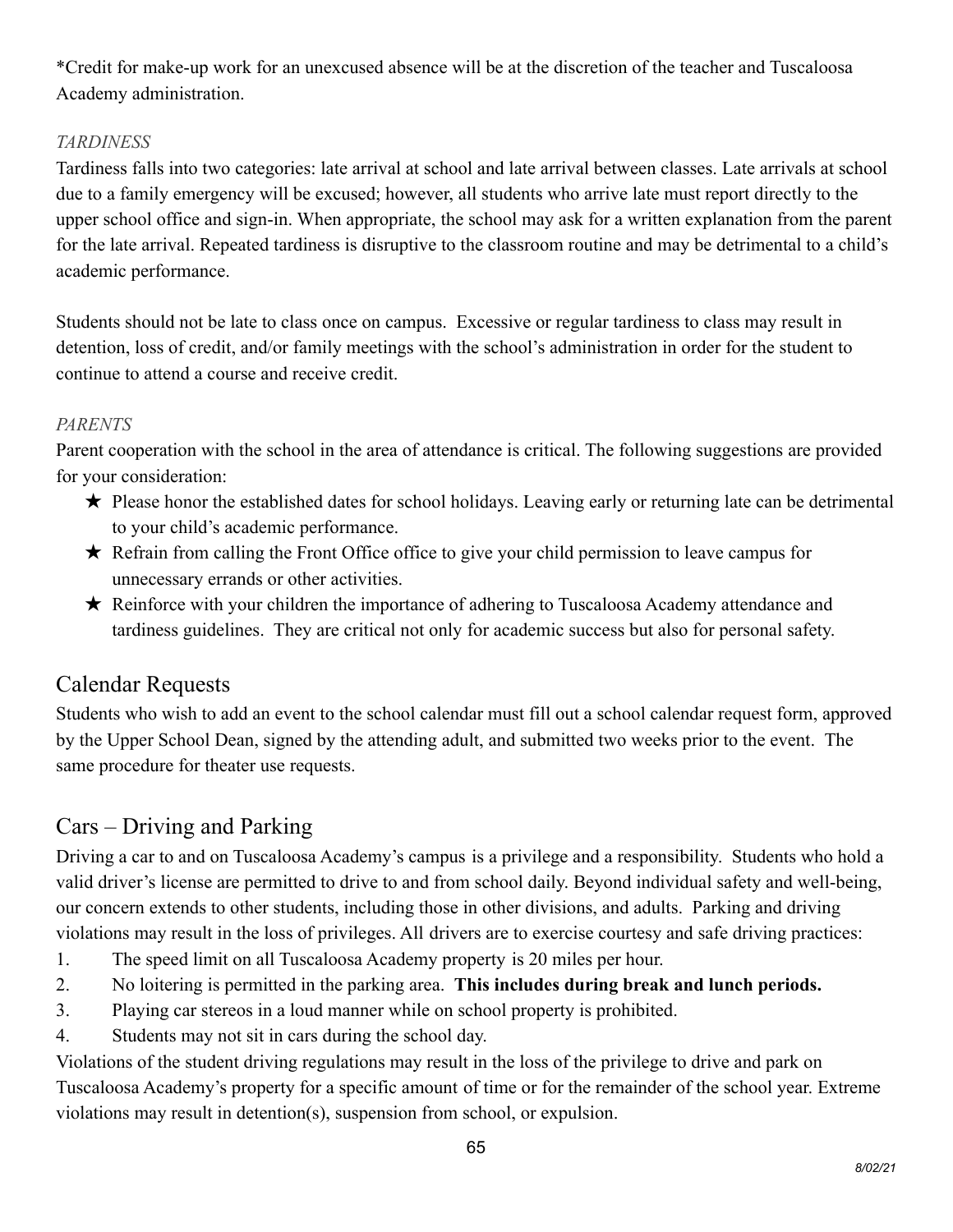*Credit for make-up work for an unexcused absence will be at the discretion of the teacher and Tuscaloosa Academy administration.

*TARDINESS*

Tardiness falls into two categories: late arrival at school and late arrival between classes. Late arrivals at school due to a family emergency will be excused; however, all students who arrive late must report directly to the upper school office and sign-in. When appropriate, the school may ask for a written explanation from the parent for the late arrival. Repeated tardiness is disruptive to the classroom routine and may be detrimental to a child's academic performance.

Students should not be late to class once on campus. Excessive or regular tardiness to class may result in detention, loss of credit, and/or family meetings with the school's administration in order for the student to continue to attend a course and receive credit.

*PARENTS*

Parent cooperation with the school in the area of attendance is critical. The following suggestions are provided for your consideration:

- ★ Please honor the established dates for school holidays. Leaving early or returning late can be detrimental to your child's academic performance.
- ★ Refrain from calling the Front Office office to give your child permission to leave campus for unnecessary errands or other activities.
- ★ Reinforce with your children the importance of adhering to Tuscaloosa Academy attendance and tardiness guidelines. They are critical not only for academic success but also for personal safety.

## Calendar Requests

Students who wish to add an event to the school calendar must fill out a school calendar request form, approved by the Upper School Dean, signed by the attending adult, and submitted two weeks prior to the event. The same procedure for theater use requests.

## Cars – Driving and Parking

Driving a car to and on Tuscaloosa Academy's campus is a privilege and a responsibility. Students who hold a valid driver's license are permitted to drive to and from school daily. Beyond individual safety and well-being, our concern extends to other students, including those in other divisions, and adults. Parking and driving violations may result in the loss of privileges. All drivers are to exercise courtesy and safe driving practices:

1. The speed limit on all Tuscaloosa Academy property is 20 miles per hour.
2. No loitering is permitted in the parking area. **This includes during break and lunch periods.**
3. Playing car stereos in a loud manner while on school property is prohibited.
4. Students may not sit in cars during the school day.

Violations of the student driving regulations may result in the loss of the privilege to drive and park on Tuscaloosa Academy's property for a specific amount of time or for the remainder of the school year. Extreme violations may result in detention(s), suspension from school, or expulsion.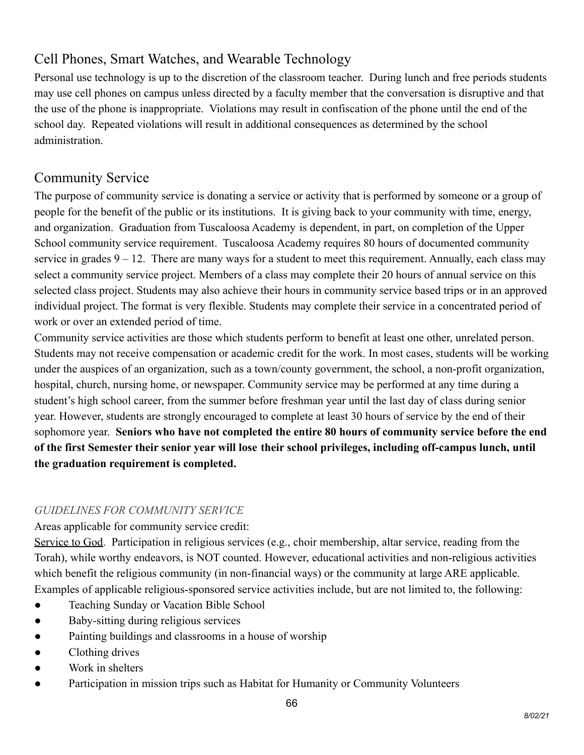## Cell Phones, Smart Watches, and Wearable Technology

Personal use technology is up to the discretion of the classroom teacher. During lunch and free periods students may use cell phones on campus unless directed by a faculty member that the conversation is disruptive and that the use of the phone is inappropriate. Violations may result in confiscation of the phone until the end of the school day. Repeated violations will result in additional consequences as determined by the school administration.

## Community Service

The purpose of community service is donating a service or activity that is performed by someone or a group of people for the benefit of the public or its institutions. It is giving back to your community with time, energy, and organization. Graduation from Tuscaloosa Academy is dependent, in part, on completion of the Upper School community service requirement. Tuscaloosa Academy requires 80 hours of documented community service in grades 9 – 12. There are many ways for a student to meet this requirement. Annually, each class may select a community service project. Members of a class may complete their 20 hours of annual service on this selected class project. Students may also achieve their hours in community service based trips or in an approved individual project. The format is very flexible. Students may complete their service in a concentrated period of work or over an extended period of time.

Community service activities are those which students perform to benefit at least one other, unrelated person. Students may not receive compensation or academic credit for the work. In most cases, students will be working under the auspices of an organization, such as a town/county government, the school, a non-profit organization, hospital, church, nursing home, or newspaper. Community service may be performed at any time during a student's high school career, from the summer before freshman year until the last day of class during senior year. However, students are strongly encouraged to complete at least 30 hours of service by the end of their sophomore year. **Seniors who have not completed the entire 80 hours of community service before the end of the first Semester their senior year will lose their school privileges, including off-campus lunch, until the graduation requirement is completed.**

*GUIDELINES FOR COMMUNITY SERVICE*

Areas applicable for community service credit:

Service to God. Participation in religious services (e.g., choir membership, altar service, reading from the Torah), while worthy endeavors, is NOT counted. However, educational activities and non-religious activities which benefit the religious community (in non-financial ways) or the community at large ARE applicable. Examples of applicable religious-sponsored service activities include, but are not limited to, the following:

- Teaching Sunday or Vacation Bible School
- Baby-sitting during religious services
- Painting buildings and classrooms in a house of worship
- Clothing drives
- Work in shelters
- Participation in mission trips such as Habitat for Humanity or Community Volunteers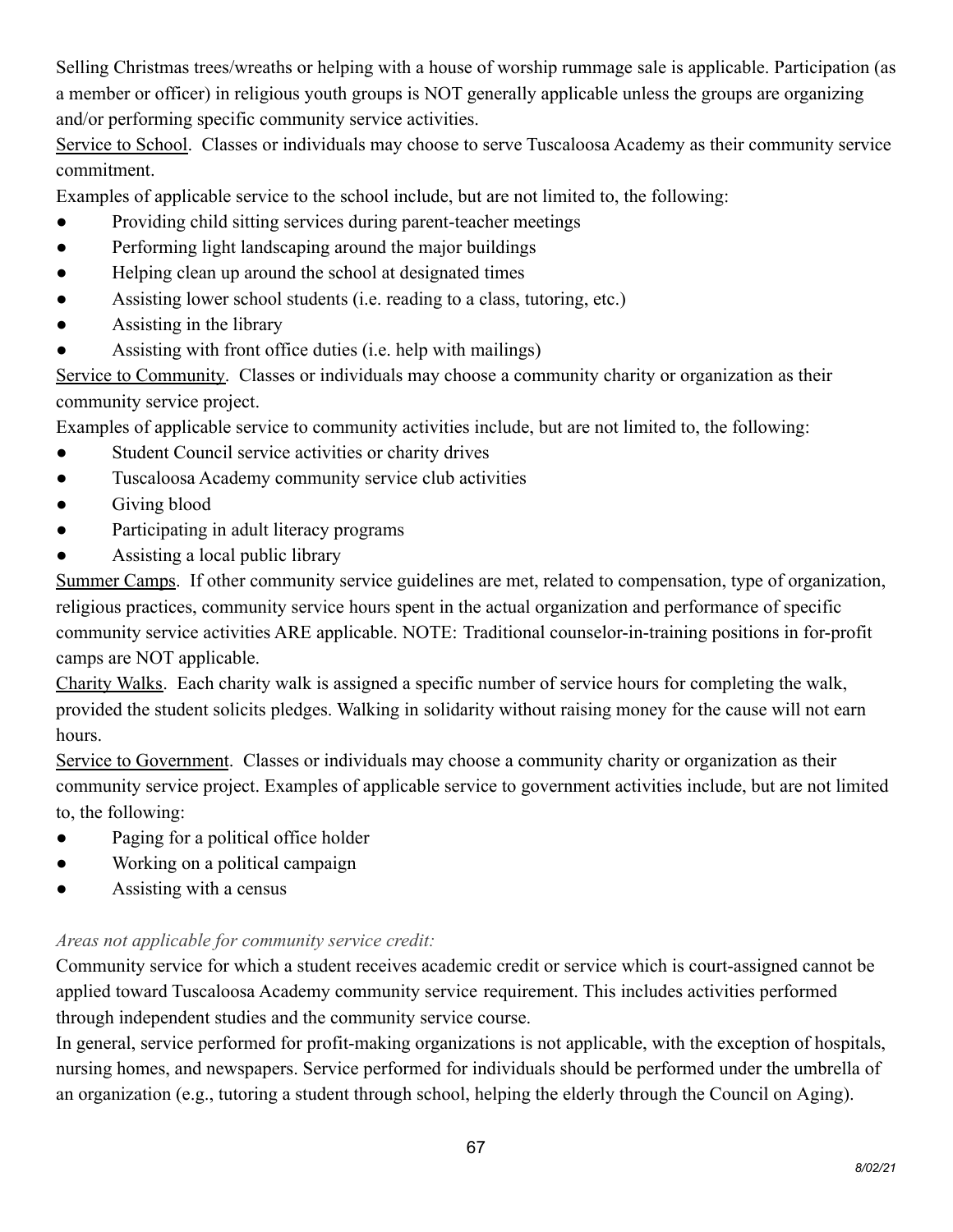Selling Christmas trees/wreaths or helping with a house of worship rummage sale is applicable. Participation (as a member or officer) in religious youth groups is NOT generally applicable unless the groups are organizing and/or performing specific community service activities.

<u>Service to School</u>. Classes or individuals may choose to serve Tuscaloosa Academy as their community service commitment.

Examples of applicable service to the school include, but are not limited to, the following:

- Providing child sitting services during parent-teacher meetings
- Performing light landscaping around the major buildings
- Helping clean up around the school at designated times
- Assisting lower school students (i.e. reading to a class, tutoring, etc.)
- Assisting in the library
- Assisting with front office duties (i.e. help with mailings)

<u>Service to Community</u>. Classes or individuals may choose a community charity or organization as their community service project.

Examples of applicable service to community activities include, but are not limited to, the following:

- Student Council service activities or charity drives
- Tuscaloosa Academy community service club activities
- Giving blood
- Participating in adult literacy programs
- Assisting a local public library

<u>Summer Camps</u>. If other community service guidelines are met, related to compensation, type of organization, religious practices, community service hours spent in the actual organization and performance of specific community service activities ARE applicable. NOTE: Traditional counselor-in-training positions in for-profit camps are NOT applicable.

<u>Charity Walks</u>. Each charity walk is assigned a specific number of service hours for completing the walk, provided the student solicits pledges. Walking in solidarity without raising money for the cause will not earn hours.

<u>Service to Government</u>. Classes or individuals may choose a community charity or organization as their community service project. Examples of applicable service to government activities include, but are not limited to, the following:

- Paging for a political office holder
- Working on a political campaign
- Assisting with a census

*Areas not applicable for community service credit:*

Community service for which a student receives academic credit or service which is court-assigned cannot be applied toward Tuscaloosa Academy community service requirement. This includes activities performed through independent studies and the community service course.

In general, service performed for profit-making organizations is not applicable, with the exception of hospitals, nursing homes, and newspapers. Service performed for individuals should be performed under the umbrella of an organization (e.g., tutoring a student through school, helping the elderly through the Council on Aging).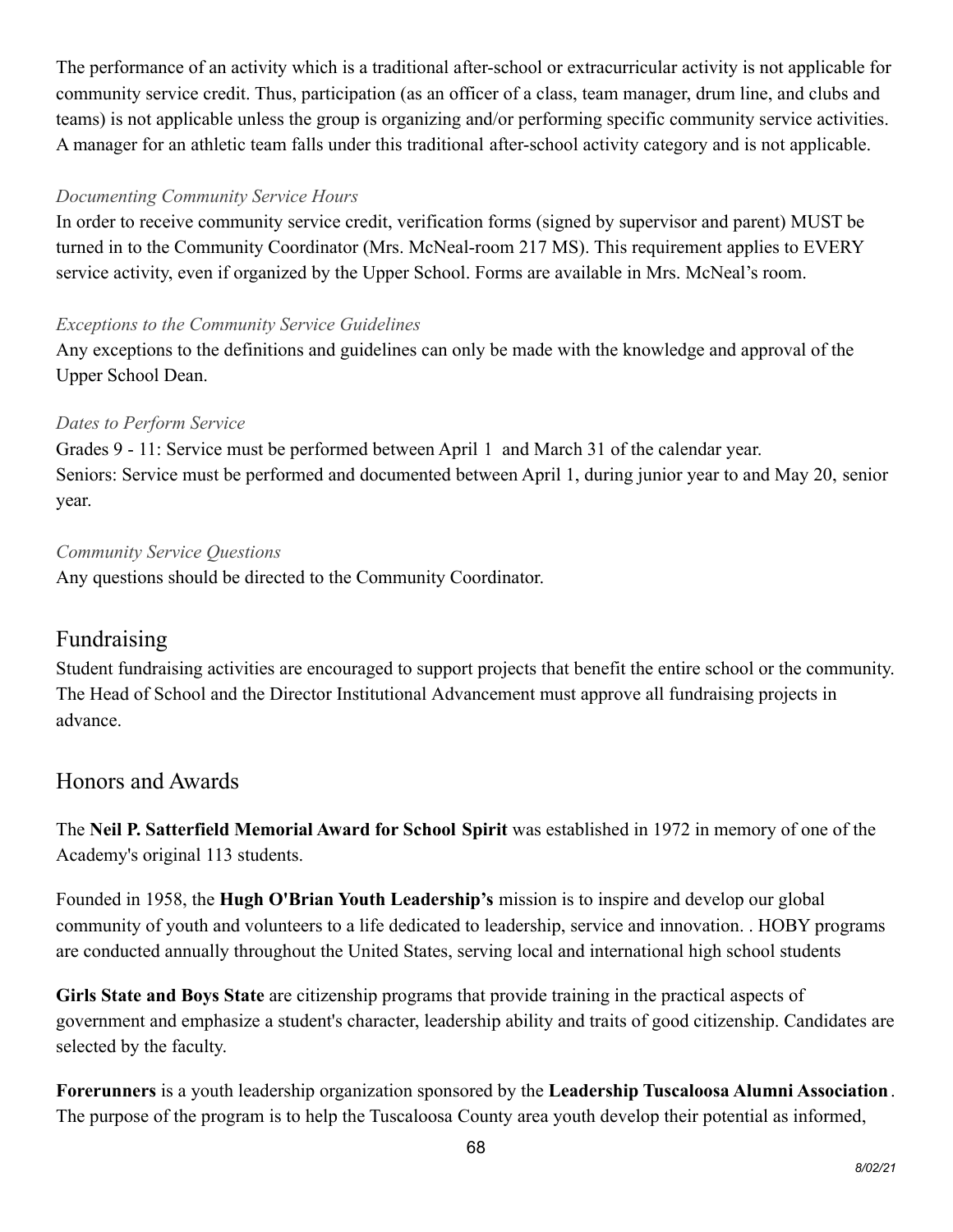The performance of an activity which is a traditional after-school or extracurricular activity is not applicable for community service credit. Thus, participation (as an officer of a class, team manager, drum line, and clubs and teams) is not applicable unless the group is organizing and/or performing specific community service activities. A manager for an athletic team falls under this traditional after-school activity category and is not applicable.

*Documenting Community Service Hours*

In order to receive community service credit, verification forms (signed by supervisor and parent) MUST be turned in to the Community Coordinator (Mrs. McNeal-room 217 MS). This requirement applies to EVERY service activity, even if organized by the Upper School. Forms are available in Mrs. McNeal's room.

*Exceptions to the Community Service Guidelines*

Any exceptions to the definitions and guidelines can only be made with the knowledge and approval of the Upper School Dean.

*Dates to Perform Service*

Grades 9 - 11: Service must be performed between April 1  and March 31 of the calendar year.
Seniors: Service must be performed and documented between April 1, during junior year to and May 20, senior year.

*Community Service Questions*

Any questions should be directed to the Community Coordinator.

## Fundraising

Student fundraising activities are encouraged to support projects that benefit the entire school or the community. The Head of School and the Director Institutional Advancement must approve all fundraising projects in advance.

## Honors and Awards

The **Neil P. Satterfield Memorial Award for School Spirit** was established in 1972 in memory of one of the Academy's original 113 students.

Founded in 1958, the **Hugh O'Brian Youth Leadership's** mission is to inspire and develop our global community of youth and volunteers to a life dedicated to leadership, service and innovation. . HOBY programs are conducted annually throughout the United States, serving local and international high school students

**Girls State and Boys State** are citizenship programs that provide training in the practical aspects of government and emphasize a student's character, leadership ability and traits of good citizenship. Candidates are selected by the faculty.

**Forerunners** is a youth leadership organization sponsored by the **Leadership Tuscaloosa Alumni Association**. The purpose of the program is to help the Tuscaloosa County area youth develop their potential as informed,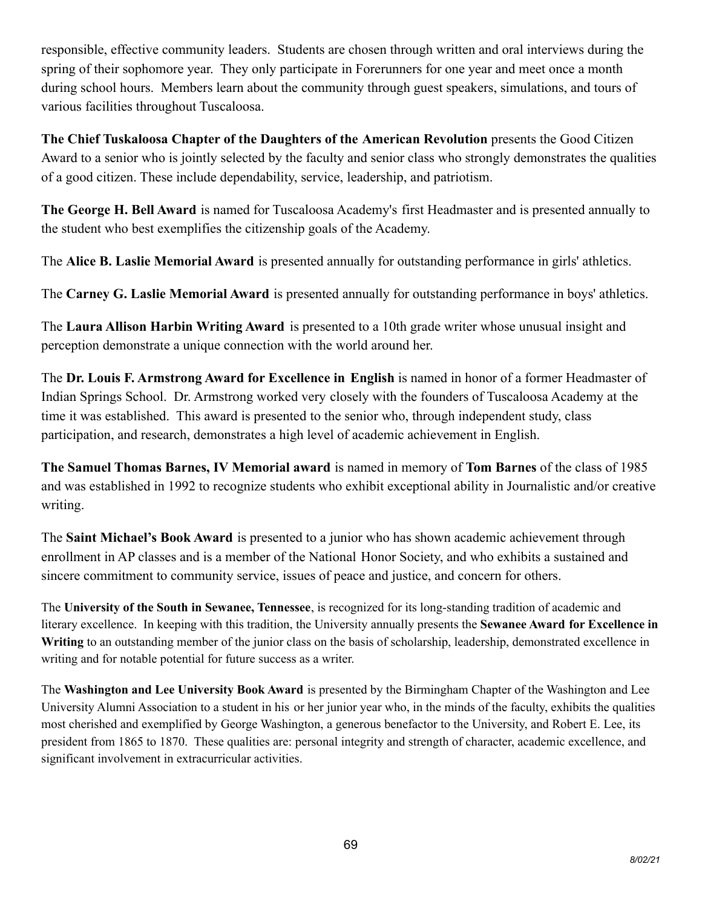responsible, effective community leaders. Students are chosen through written and oral interviews during the spring of their sophomore year. They only participate in Forerunners for one year and meet once a month during school hours. Members learn about the community through guest speakers, simulations, and tours of various facilities throughout Tuscaloosa.

**The Chief Tuskaloosa Chapter of the Daughters of the American Revolution** presents the Good Citizen Award to a senior who is jointly selected by the faculty and senior class who strongly demonstrates the qualities of a good citizen. These include dependability, service, leadership, and patriotism.

**The George H. Bell Award** is named for Tuscaloosa Academy's first Headmaster and is presented annually to the student who best exemplifies the citizenship goals of the Academy.

The **Alice B. Laslie Memorial Award** is presented annually for outstanding performance in girls' athletics.

The **Carney G. Laslie Memorial Award** is presented annually for outstanding performance in boys' athletics.

The **Laura Allison Harbin Writing Award** is presented to a 10th grade writer whose unusual insight and perception demonstrate a unique connection with the world around her.

The **Dr. Louis F. Armstrong Award for Excellence in English** is named in honor of a former Headmaster of Indian Springs School. Dr. Armstrong worked very closely with the founders of Tuscaloosa Academy at the time it was established. This award is presented to the senior who, through independent study, class participation, and research, demonstrates a high level of academic achievement in English.

**The Samuel Thomas Barnes, IV Memorial award** is named in memory of **Tom Barnes** of the class of 1985 and was established in 1992 to recognize students who exhibit exceptional ability in Journalistic and/or creative writing.

The **Saint Michael's Book Award** is presented to a junior who has shown academic achievement through enrollment in AP classes and is a member of the National Honor Society, and who exhibits a sustained and sincere commitment to community service, issues of peace and justice, and concern for others.

The **University of the South in Sewanee, Tennessee**, is recognized for its long-standing tradition of academic and literary excellence. In keeping with this tradition, the University annually presents the **Sewanee Award for Excellence in Writing** to an outstanding member of the junior class on the basis of scholarship, leadership, demonstrated excellence in writing and for notable potential for future success as a writer.

The **Washington and Lee University Book Award** is presented by the Birmingham Chapter of the Washington and Lee University Alumni Association to a student in his or her junior year who, in the minds of the faculty, exhibits the qualities most cherished and exemplified by George Washington, a generous benefactor to the University, and Robert E. Lee, its president from 1865 to 1870. These qualities are: personal integrity and strength of character, academic excellence, and significant involvement in extracurricular activities.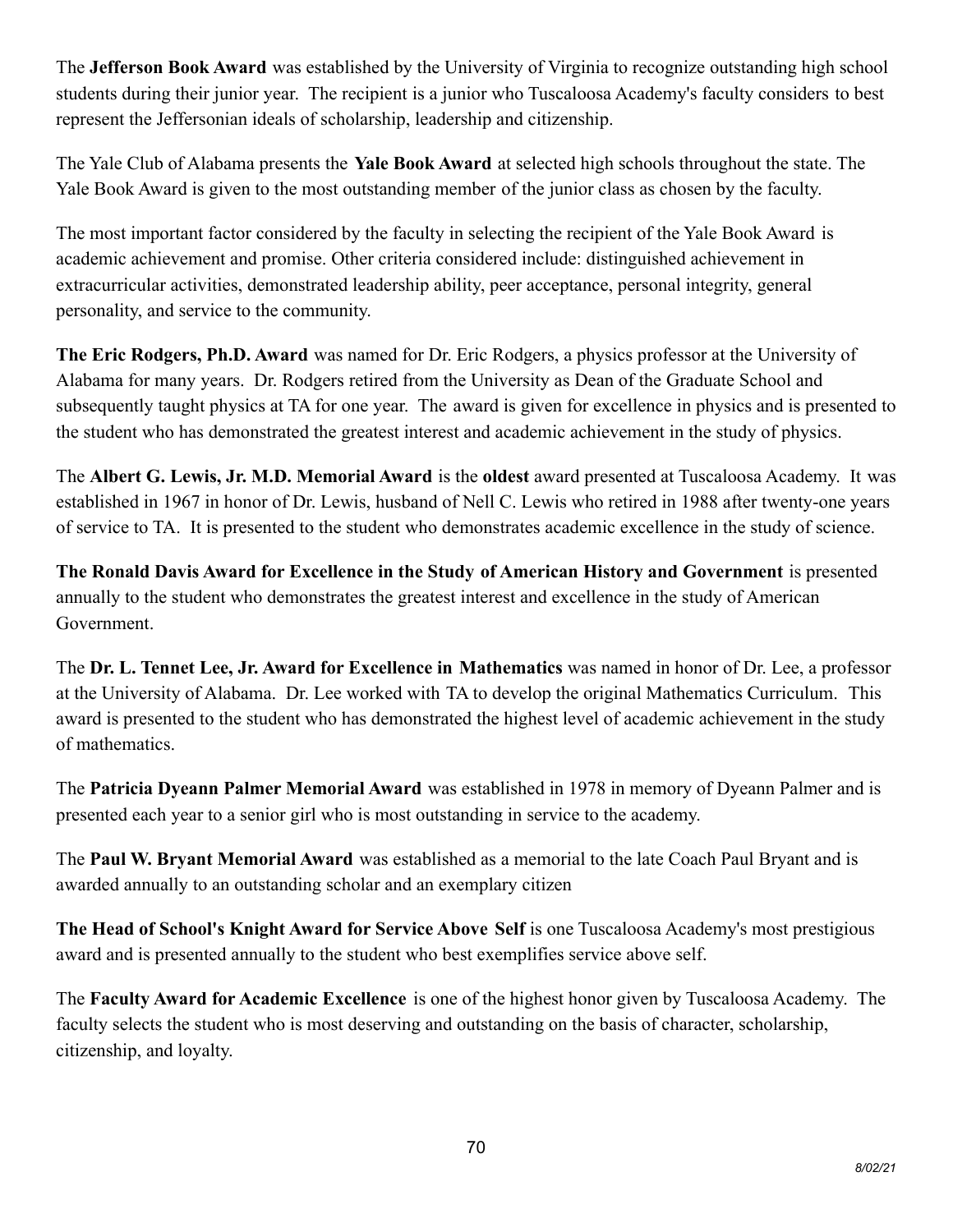The **Jefferson Book Award** was established by the University of Virginia to recognize outstanding high school students during their junior year. The recipient is a junior who Tuscaloosa Academy's faculty considers to best represent the Jeffersonian ideals of scholarship, leadership and citizenship.

The Yale Club of Alabama presents the **Yale Book Award** at selected high schools throughout the state. The Yale Book Award is given to the most outstanding member of the junior class as chosen by the faculty.

The most important factor considered by the faculty in selecting the recipient of the Yale Book Award is academic achievement and promise. Other criteria considered include: distinguished achievement in extracurricular activities, demonstrated leadership ability, peer acceptance, personal integrity, general personality, and service to the community.

**The Eric Rodgers, Ph.D. Award** was named for Dr. Eric Rodgers, a physics professor at the University of Alabama for many years. Dr. Rodgers retired from the University as Dean of the Graduate School and subsequently taught physics at TA for one year. The award is given for excellence in physics and is presented to the student who has demonstrated the greatest interest and academic achievement in the study of physics.

The **Albert G. Lewis, Jr. M.D. Memorial Award** is the **oldest** award presented at Tuscaloosa Academy. It was established in 1967 in honor of Dr. Lewis, husband of Nell C. Lewis who retired in 1988 after twenty-one years of service to TA. It is presented to the student who demonstrates academic excellence in the study of science.

**The Ronald Davis Award for Excellence in the Study of American History and Government** is presented annually to the student who demonstrates the greatest interest and excellence in the study of American Government.

The **Dr. L. Tennet Lee, Jr. Award for Excellence in Mathematics** was named in honor of Dr. Lee, a professor at the University of Alabama. Dr. Lee worked with TA to develop the original Mathematics Curriculum. This award is presented to the student who has demonstrated the highest level of academic achievement in the study of mathematics.

The **Patricia Dyeann Palmer Memorial Award** was established in 1978 in memory of Dyeann Palmer and is presented each year to a senior girl who is most outstanding in service to the academy.

The **Paul W. Bryant Memorial Award** was established as a memorial to the late Coach Paul Bryant and is awarded annually to an outstanding scholar and an exemplary citizen

**The Head of School's Knight Award for Service Above Self** is one Tuscaloosa Academy's most prestigious award and is presented annually to the student who best exemplifies service above self.

The **Faculty Award for Academic Excellence** is one of the highest honor given by Tuscaloosa Academy. The faculty selects the student who is most deserving and outstanding on the basis of character, scholarship, citizenship, and loyalty.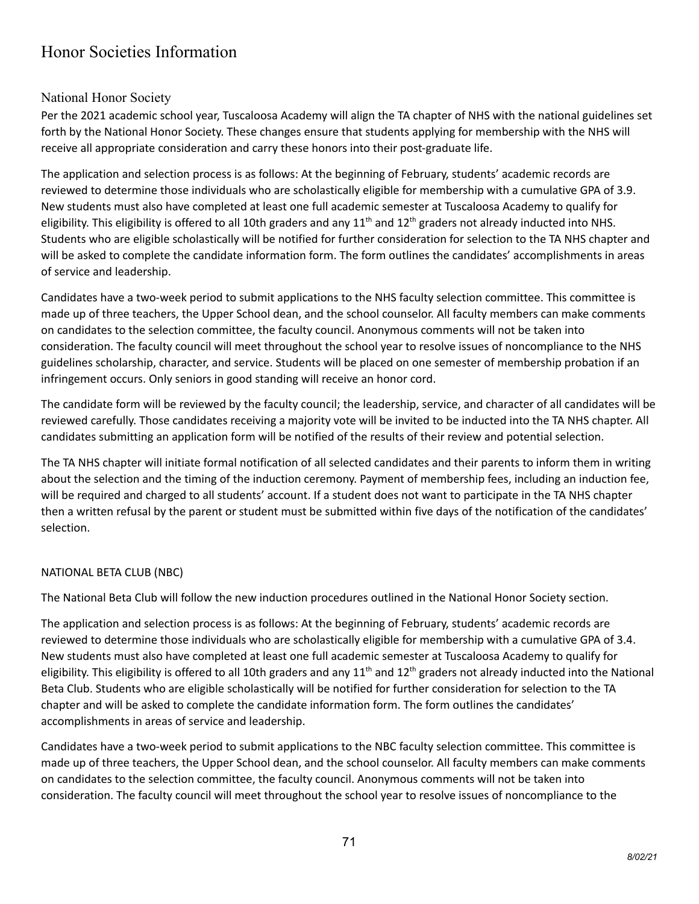# Honor Societies Information

## National Honor Society

Per the 2021 academic school year, Tuscaloosa Academy will align the TA chapter of NHS with the national guidelines set forth by the National Honor Society. These changes ensure that students applying for membership with the NHS will receive all appropriate consideration and carry these honors into their post-graduate life.

The application and selection process is as follows: At the beginning of February, students' academic records are reviewed to determine those individuals who are scholastically eligible for membership with a cumulative GPA of 3.9. New students must also have completed at least one full academic semester at Tuscaloosa Academy to qualify for eligibility. This eligibility is offered to all 10th graders and any 11th and 12th graders not already inducted into NHS. Students who are eligible scholastically will be notified for further consideration for selection to the TA NHS chapter and will be asked to complete the candidate information form. The form outlines the candidates' accomplishments in areas of service and leadership.

Candidates have a two-week period to submit applications to the NHS faculty selection committee. This committee is made up of three teachers, the Upper School dean, and the school counselor. All faculty members can make comments on candidates to the selection committee, the faculty council. Anonymous comments will not be taken into consideration. The faculty council will meet throughout the school year to resolve issues of noncompliance to the NHS guidelines scholarship, character, and service. Students will be placed on one semester of membership probation if an infringement occurs. Only seniors in good standing will receive an honor cord.

The candidate form will be reviewed by the faculty council; the leadership, service, and character of all candidates will be reviewed carefully. Those candidates receiving a majority vote will be invited to be inducted into the TA NHS chapter. All candidates submitting an application form will be notified of the results of their review and potential selection.

The TA NHS chapter will initiate formal notification of all selected candidates and their parents to inform them in writing about the selection and the timing of the induction ceremony. Payment of membership fees, including an induction fee, will be required and charged to all students' account. If a student does not want to participate in the TA NHS chapter then a written refusal by the parent or student must be submitted within five days of the notification of the candidates' selection.

## NATIONAL BETA CLUB (NBC)

The National Beta Club will follow the new induction procedures outlined in the National Honor Society section.

The application and selection process is as follows: At the beginning of February, students' academic records are reviewed to determine those individuals who are scholastically eligible for membership with a cumulative GPA of 3.4. New students must also have completed at least one full academic semester at Tuscaloosa Academy to qualify for eligibility. This eligibility is offered to all 10th graders and any 11th and 12th graders not already inducted into the National Beta Club. Students who are eligible scholastically will be notified for further consideration for selection to the TA chapter and will be asked to complete the candidate information form. The form outlines the candidates' accomplishments in areas of service and leadership.

Candidates have a two-week period to submit applications to the NBC faculty selection committee. This committee is made up of three teachers, the Upper School dean, and the school counselor. All faculty members can make comments on candidates to the selection committee, the faculty council. Anonymous comments will not be taken into consideration. The faculty council will meet throughout the school year to resolve issues of noncompliance to the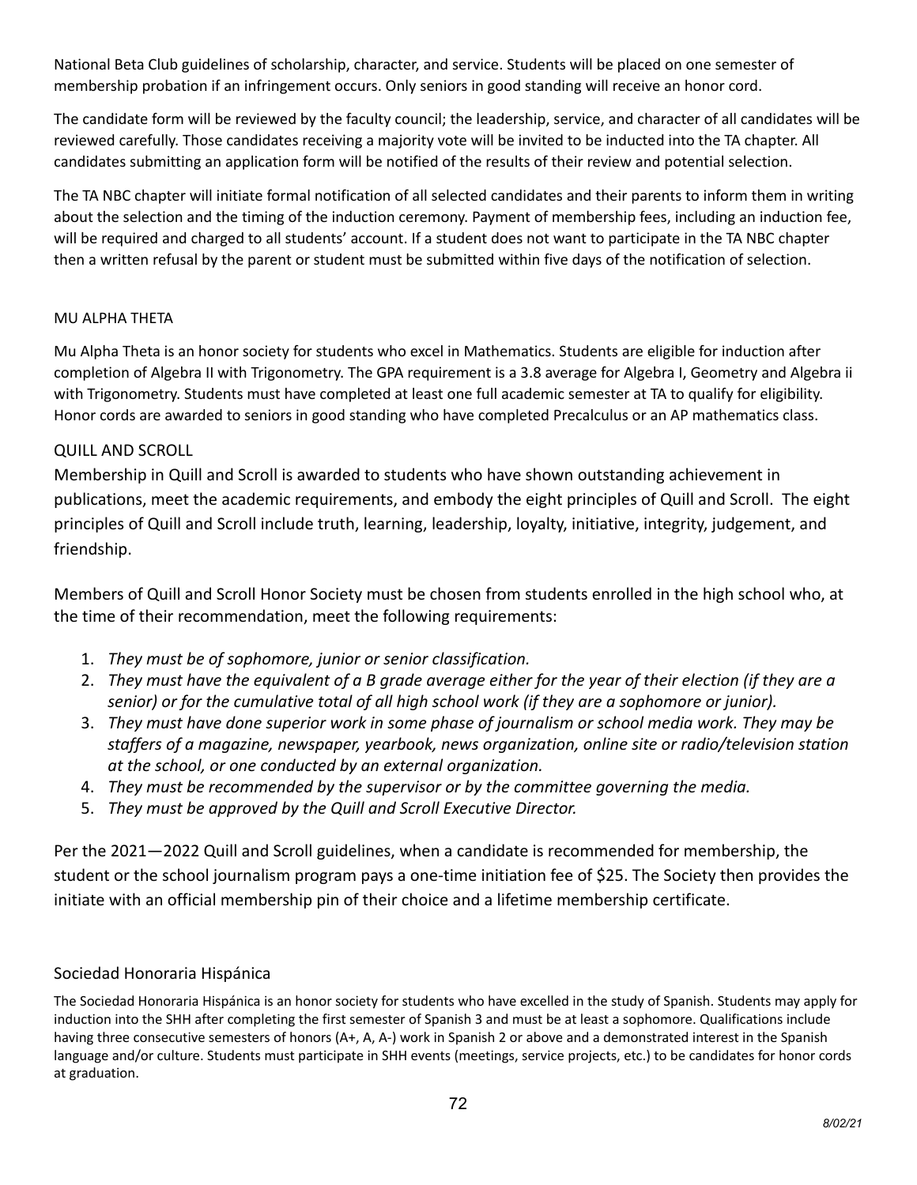National Beta Club guidelines of scholarship, character, and service. Students will be placed on one semester of membership probation if an infringement occurs. Only seniors in good standing will receive an honor cord.

The candidate form will be reviewed by the faculty council; the leadership, service, and character of all candidates will be reviewed carefully. Those candidates receiving a majority vote will be invited to be inducted into the TA chapter. All candidates submitting an application form will be notified of the results of their review and potential selection.

The TA NBC chapter will initiate formal notification of all selected candidates and their parents to inform them in writing about the selection and the timing of the induction ceremony. Payment of membership fees, including an induction fee, will be required and charged to all students' account. If a student does not want to participate in the TA NBC chapter then a written refusal by the parent or student must be submitted within five days of the notification of selection.

## MU ALPHA THETA

Mu Alpha Theta is an honor society for students who excel in Mathematics. Students are eligible for induction after completion of Algebra II with Trigonometry. The GPA requirement is a 3.8 average for Algebra I, Geometry and Algebra ii with Trigonometry. Students must have completed at least one full academic semester at TA to qualify for eligibility. Honor cords are awarded to seniors in good standing who have completed Precalculus or an AP mathematics class.

## QUILL AND SCROLL

Membership in Quill and Scroll is awarded to students who have shown outstanding achievement in publications, meet the academic requirements, and embody the eight principles of Quill and Scroll. The eight principles of Quill and Scroll include truth, learning, leadership, loyalty, initiative, integrity, judgement, and friendship.

Members of Quill and Scroll Honor Society must be chosen from students enrolled in the high school who, at the time of their recommendation, meet the following requirements:

1. *They must be of sophomore, junior or senior classification.*
2. *They must have the equivalent of a B grade average either for the year of their election (if they are a senior) or for the cumulative total of all high school work (if they are a sophomore or junior).*
3. *They must have done superior work in some phase of journalism or school media work. They may be staffers of a magazine, newspaper, yearbook, news organization, online site or radio/television station at the school, or one conducted by an external organization.*
4. *They must be recommended by the supervisor or by the committee governing the media.*
5. *They must be approved by the Quill and Scroll Executive Director.*

Per the 2021—2022 Quill and Scroll guidelines, when a candidate is recommended for membership, the student or the school journalism program pays a one-time initiation fee of $25. The Society then provides the initiate with an official membership pin of their choice and a lifetime membership certificate.

## Sociedad Honoraria Hispánica

The Sociedad Honoraria Hispánica is an honor society for students who have excelled in the study of Spanish. Students may apply for induction into the SHH after completing the first semester of Spanish 3 and must be at least a sophomore. Qualifications include having three consecutive semesters of honors (A+, A, A-) work in Spanish 2 or above and a demonstrated interest in the Spanish language and/or culture. Students must participate in SHH events (meetings, service projects, etc.) to be candidates for honor cords at graduation.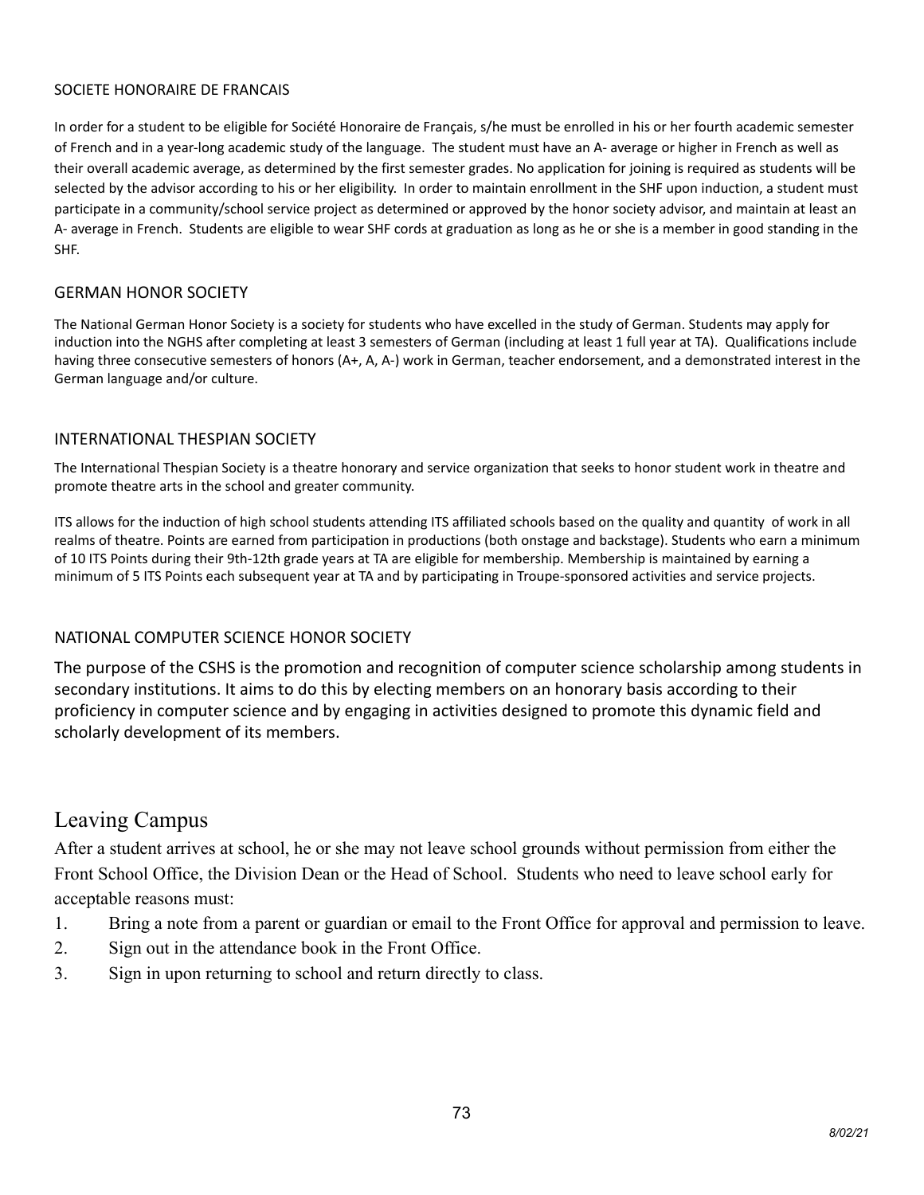### SOCIETE HONORAIRE DE FRANCAIS

In order for a student to be eligible for Société Honoraire de Français, s/he must be enrolled in his or her fourth academic semester of French and in a year-long academic study of the language. The student must have an A- average or higher in French as well as their overall academic average, as determined by the first semester grades. No application for joining is required as students will be selected by the advisor according to his or her eligibility. In order to maintain enrollment in the SHF upon induction, a student must participate in a community/school service project as determined or approved by the honor society advisor, and maintain at least an A- average in French. Students are eligible to wear SHF cords at graduation as long as he or she is a member in good standing in the SHF.

### GERMAN HONOR SOCIETY

The National German Honor Society is a society for students who have excelled in the study of German. Students may apply for induction into the NGHS after completing at least 3 semesters of German (including at least 1 full year at TA). Qualifications include having three consecutive semesters of honors (A+, A, A-) work in German, teacher endorsement, and a demonstrated interest in the German language and/or culture.

### INTERNATIONAL THESPIAN SOCIETY

The International Thespian Society is a theatre honorary and service organization that seeks to honor student work in theatre and promote theatre arts in the school and greater community.

ITS allows for the induction of high school students attending ITS affiliated schools based on the quality and quantity of work in all realms of theatre. Points are earned from participation in productions (both onstage and backstage). Students who earn a minimum of 10 ITS Points during their 9th-12th grade years at TA are eligible for membership. Membership is maintained by earning a minimum of 5 ITS Points each subsequent year at TA and by participating in Troupe-sponsored activities and service projects.

### NATIONAL COMPUTER SCIENCE HONOR SOCIETY

The purpose of the CSHS is the promotion and recognition of computer science scholarship among students in secondary institutions. It aims to do this by electing members on an honorary basis according to their proficiency in computer science and by engaging in activities designed to promote this dynamic field and scholarly development of its members.

## Leaving Campus

After a student arrives at school, he or she may not leave school grounds without permission from either the Front School Office, the Division Dean or the Head of School. Students who need to leave school early for acceptable reasons must:

1. Bring a note from a parent or guardian or email to the Front Office for approval and permission to leave.
2. Sign out in the attendance book in the Front Office.
3. Sign in upon returning to school and return directly to class.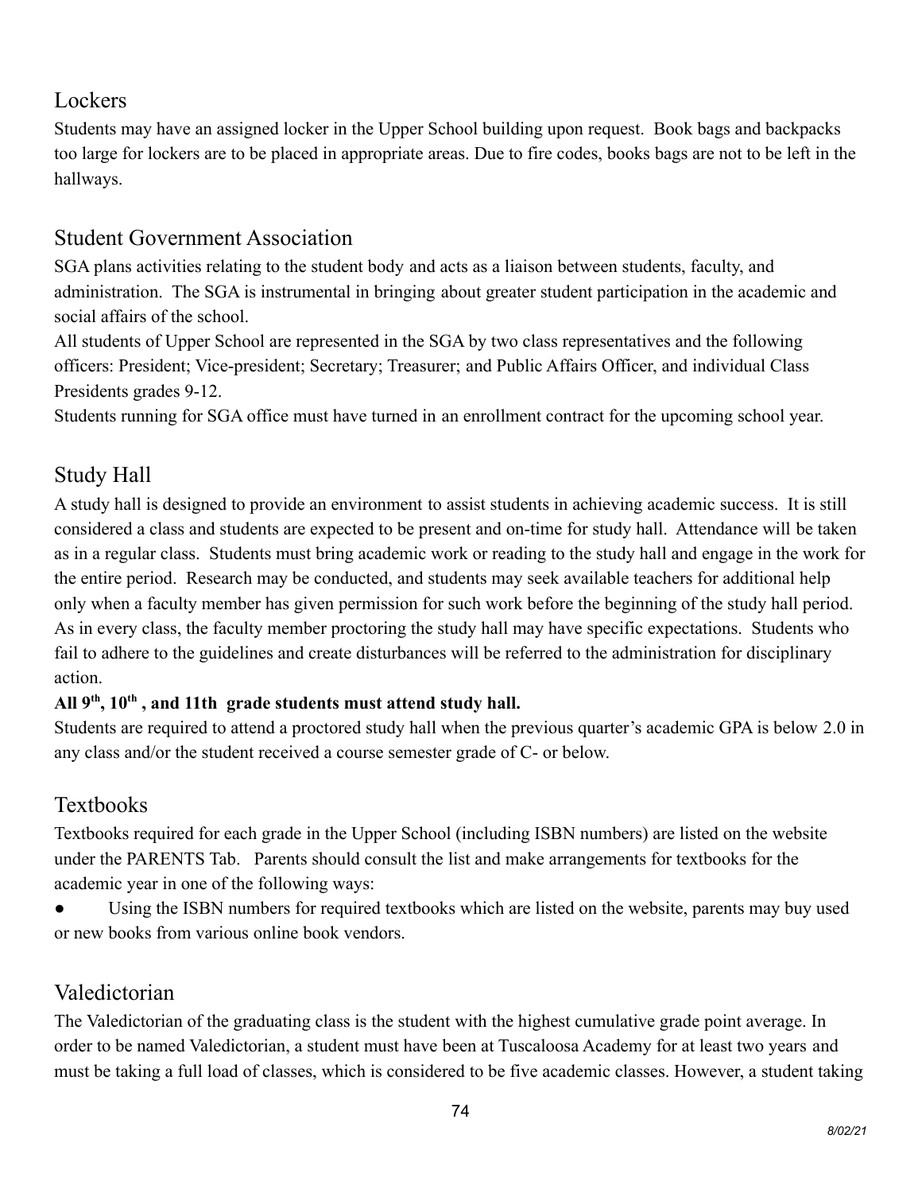## Lockers

Students may have an assigned locker in the Upper School building upon request. Book bags and backpacks too large for lockers are to be placed in appropriate areas. Due to fire codes, books bags are not to be left in the hallways.

## Student Government Association

SGA plans activities relating to the student body and acts as a liaison between students, faculty, and administration. The SGA is instrumental in bringing about greater student participation in the academic and social affairs of the school.

All students of Upper School are represented in the SGA by two class representatives and the following officers: President; Vice-president; Secretary; Treasurer; and Public Affairs Officer, and individual Class Presidents grades 9-12.

Students running for SGA office must have turned in an enrollment contract for the upcoming school year.

## Study Hall

A study hall is designed to provide an environment to assist students in achieving academic success. It is still considered a class and students are expected to be present and on-time for study hall. Attendance will be taken as in a regular class. Students must bring academic work or reading to the study hall and engage in the work for the entire period. Research may be conducted, and students may seek available teachers for additional help only when a faculty member has given permission for such work before the beginning of the study hall period. As in every class, the faculty member proctoring the study hall may have specific expectations. Students who fail to adhere to the guidelines and create disturbances will be referred to the administration for disciplinary action.

**All 9th, 10th , and 11th grade students must attend study hall.**

Students are required to attend a proctored study hall when the previous quarter's academic GPA is below 2.0 in any class and/or the student received a course semester grade of C- or below.

## Textbooks

Textbooks required for each grade in the Upper School (including ISBN numbers) are listed on the website under the PARENTS Tab. Parents should consult the list and make arrangements for textbooks for the academic year in one of the following ways:

- Using the ISBN numbers for required textbooks which are listed on the website, parents may buy used or new books from various online book vendors.

## Valedictorian

The Valedictorian of the graduating class is the student with the highest cumulative grade point average. In order to be named Valedictorian, a student must have been at Tuscaloosa Academy for at least two years and must be taking a full load of classes, which is considered to be five academic classes. However, a student taking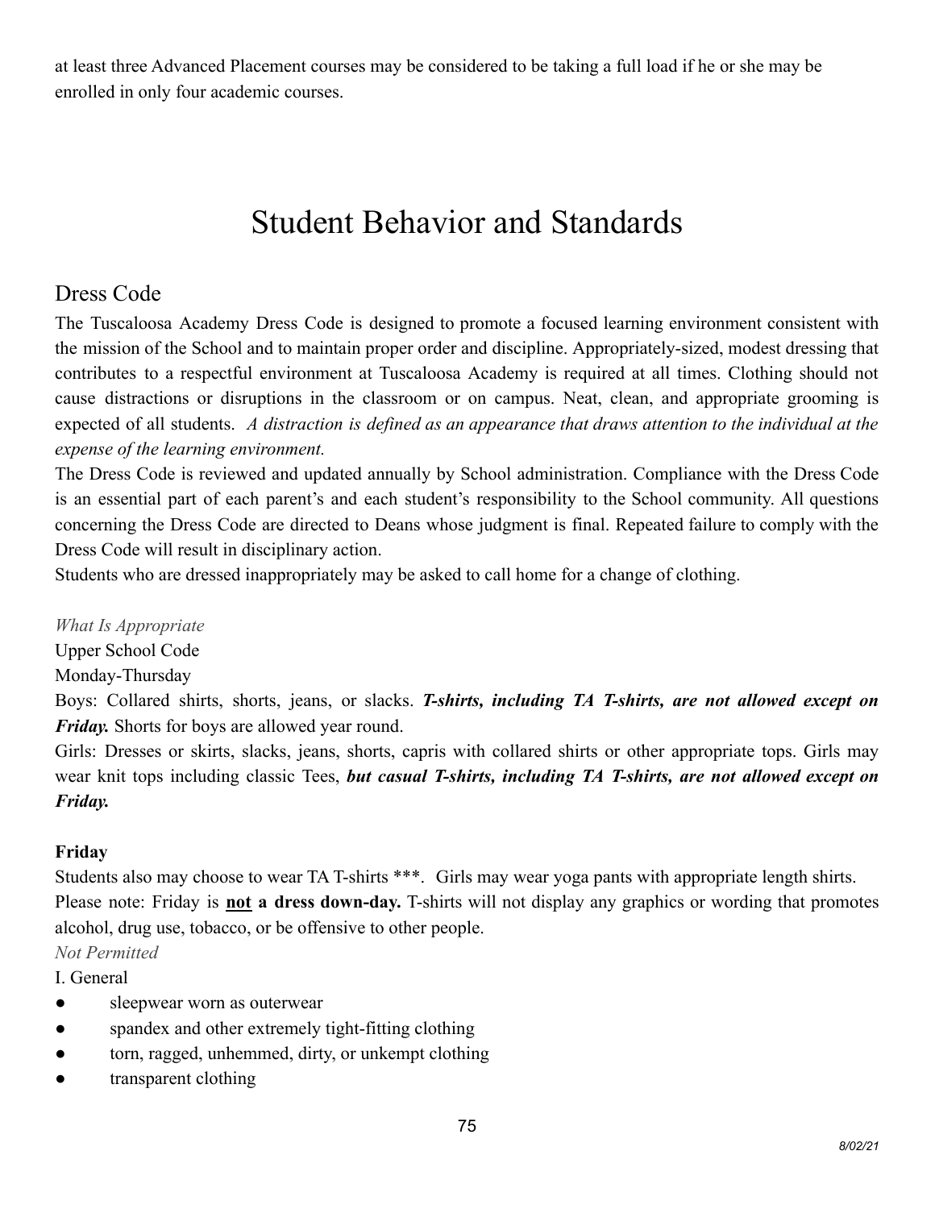at least three Advanced Placement courses may be considered to be taking a full load if he or she may be enrolled in only four academic courses.

# Student Behavior and Standards

## Dress Code

The Tuscaloosa Academy Dress Code is designed to promote a focused learning environment consistent with the mission of the School and to maintain proper order and discipline. Appropriately-sized, modest dressing that contributes to a respectful environment at Tuscaloosa Academy is required at all times. Clothing should not cause distractions or disruptions in the classroom or on campus. Neat, clean, and appropriate grooming is expected of all students. *A distraction is defined as an appearance that draws attention to the individual at the expense of the learning environment.*

The Dress Code is reviewed and updated annually by School administration. Compliance with the Dress Code is an essential part of each parent's and each student's responsibility to the School community. All questions concerning the Dress Code are directed to Deans whose judgment is final. Repeated failure to comply with the Dress Code will result in disciplinary action.

Students who are dressed inappropriately may be asked to call home for a change of clothing.

*What Is Appropriate*

Upper School Code

Monday-Thursday

Boys: Collared shirts, shorts, jeans, or slacks. ***T-shirts, including TA T-shirts, are not allowed except on Friday.*** Shorts for boys are allowed year round.

Girls: Dresses or skirts, slacks, jeans, shorts, capris with collared shirts or other appropriate tops. Girls may wear knit tops including classic Tees, ***but casual T-shirts, including TA T-shirts, are not allowed except on Friday.***

**Friday**

Students also may choose to wear TA T-shirts ***. Girls may wear yoga pants with appropriate length shirts.

Please note: Friday is **<u>not</u> a dress down-day.** T-shirts will not display any graphics or wording that promotes alcohol, drug use, tobacco, or be offensive to other people.

*Not Permitted*

I. General

- sleepwear worn as outerwear
- spandex and other extremely tight-fitting clothing
- torn, ragged, unhemmed, dirty, or unkempt clothing
- transparent clothing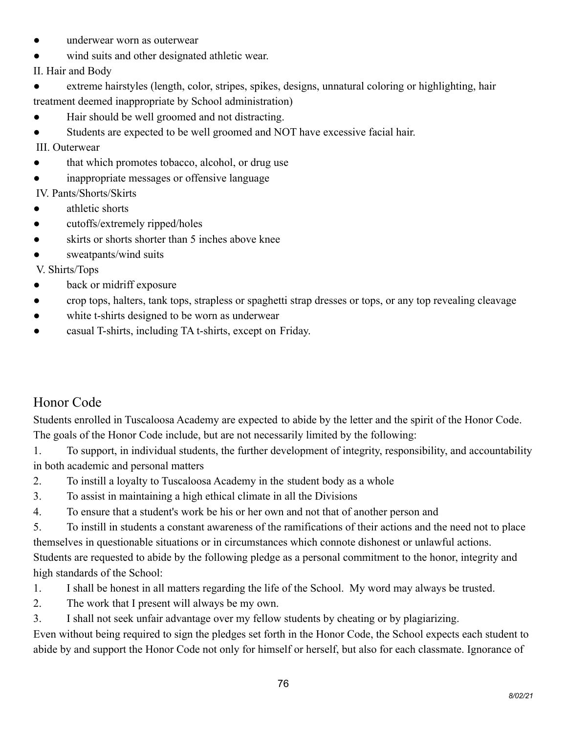- underwear worn as outerwear
- wind suits and other designated athletic wear.

II. Hair and Body

- extreme hairstyles (length, color, stripes, spikes, designs, unnatural coloring or highlighting, hair treatment deemed inappropriate by School administration)
- Hair should be well groomed and not distracting.
- Students are expected to be well groomed and NOT have excessive facial hair.

III. Outerwear

- that which promotes tobacco, alcohol, or drug use
- inappropriate messages or offensive language

IV. Pants/Shorts/Skirts

- athletic shorts
- cutoffs/extremely ripped/holes
- skirts or shorts shorter than 5 inches above knee
- sweatpants/wind suits

V. Shirts/Tops

- back or midriff exposure
- crop tops, halters, tank tops, strapless or spaghetti strap dresses or tops, or any top revealing cleavage
- white t-shirts designed to be worn as underwear
- casual T-shirts, including TA t-shirts, except on Friday.

## Honor Code

Students enrolled in Tuscaloosa Academy are expected to abide by the letter and the spirit of the Honor Code. The goals of the Honor Code include, but are not necessarily limited by the following:

1. To support, in individual students, the further development of integrity, responsibility, and accountability in both academic and personal matters
2. To instill a loyalty to Tuscaloosa Academy in the student body as a whole
3. To assist in maintaining a high ethical climate in all the Divisions
4. To ensure that a student's work be his or her own and not that of another person and
5. To instill in students a constant awareness of the ramifications of their actions and the need not to place themselves in questionable situations or in circumstances which connote dishonest or unlawful actions.

Students are requested to abide by the following pledge as a personal commitment to the honor, integrity and high standards of the School:

1. I shall be honest in all matters regarding the life of the School. My word may always be trusted.
2. The work that I present will always be my own.
3. I shall not seek unfair advantage over my fellow students by cheating or by plagiarizing.

Even without being required to sign the pledges set forth in the Honor Code, the School expects each student to abide by and support the Honor Code not only for himself or herself, but also for each classmate. Ignorance of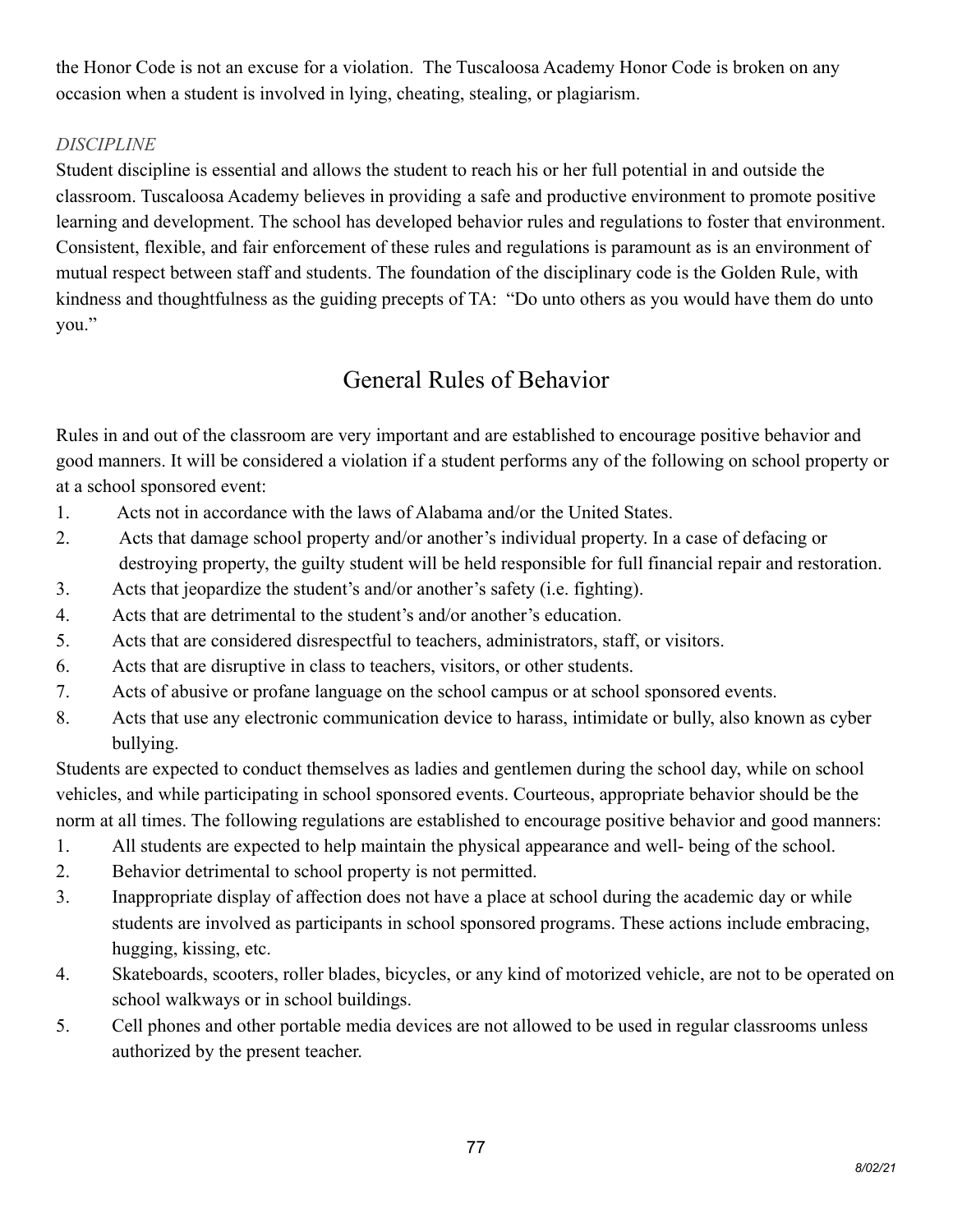the Honor Code is not an excuse for a violation. The Tuscaloosa Academy Honor Code is broken on any occasion when a student is involved in lying, cheating, stealing, or plagiarism.

*DISCIPLINE*

Student discipline is essential and allows the student to reach his or her full potential in and outside the classroom. Tuscaloosa Academy believes in providing a safe and productive environment to promote positive learning and development. The school has developed behavior rules and regulations to foster that environment. Consistent, flexible, and fair enforcement of these rules and regulations is paramount as is an environment of mutual respect between staff and students. The foundation of the disciplinary code is the Golden Rule, with kindness and thoughtfulness as the guiding precepts of TA: "Do unto others as you would have them do unto you."

## General Rules of Behavior

Rules in and out of the classroom are very important and are established to encourage positive behavior and good manners. It will be considered a violation if a student performs any of the following on school property or at a school sponsored event:

1. Acts not in accordance with the laws of Alabama and/or the United States.
2. Acts that damage school property and/or another's individual property. In a case of defacing or destroying property, the guilty student will be held responsible for full financial repair and restoration.
3. Acts that jeopardize the student's and/or another's safety (i.e. fighting).
4. Acts that are detrimental to the student's and/or another's education.
5. Acts that are considered disrespectful to teachers, administrators, staff, or visitors.
6. Acts that are disruptive in class to teachers, visitors, or other students.
7. Acts of abusive or profane language on the school campus or at school sponsored events.
8. Acts that use any electronic communication device to harass, intimidate or bully, also known as cyber bullying.

Students are expected to conduct themselves as ladies and gentlemen during the school day, while on school vehicles, and while participating in school sponsored events. Courteous, appropriate behavior should be the norm at all times. The following regulations are established to encourage positive behavior and good manners:

1. All students are expected to help maintain the physical appearance and well- being of the school.
2. Behavior detrimental to school property is not permitted.
3. Inappropriate display of affection does not have a place at school during the academic day or while students are involved as participants in school sponsored programs. These actions include embracing, hugging, kissing, etc.
4. Skateboards, scooters, roller blades, bicycles, or any kind of motorized vehicle, are not to be operated on school walkways or in school buildings.
5. Cell phones and other portable media devices are not allowed to be used in regular classrooms unless authorized by the present teacher.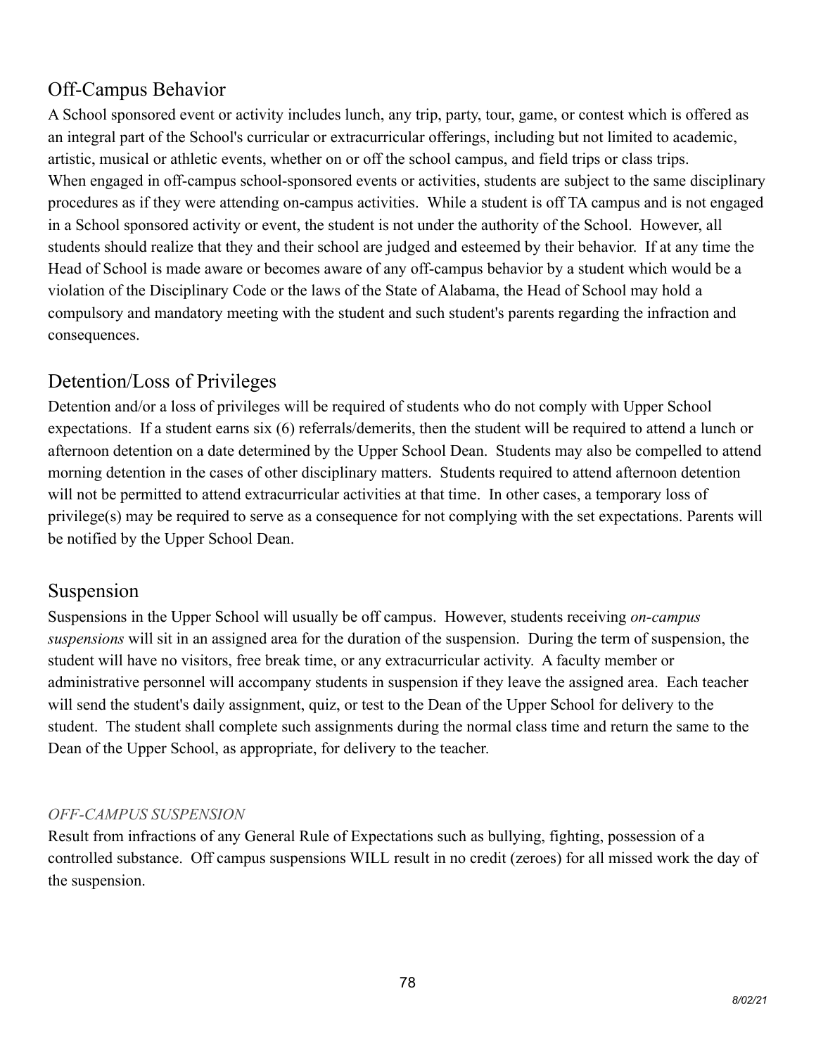## Off-Campus Behavior

A School sponsored event or activity includes lunch, any trip, party, tour, game, or contest which is offered as an integral part of the School's curricular or extracurricular offerings, including but not limited to academic, artistic, musical or athletic events, whether on or off the school campus, and field trips or class trips. When engaged in off-campus school-sponsored events or activities, students are subject to the same disciplinary procedures as if they were attending on-campus activities. While a student is off TA campus and is not engaged in a School sponsored activity or event, the student is not under the authority of the School. However, all students should realize that they and their school are judged and esteemed by their behavior. If at any time the Head of School is made aware or becomes aware of any off-campus behavior by a student which would be a violation of the Disciplinary Code or the laws of the State of Alabama, the Head of School may hold a compulsory and mandatory meeting with the student and such student's parents regarding the infraction and consequences.

## Detention/Loss of Privileges

Detention and/or a loss of privileges will be required of students who do not comply with Upper School expectations. If a student earns six (6) referrals/demerits, then the student will be required to attend a lunch or afternoon detention on a date determined by the Upper School Dean. Students may also be compelled to attend morning detention in the cases of other disciplinary matters. Students required to attend afternoon detention will not be permitted to attend extracurricular activities at that time. In other cases, a temporary loss of privilege(s) may be required to serve as a consequence for not complying with the set expectations. Parents will be notified by the Upper School Dean.

## Suspension

Suspensions in the Upper School will usually be off campus. However, students receiving *on-campus suspensions* will sit in an assigned area for the duration of the suspension. During the term of suspension, the student will have no visitors, free break time, or any extracurricular activity. A faculty member or administrative personnel will accompany students in suspension if they leave the assigned area. Each teacher will send the student's daily assignment, quiz, or test to the Dean of the Upper School for delivery to the student. The student shall complete such assignments during the normal class time and return the same to the Dean of the Upper School, as appropriate, for delivery to the teacher.

*OFF-CAMPUS SUSPENSION*

Result from infractions of any General Rule of Expectations such as bullying, fighting, possession of a controlled substance. Off campus suspensions WILL result in no credit (zeroes) for all missed work the day of the suspension.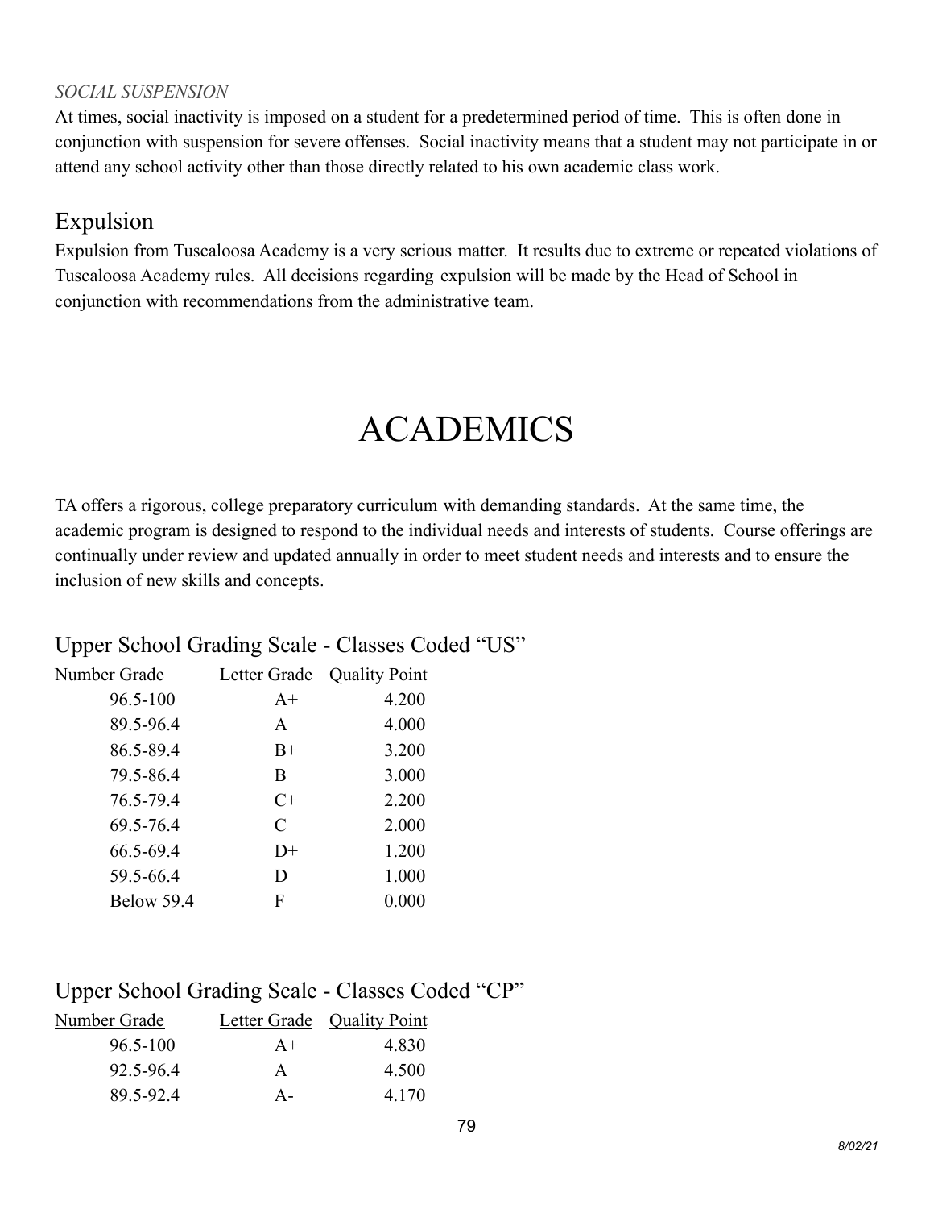*SOCIAL SUSPENSION*

At times, social inactivity is imposed on a student for a predetermined period of time. This is often done in conjunction with suspension for severe offenses. Social inactivity means that a student may not participate in or attend any school activity other than those directly related to his own academic class work.

## Expulsion

Expulsion from Tuscaloosa Academy is a very serious matter. It results due to extreme or repeated violations of Tuscaloosa Academy rules. All decisions regarding expulsion will be made by the Head of School in conjunction with recommendations from the administrative team.

# ACADEMICS

TA offers a rigorous, college preparatory curriculum with demanding standards. At the same time, the academic program is designed to respond to the individual needs and interests of students. Course offerings are continually under review and updated annually in order to meet student needs and interests and to ensure the inclusion of new skills and concepts.

## Upper School Grading Scale - Classes Coded "US"

| Number Grade | Letter Grade | Quality Point |
|---|---|---|
| 96.5-100 | A+ | 4.200 |
| 89.5-96.4 | A | 4.000 |
| 86.5-89.4 | B+ | 3.200 |
| 79.5-86.4 | B | 3.000 |
| 76.5-79.4 | C+ | 2.200 |
| 69.5-76.4 | C | 2.000 |
| 66.5-69.4 | D+ | 1.200 |
| 59.5-66.4 | D | 1.000 |
| Below 59.4 | F | 0.000 |

## Upper School Grading Scale - Classes Coded "CP"

| Number Grade | Letter Grade | Quality Point |
|---|---|---|
| 96.5-100 | A+ | 4.830 |
| 92.5-96.4 | A | 4.500 |
| 89.5-92.4 | A- | 4.170 |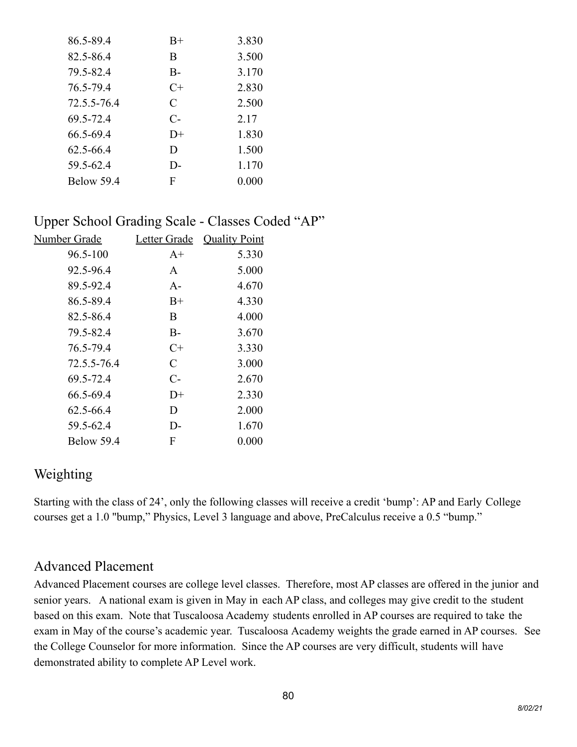| | | |
|---|---|---|
| 86.5-89.4 | B+ | 3.830 |
| 82.5-86.4 | B | 3.500 |
| 79.5-82.4 | B- | 3.170 |
| 76.5-79.4 | C+ | 2.830 |
| 72.5.5-76.4 | C | 2.500 |
| 69.5-72.4 | C- | 2.17 |
| 66.5-69.4 | D+ | 1.830 |
| 62.5-66.4 | D | 1.500 |
| 59.5-62.4 | D- | 1.170 |
| Below 59.4 | F | 0.000 |

## Upper School Grading Scale - Classes Coded "AP"

| Number Grade | Letter Grade | Quality Point |
|---|---|---|
| 96.5-100 | A+ | 5.330 |
| 92.5-96.4 | A | 5.000 |
| 89.5-92.4 | A- | 4.670 |
| 86.5-89.4 | B+ | 4.330 |
| 82.5-86.4 | B | 4.000 |
| 79.5-82.4 | B- | 3.670 |
| 76.5-79.4 | C+ | 3.330 |
| 72.5.5-76.4 | C | 3.000 |
| 69.5-72.4 | C- | 2.670 |
| 66.5-69.4 | D+ | 2.330 |
| 62.5-66.4 | D | 2.000 |
| 59.5-62.4 | D- | 1.670 |
| Below 59.4 | F | 0.000 |

## Weighting

Starting with the class of 24', only the following classes will receive a credit 'bump': AP and Early College courses get a 1.0 "bump," Physics, Level 3 language and above, PreCalculus receive a 0.5 "bump."

## Advanced Placement

Advanced Placement courses are college level classes. Therefore, most AP classes are offered in the junior and senior years. A national exam is given in May in each AP class, and colleges may give credit to the student based on this exam. Note that Tuscaloosa Academy students enrolled in AP courses are required to take the exam in May of the course's academic year. Tuscaloosa Academy weights the grade earned in AP courses. See the College Counselor for more information. Since the AP courses are very difficult, students will have demonstrated ability to complete AP Level work.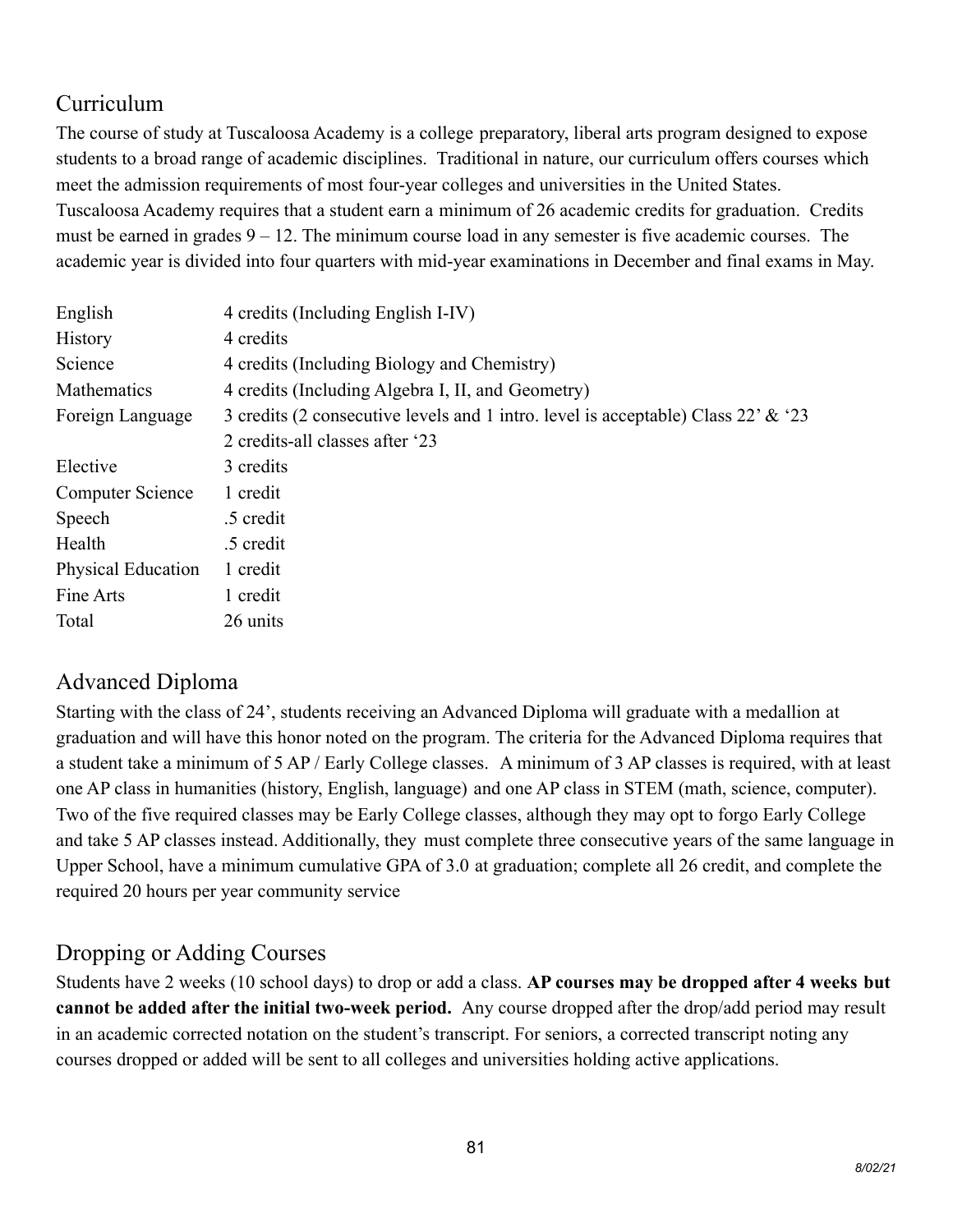## Curriculum

The course of study at Tuscaloosa Academy is a college preparatory, liberal arts program designed to expose students to a broad range of academic disciplines. Traditional in nature, our curriculum offers courses which meet the admission requirements of most four-year colleges and universities in the United States. Tuscaloosa Academy requires that a student earn a minimum of 26 academic credits for graduation. Credits must be earned in grades 9 – 12. The minimum course load in any semester is five academic courses. The academic year is divided into four quarters with mid-year examinations in December and final exams in May.

| | |
|---|---|
| English | 4 credits (Including English I-IV) |
| History | 4 credits |
| Science | 4 credits (Including Biology and Chemistry) |
| Mathematics | 4 credits (Including Algebra I, II, and Geometry) |
| Foreign Language | 3 credits (2 consecutive levels and 1 intro. level is acceptable) Class 22' & '23<br>2 credits-all classes after '23 |
| Elective | 3 credits |
| Computer Science | 1 credit |
| Speech | .5 credit |
| Health | .5 credit |
| Physical Education | 1 credit |
| Fine Arts | 1 credit |
| Total | 26 units |

## Advanced Diploma

Starting with the class of 24', students receiving an Advanced Diploma will graduate with a medallion at graduation and will have this honor noted on the program. The criteria for the Advanced Diploma requires that a student take a minimum of 5 AP / Early College classes. A minimum of 3 AP classes is required, with at least one AP class in humanities (history, English, language) and one AP class in STEM (math, science, computer). Two of the five required classes may be Early College classes, although they may opt to forgo Early College and take 5 AP classes instead. Additionally, they must complete three consecutive years of the same language in Upper School, have a minimum cumulative GPA of 3.0 at graduation; complete all 26 credit, and complete the required 20 hours per year community service

## Dropping or Adding Courses

Students have 2 weeks (10 school days) to drop or add a class. **AP courses may be dropped after 4 weeks but cannot be added after the initial two-week period.** Any course dropped after the drop/add period may result in an academic corrected notation on the student's transcript. For seniors, a corrected transcript noting any courses dropped or added will be sent to all colleges and universities holding active applications.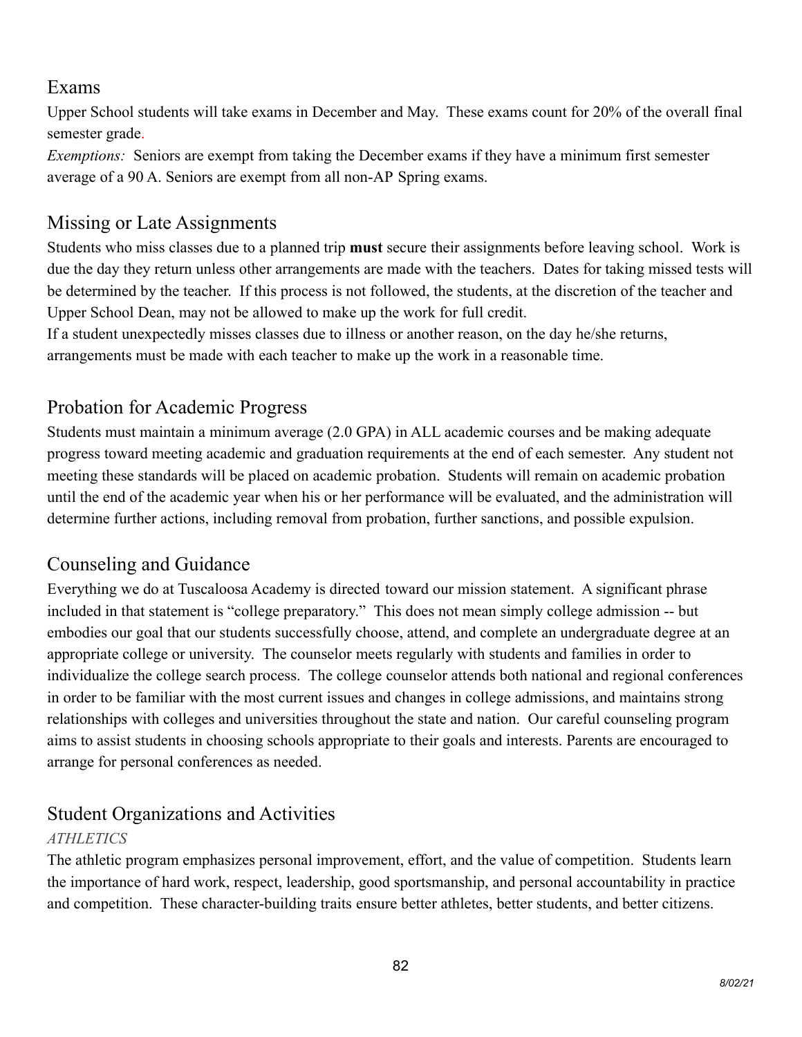## Exams

Upper School students will take exams in December and May. These exams count for 20% of the overall final semester grade.

*Exemptions:* Seniors are exempt from taking the December exams if they have a minimum first semester average of a 90 A. Seniors are exempt from all non-AP Spring exams.

## Missing or Late Assignments

Students who miss classes due to a planned trip **must** secure their assignments before leaving school. Work is due the day they return unless other arrangements are made with the teachers. Dates for taking missed tests will be determined by the teacher. If this process is not followed, the students, at the discretion of the teacher and Upper School Dean, may not be allowed to make up the work for full credit.

If a student unexpectedly misses classes due to illness or another reason, on the day he/she returns, arrangements must be made with each teacher to make up the work in a reasonable time.

## Probation for Academic Progress

Students must maintain a minimum average (2.0 GPA) in ALL academic courses and be making adequate progress toward meeting academic and graduation requirements at the end of each semester. Any student not meeting these standards will be placed on academic probation. Students will remain on academic probation until the end of the academic year when his or her performance will be evaluated, and the administration will determine further actions, including removal from probation, further sanctions, and possible expulsion.

## Counseling and Guidance

Everything we do at Tuscaloosa Academy is directed toward our mission statement. A significant phrase included in that statement is "college preparatory." This does not mean simply college admission -- but embodies our goal that our students successfully choose, attend, and complete an undergraduate degree at an appropriate college or university. The counselor meets regularly with students and families in order to individualize the college search process. The college counselor attends both national and regional conferences in order to be familiar with the most current issues and changes in college admissions, and maintains strong relationships with colleges and universities throughout the state and nation. Our careful counseling program aims to assist students in choosing schools appropriate to their goals and interests. Parents are encouraged to arrange for personal conferences as needed.

## Student Organizations and Activities

*ATHLETICS*

The athletic program emphasizes personal improvement, effort, and the value of competition. Students learn the importance of hard work, respect, leadership, good sportsmanship, and personal accountability in practice and competition. These character-building traits ensure better athletes, better students, and better citizens.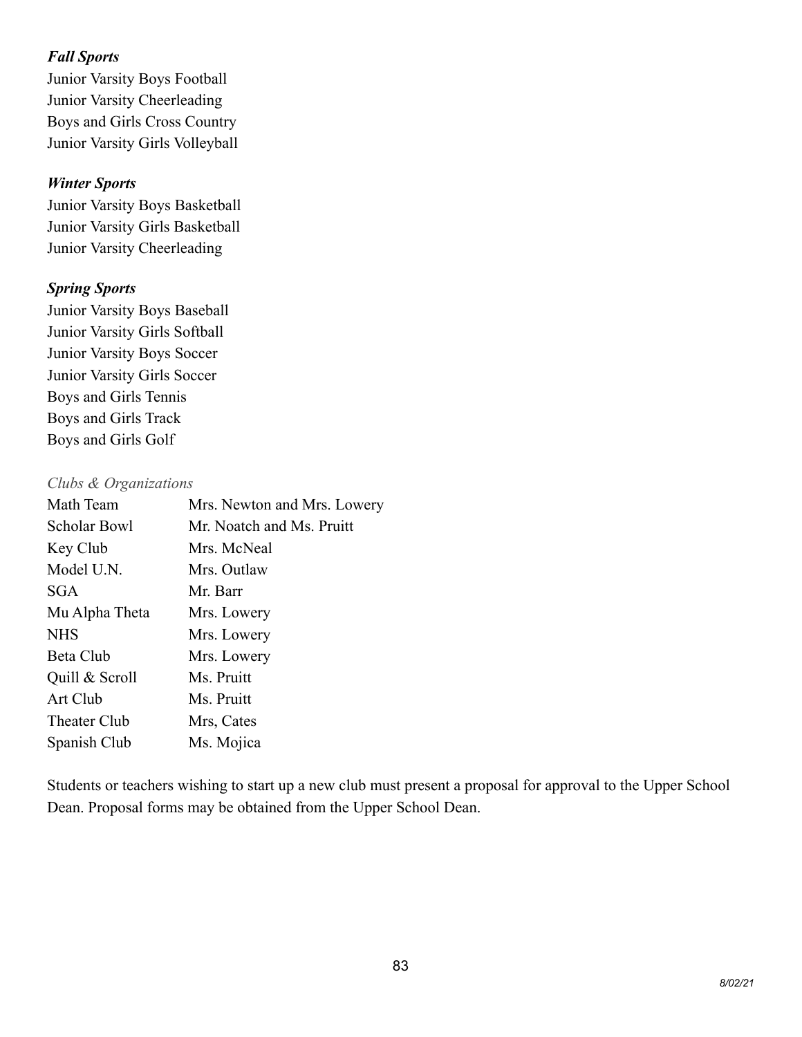***Fall Sports***

Junior Varsity Boys Football
Junior Varsity Cheerleading
Boys and Girls Cross Country
Junior Varsity Girls Volleyball

***Winter Sports***

Junior Varsity Boys Basketball
Junior Varsity Girls Basketball
Junior Varsity Cheerleading

***Spring Sports***

Junior Varsity Boys Baseball
Junior Varsity Girls Softball
Junior Varsity Boys Soccer
Junior Varsity Girls Soccer
Boys and Girls Tennis
Boys and Girls Track
Boys and Girls Golf

*Clubs & Organizations*

| | |
|---|---|
| Math Team | Mrs. Newton and Mrs. Lowery |
| Scholar Bowl | Mr. Noatch and Ms. Pruitt |
| Key Club | Mrs. McNeal |
| Model U.N. | Mrs. Outlaw |
| SGA | Mr. Barr |
| Mu Alpha Theta | Mrs. Lowery |
| NHS | Mrs. Lowery |
| Beta Club | Mrs. Lowery |
| Quill & Scroll | Ms. Pruitt |
| Art Club | Ms. Pruitt |
| Theater Club | Mrs, Cates |
| Spanish Club | Ms. Mojica |

Students or teachers wishing to start up a new club must present a proposal for approval to the Upper School Dean. Proposal forms may be obtained from the Upper School Dean.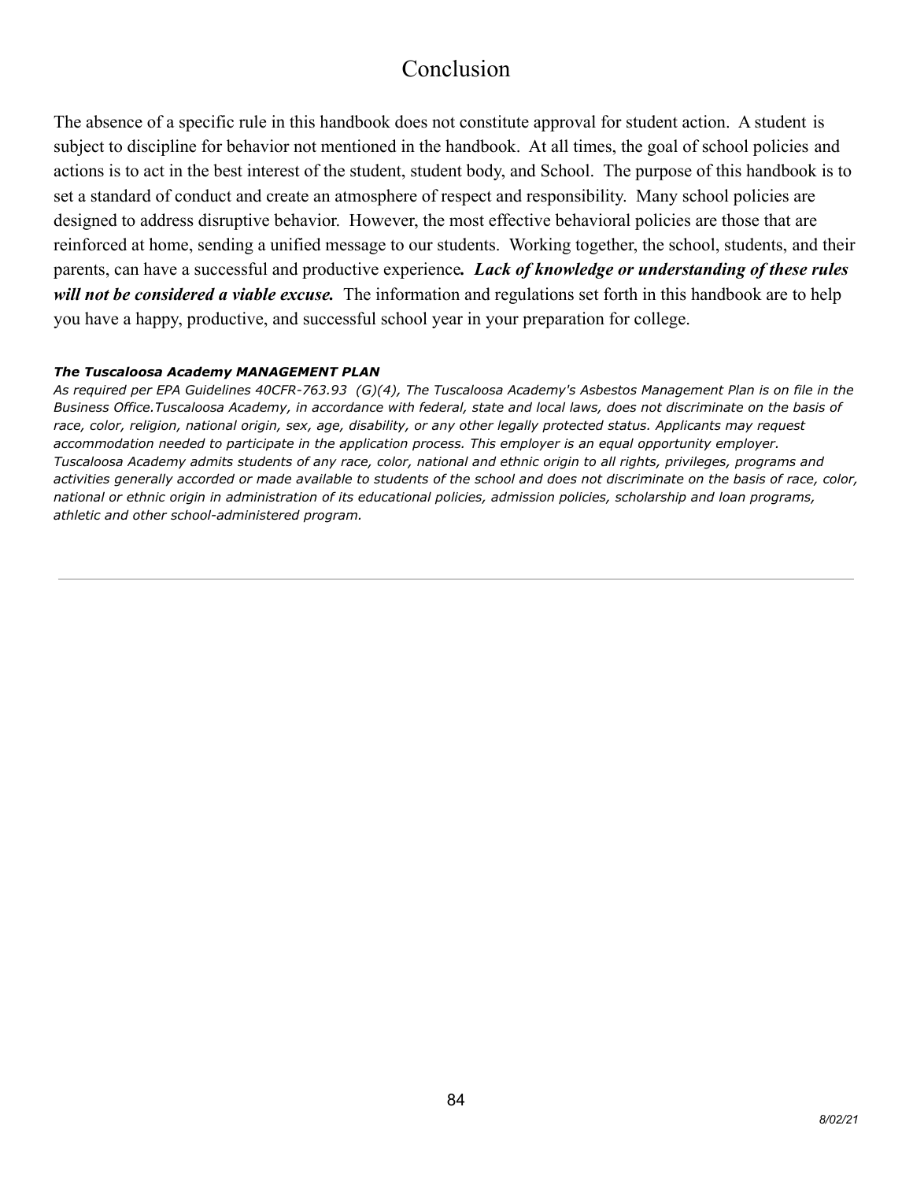# Conclusion

The absence of a specific rule in this handbook does not constitute approval for student action. A student is subject to discipline for behavior not mentioned in the handbook. At all times, the goal of school policies and actions is to act in the best interest of the student, student body, and School. The purpose of this handbook is to set a standard of conduct and create an atmosphere of respect and responsibility. Many school policies are designed to address disruptive behavior. However, the most effective behavioral policies are those that are reinforced at home, sending a unified message to our students. Working together, the school, students, and their parents, can have a successful and productive experience*. **Lack of knowledge or understanding of these rules will not be considered a viable excuse.*** The information and regulations set forth in this handbook are to help you have a happy, productive, and successful school year in your preparation for college.

***The Tuscaloosa Academy MANAGEMENT PLAN***

*As required per EPA Guidelines 40CFR-763.93 (G)(4), The Tuscaloosa Academy's Asbestos Management Plan is on file in the Business Office.Tuscaloosa Academy, in accordance with federal, state and local laws, does not discriminate on the basis of race, color, religion, national origin, sex, age, disability, or any other legally protected status. Applicants may request accommodation needed to participate in the application process. This employer is an equal opportunity employer. Tuscaloosa Academy admits students of any race, color, national and ethnic origin to all rights, privileges, programs and activities generally accorded or made available to students of the school and does not discriminate on the basis of race, color, national or ethnic origin in administration of its educational policies, admission policies, scholarship and loan programs, athletic and other school-administered program.*

---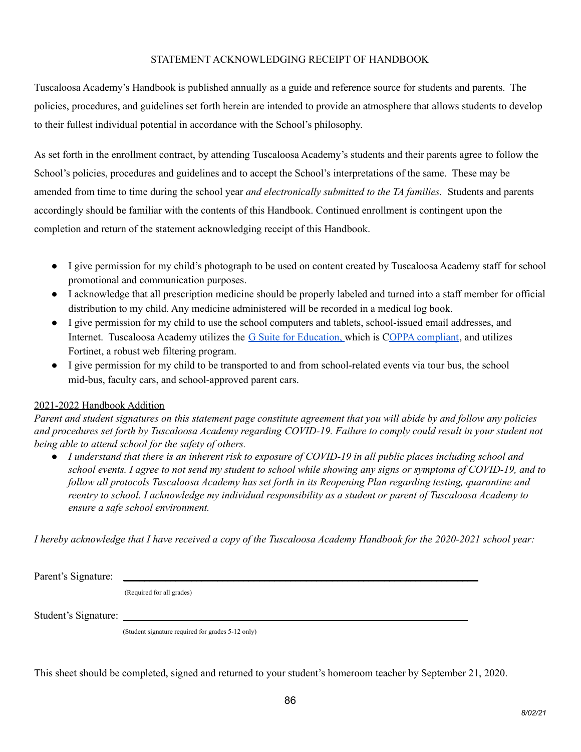STATEMENT ACKNOWLEDGING RECEIPT OF HANDBOOK

Tuscaloosa Academy's Handbook is published annually as a guide and reference source for students and parents. The policies, procedures, and guidelines set forth herein are intended to provide an atmosphere that allows students to develop to their fullest individual potential in accordance with the School's philosophy.

As set forth in the enrollment contract, by attending Tuscaloosa Academy's students and their parents agree to follow the School's policies, procedures and guidelines and to accept the School's interpretations of the same. These may be amended from time to time during the school year *and electronically submitted to the TA families.* Students and parents accordingly should be familiar with the contents of this Handbook. Continued enrollment is contingent upon the completion and return of the statement acknowledging receipt of this Handbook.

- I give permission for my child's photograph to be used on content created by Tuscaloosa Academy staff for school promotional and communication purposes.
- I acknowledge that all prescription medicine should be properly labeled and turned into a staff member for official distribution to my child. Any medicine administered will be recorded in a medical log book.
- I give permission for my child to use the school computers and tablets, school-issued email addresses, and Internet. Tuscaloosa Academy utilizes the G Suite for Education, which is COPPA compliant, and utilizes Fortinet, a robust web filtering program.
- I give permission for my child to be transported to and from school-related events via tour bus, the school mid-bus, faculty cars, and school-approved parent cars.

2021-2022 Handbook Addition

*Parent and student signatures on this statement page constitute agreement that you will abide by and follow any policies and procedures set forth by Tuscaloosa Academy regarding COVID-19. Failure to comply could result in your student not being able to attend school for the safety of others.*

- *I understand that there is an inherent risk to exposure of COVID-19 in all public places including school and school events. I agree to not send my student to school while showing any signs or symptoms of COVID-19, and to follow all protocols Tuscaloosa Academy has set forth in its Reopening Plan regarding testing, quarantine and reentry to school. I acknowledge my individual responsibility as a student or parent of Tuscaloosa Academy to ensure a safe school environment.*

*I hereby acknowledge that I have received a copy of the Tuscaloosa Academy Handbook for the 2020-2021 school year:*

Parent's Signature: ______________________________________________

(Required for all grades)

Student's Signature: ______________________________________________

(Student signature required for grades 5-12 only)

This sheet should be completed, signed and returned to your student's homeroom teacher by September 21, 2020.

*8/02/21*